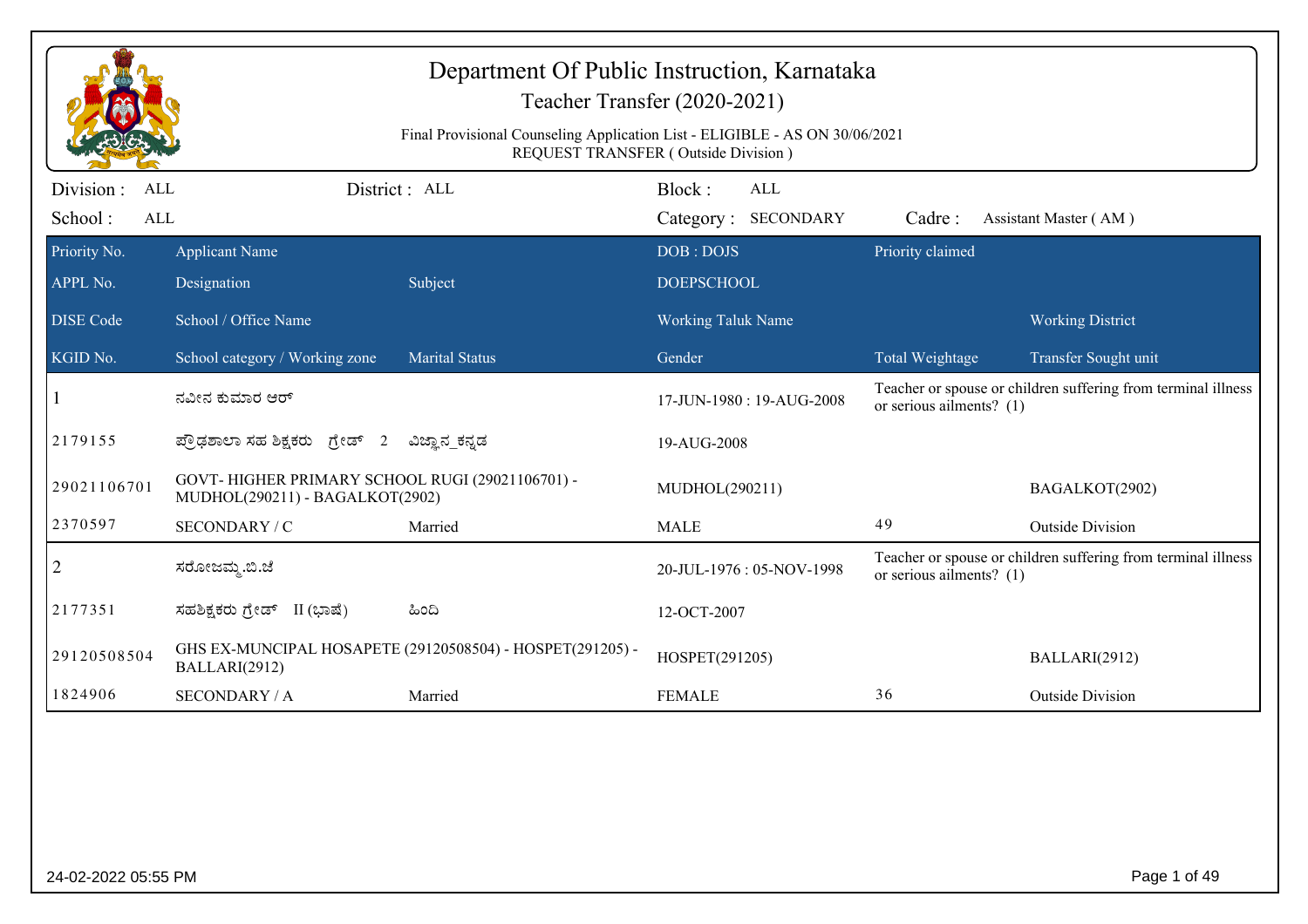# Department Of Public Instruction, Karnataka

## Teacher Transfer (2020-2021)

Final Provisional Counseling Application List - ELIGIBLE - AS ON 30/06/2021
REQUEST TRANSFER ( Outside Division )

Division : ALL    District : ALL    Block : ALL

School : ALL    Category : SECONDARY    Cadre : Assistant Master ( AM )

| Priority No. | Applicant Name | | DOB : DOJS | Priority claimed | |
|---|---|---|---|---|---|
| APPL No. | Designation | Subject | DOEPSCHOOL | | |
| DISE Code | School / Office Name | | Working Taluk Name | | Working District |
| KGID No. | School category / Working zone | Marital Status | Gender | Total Weightage | Transfer Sought unit |
| 1 | ನವೀನ ಕುಮಾರ ಆರ್ | | 17-JUN-1980 : 19-AUG-2008 | Teacher or spouse or children suffering from terminal illness or serious ailments? (1) | |
| 2179155 | ಪ್ರೌಢಶಾಲಾ ಸಹ ಶಿಕ್ಷಕರು ಗ್ರೇಡ್ 2 | ವಿಜ್ಞಾನ_ಕನ್ನಡ | 19-AUG-2008 | | |
| 29021106701 | GOVT- HIGHER PRIMARY SCHOOL RUGI (29021106701) - MUDHOL(290211) - BAGALKOT(2902) | | MUDHOL(290211) | | BAGALKOT(2902) |
| 2370597 | SECONDARY / C | Married | MALE | 49 | Outside Division |
| 2 | ಸರೋಜಮ್ಮ.ಬಿ.ಜೆ | | 20-JUL-1976 : 05-NOV-1998 | Teacher or spouse or children suffering from terminal illness or serious ailments? (1) | |
| 2177351 | ಸಹಶಿಕ್ಷಕರು ಗ್ರೇಡ್ II (ಭಾಷೆ) | ಹಿಂದಿ | 12-OCT-2007 | | |
| 29120508504 | GHS EX-MUNCIPAL HOSAPETE (29120508504) - HOSPET(291205) - BALLARI(2912) | | HOSPET(291205) | | BALLARI(2912) |
| 1824906 | SECONDARY / A | Married | FEMALE | 36 | Outside Division |

24-02-2022 05:55 PM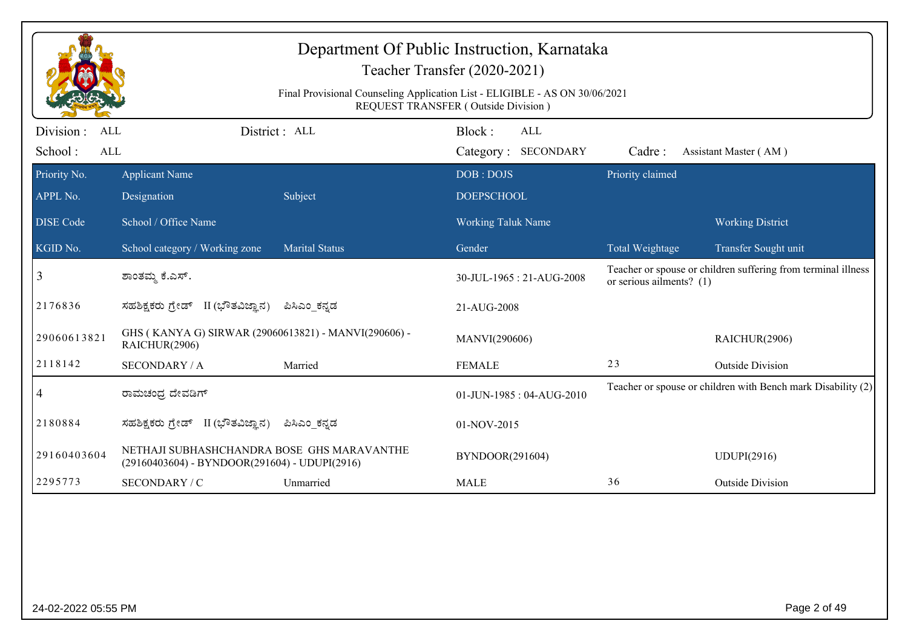# Department Of Public Instruction, Karnataka

Teacher Transfer (2020-2021)

Final Provisional Counseling Application List - ELIGIBLE - AS ON 30/06/2021
REQUEST TRANSFER ( Outside Division )

Division : ALL    District : ALL    Block : ALL
School : ALL    Category : SECONDARY    Cadre : Assistant Master ( AM )

| Priority No. / APPL No. / DISE Code / KGID No. | Applicant Name / Designation / School / Office Name / School category / Working zone | Subject / Marital Status | DOB : DOJS / DOEPSCHOOL / Working Taluk Name / Gender | Priority claimed / Total Weightage | Working District / Transfer Sought unit |
|---|---|---|---|---|---|
| 3 | ಶಾಂತಮ್ಮ ಕೆ.ಎಸ್. | | 30-JUL-1965 : 21-AUG-2008 | Teacher or spouse or children suffering from terminal illness or serious ailments? (1) | |
| 2176836 | ಸಹಶಿಕ್ಷಕರು ಗ್ರೇಡ್ II (ಭೌತವಿಜ್ಞಾನ) | ಪಿಸಿಎಂ_ಕನ್ನಡ | 21-AUG-2008 | | |
| 29060613821 | GHS ( KANYA G) SIRWAR (29060613821) - MANVI(290606) - RAICHUR(2906) | | MANVI(290606) | | RAICHUR(2906) |
| 2118142 | SECONDARY / A | Married | FEMALE | 23 | Outside Division |
| 4 | ರಾಮಚಂದ್ರ ದೇವಡಿಗ್ | | 01-JUN-1985 : 04-AUG-2010 | Teacher or spouse or children with Bench mark Disability (2) | |
| 2180884 | ಸಹಶಿಕ್ಷಕರು ಗ್ರೇಡ್ II (ಭೌತವಿಜ್ಞಾನ) | ಪಿಸಿಎಂ_ಕನ್ನಡ | 01-NOV-2015 | | |
| 29160403604 | NETHAJI SUBHASHCHANDRA BOSE GHS MARAVANTHE (29160403604) - BYNDOOR(291604) - UDUPI(2916) | | BYNDOOR(291604) | | UDUPI(2916) |
| 2295773 | SECONDARY / C | Unmarried | MALE | 36 | Outside Division |

24-02-2022 05:55 PM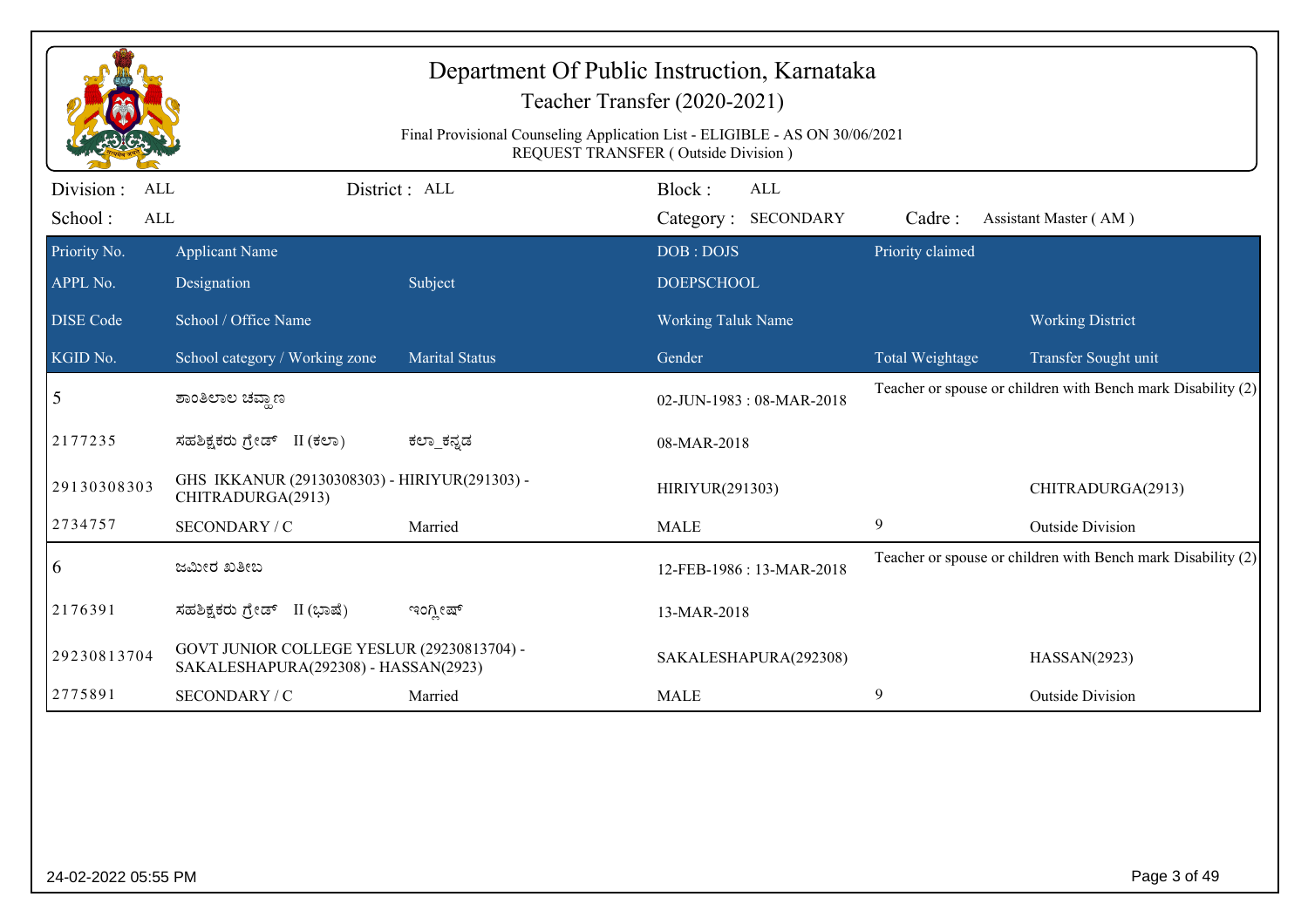# Department Of Public Instruction, Karnataka

Teacher Transfer (2020-2021)

Final Provisional Counseling Application List - ELIGIBLE - AS ON 30/06/2021

REQUEST TRANSFER ( Outside Division )

Division : ALL | District : ALL | Block : ALL

School : ALL | Category : SECONDARY | Cadre : Assistant Master ( AM )

| Priority No. / APPL No. / DISE Code / KGID No. | Applicant Name / Designation / School / Office Name / School category / Working zone | Subject / Marital Status | DOB : DOJS / DOEPSCHOOL / Working Taluk Name / Gender | Priority claimed / Total Weightage | Working District / Transfer Sought unit |
|---|---|---|---|---|---|
| 5 | ಶಾಂತಿಲಾಲ ಚವ್ಹಾಣ | | 02-JUN-1983 : 08-MAR-2018 | Teacher or spouse or children with Bench mark Disability (2) | |
| 2177235 | ಸಹಶಿಕ್ಷಕರು ಗ್ರೇಡ್ II (ಕಲಾ) | ಕಲಾ_ಕನ್ನಡ | 08-MAR-2018 | | |
| 29130308303 | GHS IKKANUR (29130308303) - HIRIYUR(291303) - CHITRADURGA(2913) | | HIRIYUR(291303) | | CHITRADURGA(2913) |
| 2734757 | SECONDARY / C | Married | MALE | 9 | Outside Division |
| 6 | ಜಮೀರ ಖತೀಬ | | 12-FEB-1986 : 13-MAR-2018 | Teacher or spouse or children with Bench mark Disability (2) | |
| 2176391 | ಸಹಶಿಕ್ಷಕರು ಗ್ರೇಡ್ II (ಭಾಷೆ) | ಇಂಗ್ಲೀಷ್ | 13-MAR-2018 | | |
| 29230813704 | GOVT JUNIOR COLLEGE YESLUR (29230813704) - SAKALESHAPURA(292308) - HASSAN(2923) | | SAKALESHAPURA(292308) | | HASSAN(2923) |
| 2775891 | SECONDARY / C | Married | MALE | 9 | Outside Division |

24-02-2022 05:55 PM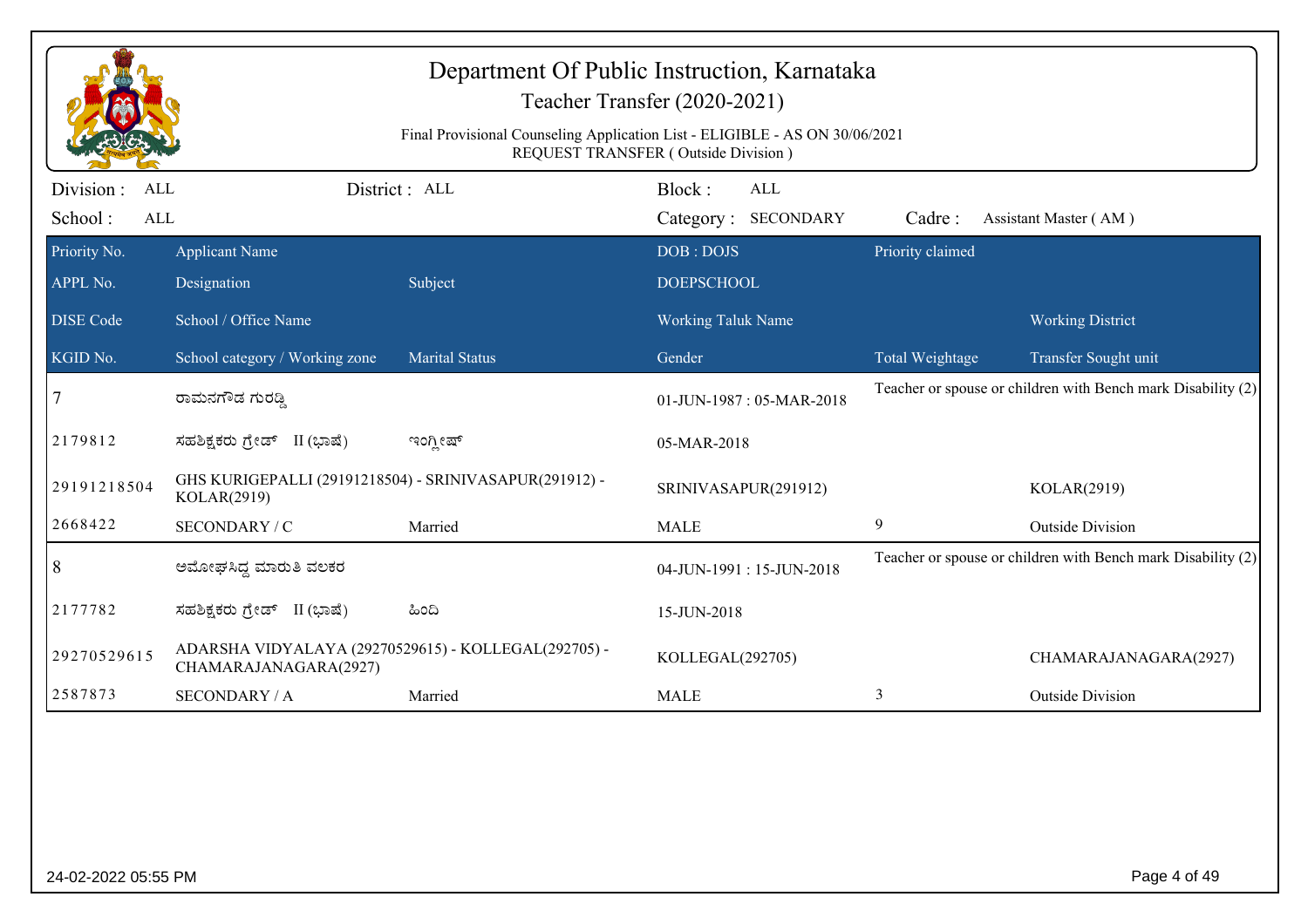# Department Of Public Instruction, Karnataka

## Teacher Transfer (2020-2021)

Final Provisional Counseling Application List - ELIGIBLE - AS ON 30/06/2021

REQUEST TRANSFER ( Outside Division )

Division : ALL | District : ALL | Block : ALL

School : ALL | Category : SECONDARY | Cadre : Assistant Master ( AM )

| Priority No. / APPL No. / DISE Code / KGID No. | Applicant Name / Designation / School / Office Name / School category / Working zone | Subject / Marital Status | DOB : DOJS / DOEPSCHOOL / Working Taluk Name / Gender | Priority claimed / Total Weightage | Working District / Transfer Sought unit |
|---|---|---|---|---|---|
| 7 | ರಾಮನಗೌಡ ಗುರಡ್ಡಿ | | 01-JUN-1987 : 05-MAR-2018 | Teacher or spouse or children with Bench mark Disability (2) | |
| 2179812 | ಸಹಶಿಕ್ಷಕರು ಗ್ರೇಡ್ II (ಭಾಷೆ) | ಇಂಗ್ಲೀಷ್ | 05-MAR-2018 | | |
| 29191218504 | GHS KURIGEPALLI (29191218504) - SRINIVASAPUR(291912) - KOLAR(2919) | | SRINIVASAPUR(291912) | | KOLAR(2919) |
| 2668422 | SECONDARY / C | Married | MALE | 9 | Outside Division |
| 8 | ಅಮೋಘಸಿದ್ದ ಮಾರುತಿ ವಲಕರ | | 04-JUN-1991 : 15-JUN-2018 | Teacher or spouse or children with Bench mark Disability (2) | |
| 2177782 | ಸಹಶಿಕ್ಷಕರು ಗ್ರೇಡ್ II (ಭಾಷೆ) | ಹಿಂದಿ | 15-JUN-2018 | | |
| 29270529615 | ADARSHA VIDYALAYA (29270529615) - KOLLEGAL(292705) - CHAMARAJANAGARA(2927) | | KOLLEGAL(292705) | | CHAMARAJANAGARA(2927) |
| 2587873 | SECONDARY / A | Married | MALE | 3 | Outside Division |

24-02-2022 05:55 PM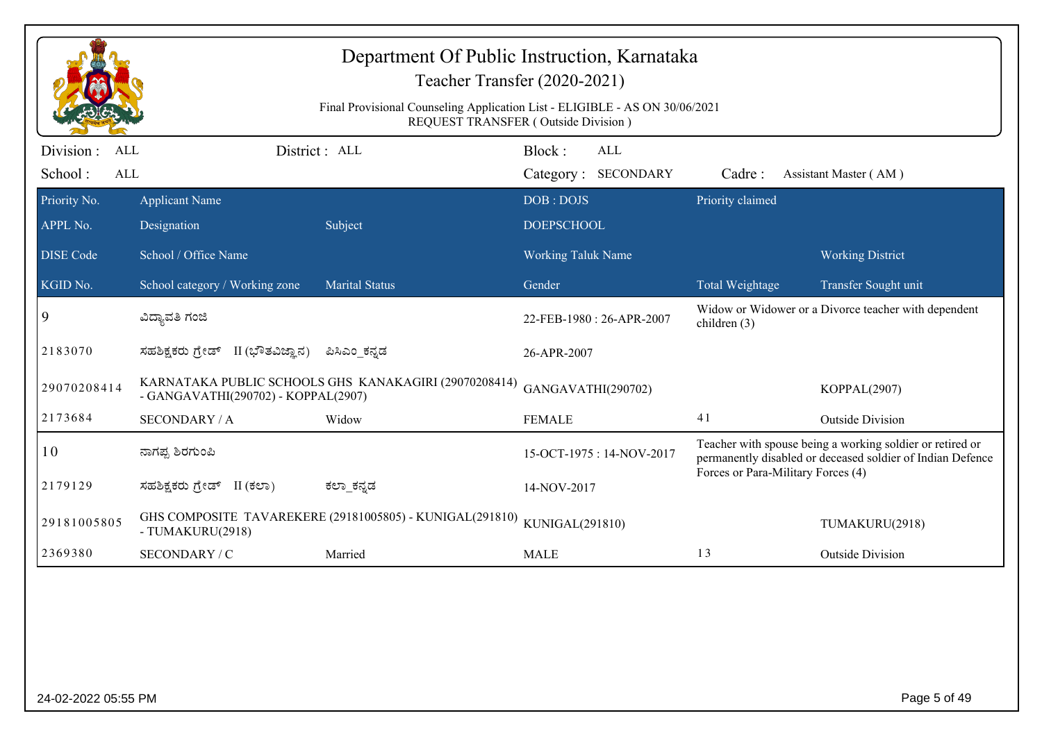# Department Of Public Instruction, Karnataka

## Teacher Transfer (2020-2021)

Final Provisional Counseling Application List - ELIGIBLE - AS ON 30/06/2021
REQUEST TRANSFER ( Outside Division )

Division : ALL District : ALL Block : ALL
School : ALL Category : SECONDARY Cadre : Assistant Master ( AM )

| Priority No. / APPL No. / DISE Code / KGID No. | Applicant Name / Designation / School / Office Name / School category / Working zone | Subject / Marital Status | DOB : DOJS / DOEPSCHOOL / Working Taluk Name / Gender | Priority claimed / Total Weightage | Working District / Transfer Sought unit |
|---|---|---|---|---|---|
| 9 | ವಿದ್ಯಾವತಿ ಗಂಜಿ | | 22-FEB-1980 : 26-APR-2007 | Widow or Widower or a Divorce teacher with dependent children (3) | |
| 2183070 | ಸಹಶಿಕ್ಷಕರು ಗ್ರೇಡ್ II (ಭೌತವಿಜ್ಞಾನ) | ಪಿಸಿಎಂ_ಕನ್ನಡ | 26-APR-2007 | | |
| 29070208414 | KARNATAKA PUBLIC SCHOOLS GHS KANAKAGIRI (29070208414) - GANGAVATHI(290702) - KOPPAL(2907) | | GANGAVATHI(290702) | | KOPPAL(2907) |
| 2173684 | SECONDARY / A | Widow | FEMALE | 41 | Outside Division |
| 10 | ನಾಗಪ್ಪ ಶಿರಗುಂಪಿ | | 15-OCT-1975 : 14-NOV-2017 | Teacher with spouse being a working soldier or retired or permanently disabled or deceased soldier of Indian Defence Forces or Para-Military Forces (4) | |
| 2179129 | ಸಹಶಿಕ್ಷಕರು ಗ್ರೇಡ್ II (ಕಲಾ) | ಕಲಾ_ಕನ್ನಡ | 14-NOV-2017 | | |
| 29181005805 | GHS COMPOSITE TAVAREKERE (29181005805) - KUNIGAL(291810) - TUMAKURU(2918) | | KUNIGAL(291810) | | TUMAKURU(2918) |
| 2369380 | SECONDARY / C | Married | MALE | 13 | Outside Division |

24-02-2022 05:55 PM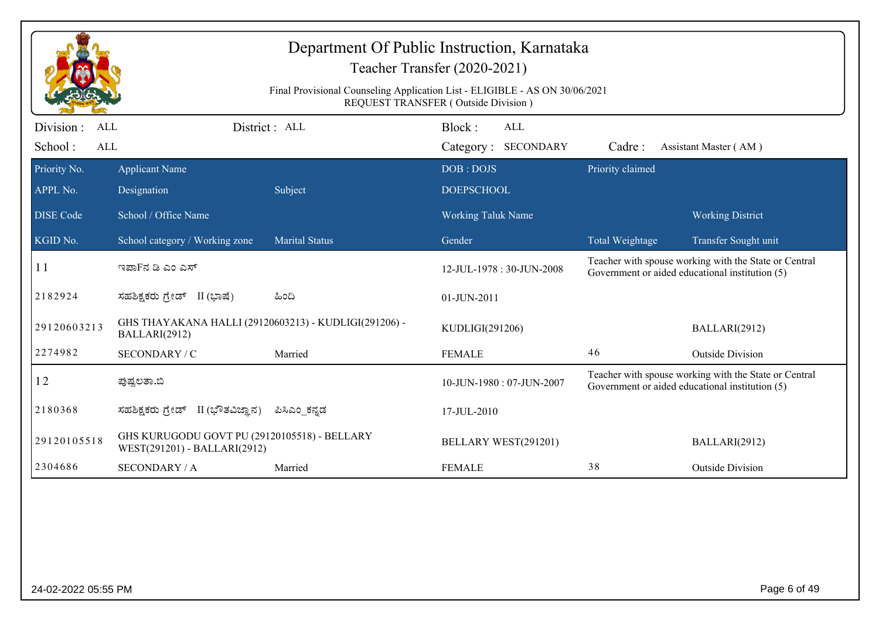# Department Of Public Instruction, Karnataka

## Teacher Transfer (2020-2021)

Final Provisional Counseling Application List - ELIGIBLE - AS ON 30/06/2021

REQUEST TRANSFER ( Outside Division )

Division : ALL    District : ALL    Block : ALL

School : ALL    Category : SECONDARY    Cadre : Assistant Master ( AM )

| Priority No. / APPL No. / DISE Code / KGID No. | Applicant Name / Designation / School / Office Name / School category / Working zone | Subject / Marital Status | DOB : DOJS / DOEPSCHOOL / Working Taluk Name / Gender | Priority claimed / Total Weightage | Working District / Transfer Sought unit |
|---|---|---|---|---|---|
| 11 | ಇಷಾFನ ಡಿ ಎಂ ಎಸ್ | | 12-JUL-1978 : 30-JUN-2008 | Teacher with spouse working with the State or Central Government or aided educational institution (5) | |
| 2182924 | ಸಹಶಿಕ್ಷಕರು ಗ್ರೇಡ್ II (ಭಾಷೆ) | ಹಿಂದಿ | 01-JUN-2011 | | |
| 29120603213 | GHS THAYAKANA HALLI (29120603213) - KUDLIGI(291206) - BALLARI(2912) | | KUDLIGI(291206) | | BALLARI(2912) |
| 2274982 | SECONDARY / C | Married | FEMALE | 46 | Outside Division |
| 12 | ಪುಷ್ಪಲತಾ.ಬಿ | | 10-JUN-1980 : 07-JUN-2007 | Teacher with spouse working with the State or Central Government or aided educational institution (5) | |
| 2180368 | ಸಹಶಿಕ್ಷಕರು ಗ್ರೇಡ್ II (ಭೌತವಿಜ್ಞಾನ) | ಪಿಸಿಎಂ_ಕನ್ನಡ | 17-JUL-2010 | | |
| 29120105518 | GHS KURUGODU GOVT PU (29120105518) - BELLARY WEST(291201) - BALLARI(2912) | | BELLARY WEST(291201) | | BALLARI(2912) |
| 2304686 | SECONDARY / A | Married | FEMALE | 38 | Outside Division |

24-02-2022 05:55 PM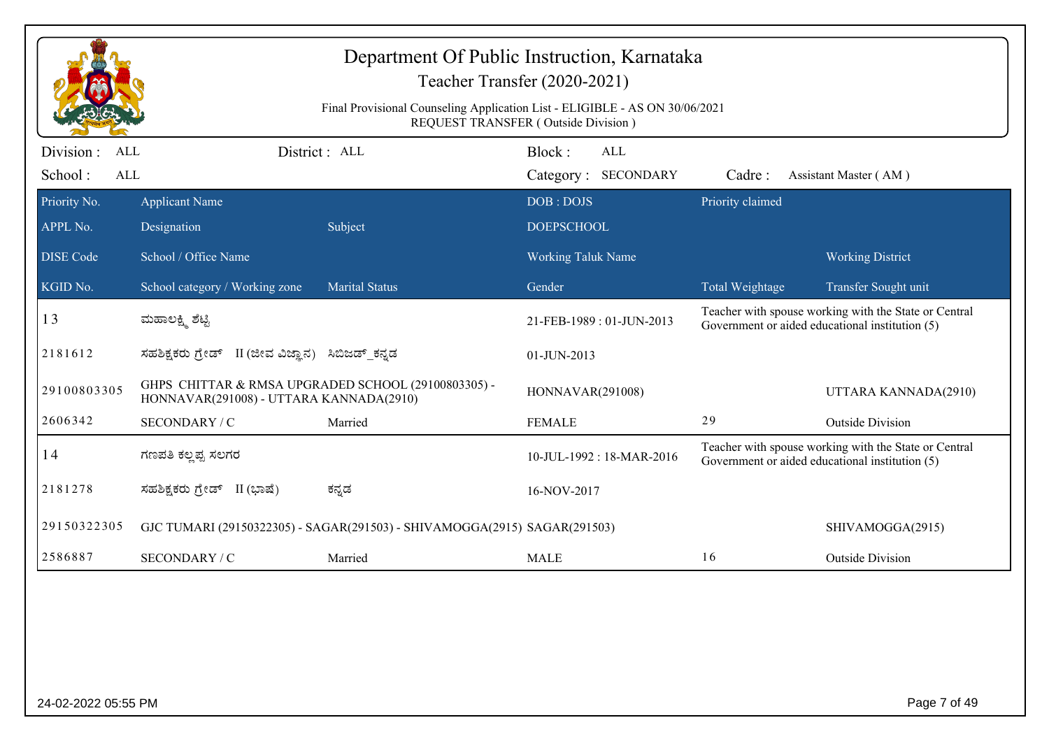# Department Of Public Instruction, Karnataka

## Teacher Transfer (2020-2021)

Final Provisional Counseling Application List - ELIGIBLE - AS ON 30/06/2021
REQUEST TRANSFER ( Outside Division )

Division : ALL    District : ALL    Block : ALL
School : ALL    Category : SECONDARY    Cadre : Assistant Master ( AM )

| Priority No. / APPL No. / DISE Code / KGID No. | Applicant Name / Designation / School / Office Name / School category / Working zone | Subject / Marital Status | DOB : DOJS / DOEPSCHOOL / Working Taluk Name / Gender | Priority claimed / Total Weightage | Working District / Transfer Sought unit |
|---|---|---|---|---|---|
| 13 | ಮಹಾಲಕ್ಷ್ಮಿ ಶೆಟ್ಟಿ | | 21-FEB-1989 : 01-JUN-2013 | Teacher with spouse working with the State or Central Government or aided educational institution (5) | |
| 2181612 | ಸಹಶಿಕ್ಷಕರು ಗ್ರೇಡ್ II (ಜೀವ ವಿಜ್ಞಾನ) | ಸಿಬಿಜಡ್_ಕನ್ನಡ | 01-JUN-2013 | | |
| 29100803305 | GHPS CHITTAR & RMSA UPGRADED SCHOOL (29100803305) - HONNAVAR(291008) - UTTARA KANNADA(2910) | | HONNAVAR(291008) | | UTTARA KANNADA(2910) |
| 2606342 | SECONDARY / C | Married | FEMALE | 29 | Outside Division |
| 14 | ಗಣಪತಿ ಕಲ್ಲಪ್ಪ ಸಲಗರ | | 10-JUL-1992 : 18-MAR-2016 | Teacher with spouse working with the State or Central Government or aided educational institution (5) | |
| 2181278 | ಸಹಶಿಕ್ಷಕರು ಗ್ರೇಡ್ II (ಭಾಷೆ) | ಕನ್ನಡ | 16-NOV-2017 | | |
| 29150322305 | GJC TUMARI (29150322305) - SAGAR(291503) - SHIVAMOGGA(2915) | | SAGAR(291503) | | SHIVAMOGGA(2915) |
| 2586887 | SECONDARY / C | Married | MALE | 16 | Outside Division |

24-02-2022 05:55 PM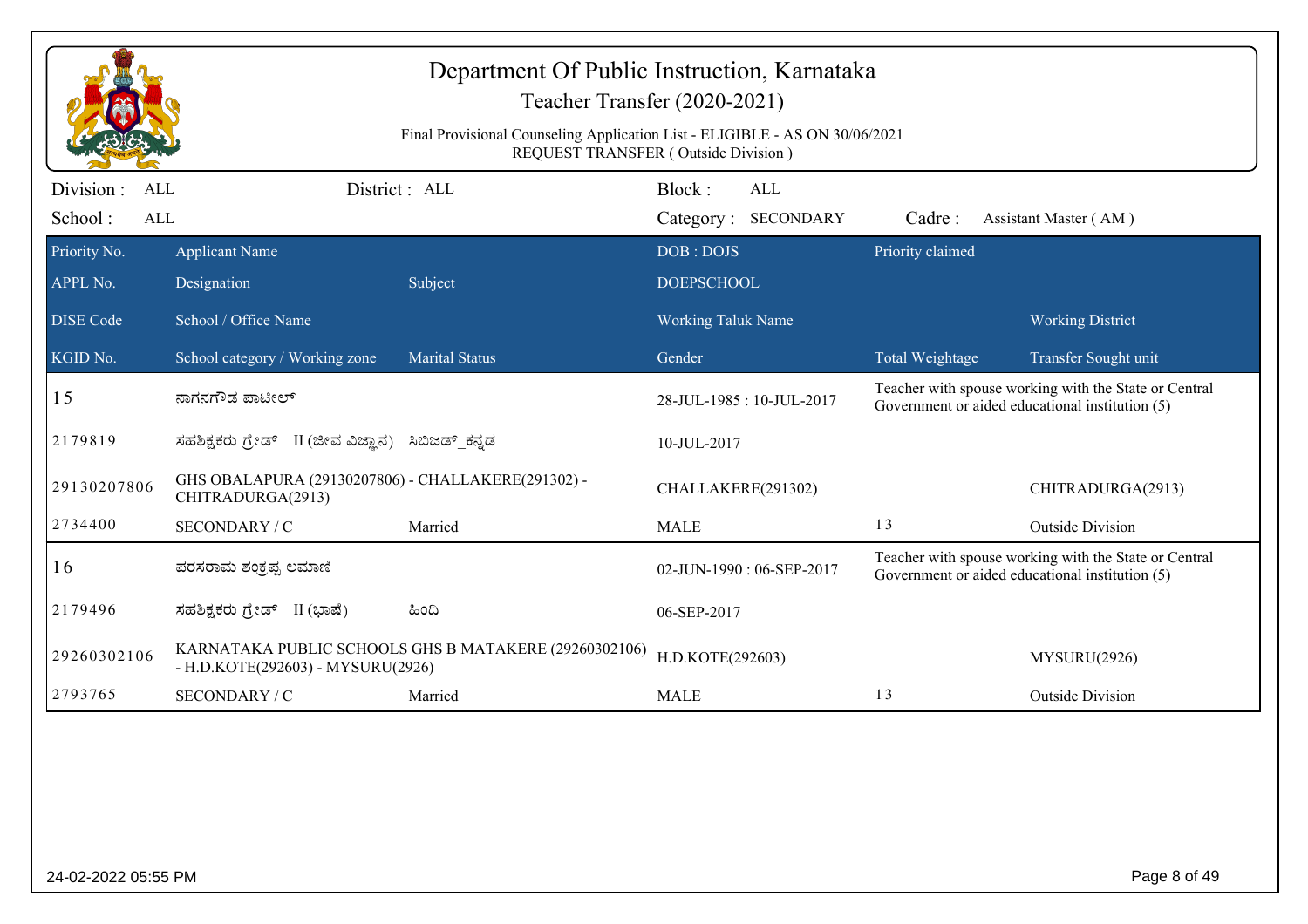# Department Of Public Instruction, Karnataka

## Teacher Transfer (2020-2021)

Final Provisional Counseling Application List - ELIGIBLE - AS ON 30/06/2021

REQUEST TRANSFER ( Outside Division )

Division : ALL | District : ALL | Block : ALL

School : ALL | Category : SECONDARY | Cadre : Assistant Master ( AM )

| Priority No. / APPL No. / DISE Code / KGID No. | Applicant Name / Designation / School / Office Name / School category / Working zone | Subject / Marital Status | DOB : DOJS / DOEPSCHOOL / Working Taluk Name / Gender | Priority claimed / Total Weightage | Working District / Transfer Sought unit |
|---|---|---|---|---|---|
| 15 | ನಾಗನಗೌಡ ಪಾಟೀಲ್ | | 28-JUL-1985 : 10-JUL-2017 | Teacher with spouse working with the State or Central Government or aided educational institution (5) | |
| 2179819 | ಸಹಶಿಕ್ಷಕರು ಗ್ರೇಡ್ II (ಜೀವ ವಿಜ್ಞಾನ) | ಸಿಬಿಜಡ್_ಕನ್ನಡ | 10-JUL-2017 | | |
| 29130207806 | GHS OBALAPURA (29130207806) - CHALLAKERE(291302) - CHITRADURGA(2913) | | CHALLAKERE(291302) | | CHITRADURGA(2913) |
| 2734400 | SECONDARY / C | Married | MALE | 13 | Outside Division |
| 16 | ಪರಸರಾಮ ಶಂಕ್ರಪ್ಪ ಲಮಾಣಿ | | 02-JUN-1990 : 06-SEP-2017 | Teacher with spouse working with the State or Central Government or aided educational institution (5) | |
| 2179496 | ಸಹಶಿಕ್ಷಕರು ಗ್ರೇಡ್ II (ಭಾಷೆ) | ಹಿಂದಿ | 06-SEP-2017 | | |
| 29260302106 | KARNATAKA PUBLIC SCHOOLS GHS B MATAKERE (29260302106) - H.D.KOTE(292603) - MYSURU(2926) | | H.D.KOTE(292603) | | MYSURU(2926) |
| 2793765 | SECONDARY / C | Married | MALE | 13 | Outside Division |

24-02-2022 05:55 PM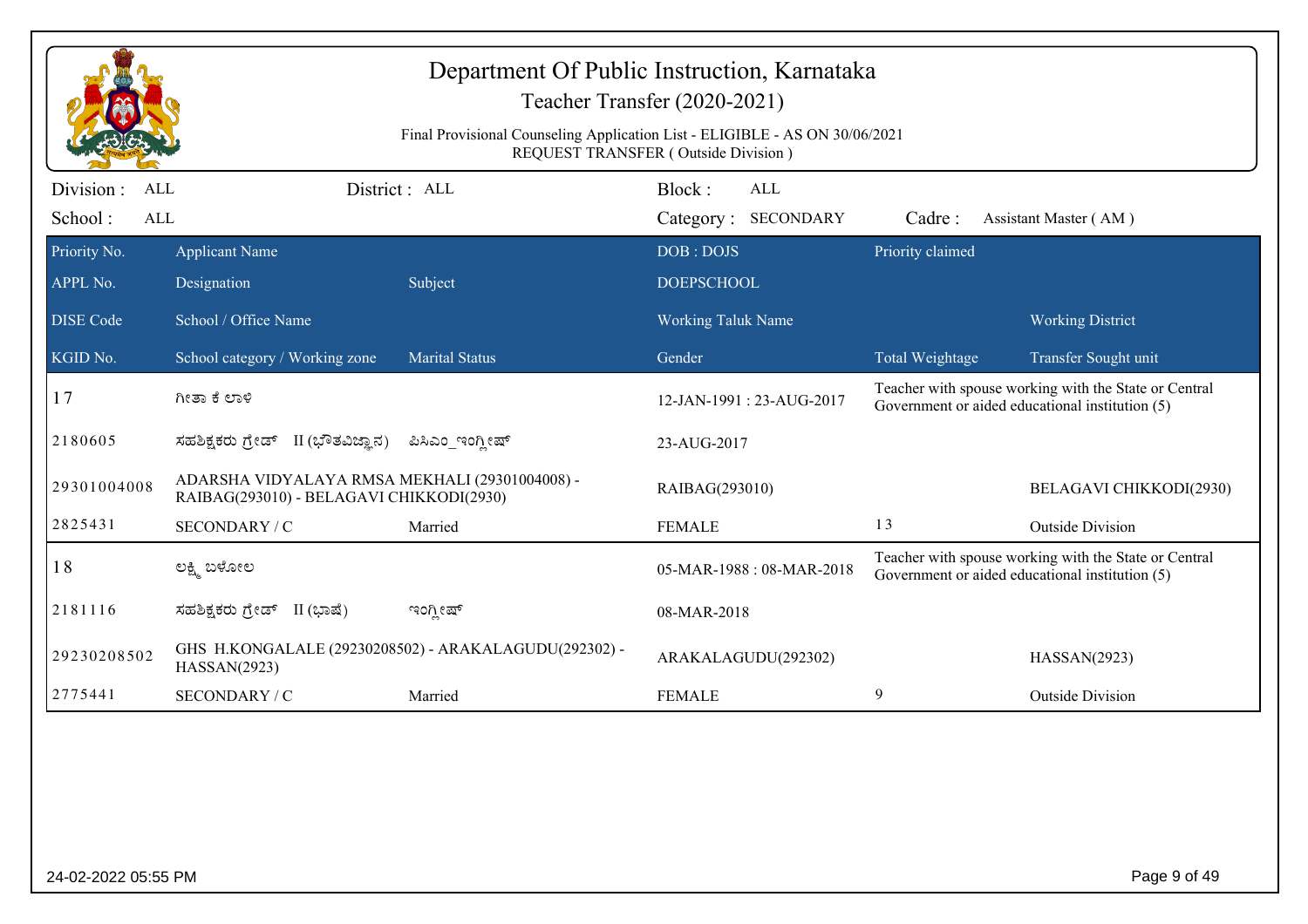# Department Of Public Instruction, Karnataka

## Teacher Transfer (2020-2021)

Final Provisional Counseling Application List - ELIGIBLE - AS ON 30/06/2021

REQUEST TRANSFER ( Outside Division )

Division : ALL | District : ALL | Block : ALL

School : ALL | Category : SECONDARY | Cadre : Assistant Master ( AM )

| Priority No. / APPL No. / DISE Code / KGID No. | Applicant Name / Designation / School / Office Name / School category / Working zone | Subject / Marital Status | DOB : DOJS / DOEPSCHOOL / Working Taluk Name / Gender | Priority claimed / Total Weightage | Working District / Transfer Sought unit |
|---|---|---|---|---|---|
| 17 | ಗೀತಾ ಕೆ ಲಾಳಿ | | 12-JAN-1991 : 23-AUG-2017 | Teacher with spouse working with the State or Central Government or aided educational institution (5) | |
| 2180605 | ಸಹಶಿಕ್ಷಕರು ಗ್ರೇಡ್ II (ಭೌತವಿಜ್ಞಾನ) | ಪಿಸಿಎಂ_ಇಂಗ್ಲೀಷ್ | 23-AUG-2017 | | |
| 29301004008 | ADARSHA VIDYALAYA RMSA MEKHALI (29301004008) - RAIBAG(293010) - BELAGAVI CHIKKODI(2930) | | RAIBAG(293010) | | BELAGAVI CHIKKODI(2930) |
| 2825431 | SECONDARY / C | Married | FEMALE | 13 | Outside Division |
| 18 | ಲಕ್ಷ್ಮಿ ಬಳೋಲ | | 05-MAR-1988 : 08-MAR-2018 | Teacher with spouse working with the State or Central Government or aided educational institution (5) | |
| 2181116 | ಸಹಶಿಕ್ಷಕರು ಗ್ರೇಡ್ II (ಭಾಷೆ) | ಇಂಗ್ಲೀಷ್ | 08-MAR-2018 | | |
| 29230208502 | GHS H.KONGALALE (29230208502) - ARAKALAGUDU(292302) - HASSAN(2923) | | ARAKALAGUDU(292302) | | HASSAN(2923) |
| 2775441 | SECONDARY / C | Married | FEMALE | 9 | Outside Division |

24-02-2022 05:55 PM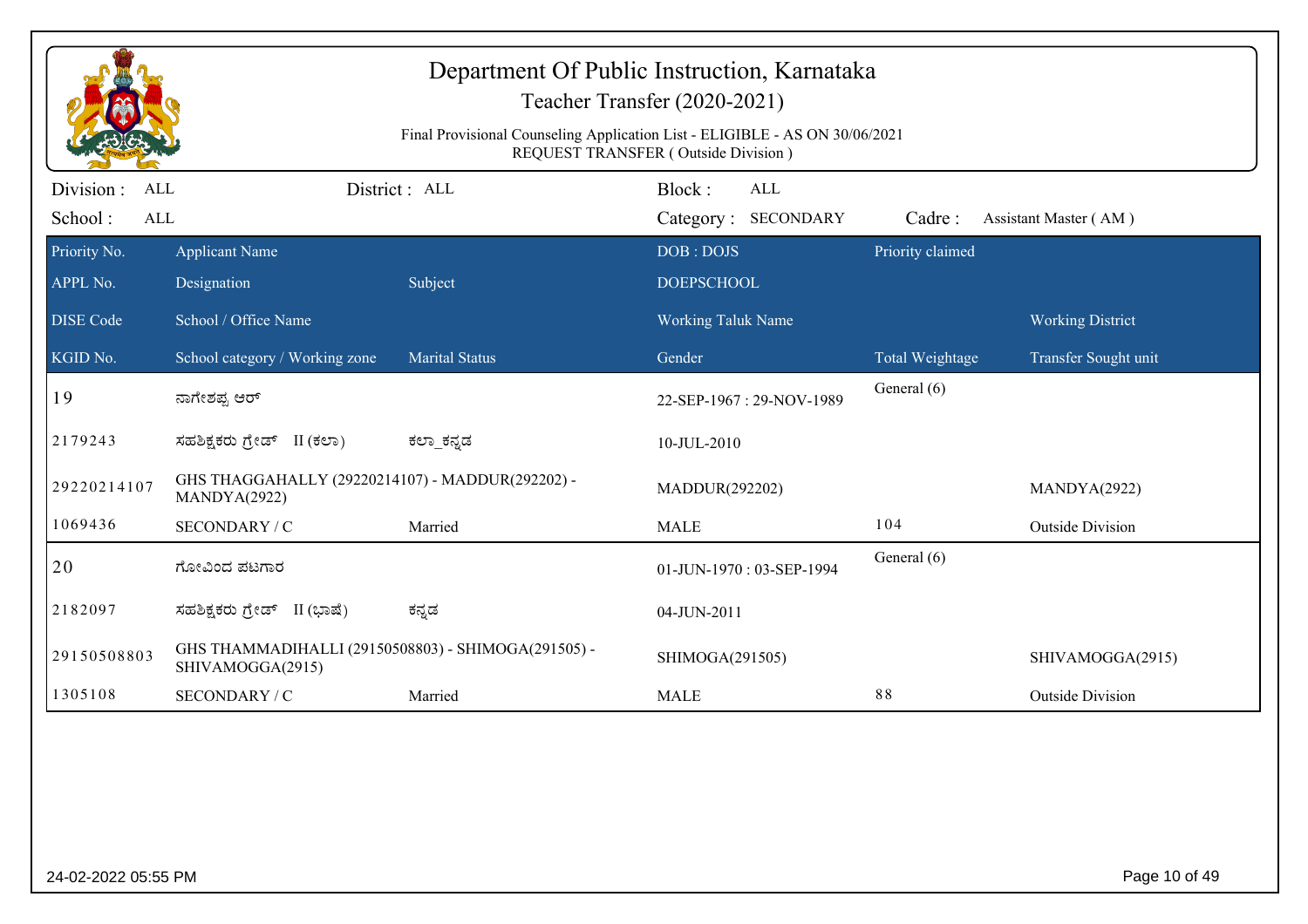# Department Of Public Instruction, Karnataka

## Teacher Transfer (2020-2021)

Final Provisional Counseling Application List - ELIGIBLE - AS ON 30/06/2021
REQUEST TRANSFER ( Outside Division )

Division : ALL | District : ALL | Block : ALL
School : ALL | Category : SECONDARY | Cadre : Assistant Master ( AM )

| Priority No. / APPL No. / DISE Code / KGID No. | Applicant Name / Designation / School / Office Name / School category / Working zone | Subject / Marital Status | DOB : DOJS / DOEPSCHOOL / Working Taluk Name / Gender | Priority claimed / Total Weightage | Working District / Transfer Sought unit |
|---|---|---|---|---|---|
| 19 | ನಾಗೇಶಪ್ಪ ಆರ್ | | 22-SEP-1967 : 29-NOV-1989 | General (6) | |
| 2179243 | ಸಹಶಿಕ್ಷಕರು ಗ್ರೇಡ್ II (ಕಲಾ) | ಕಲಾ_ಕನ್ನಡ | 10-JUL-2010 | | |
| 29220214107 | GHS THAGGAHALLY (29220214107) - MADDUR(292202) - MANDYA(2922) | | MADDUR(292202) | | MANDYA(2922) |
| 1069436 | SECONDARY / C | Married | MALE | 104 | Outside Division |
| 20 | ಗೋವಿಂದ ಪಟಗಾರ | | 01-JUN-1970 : 03-SEP-1994 | General (6) | |
| 2182097 | ಸಹಶಿಕ್ಷಕರು ಗ್ರೇಡ್ II (ಭಾಷೆ) | ಕನ್ನಡ | 04-JUN-2011 | | |
| 29150508803 | GHS THAMMADIHALLI (29150508803) - SHIMOGA(291505) - SHIVAMOGGA(2915) | | SHIMOGA(291505) | | SHIVAMOGGA(2915) |
| 1305108 | SECONDARY / C | Married | MALE | 88 | Outside Division |

24-02-2022 05:55 PM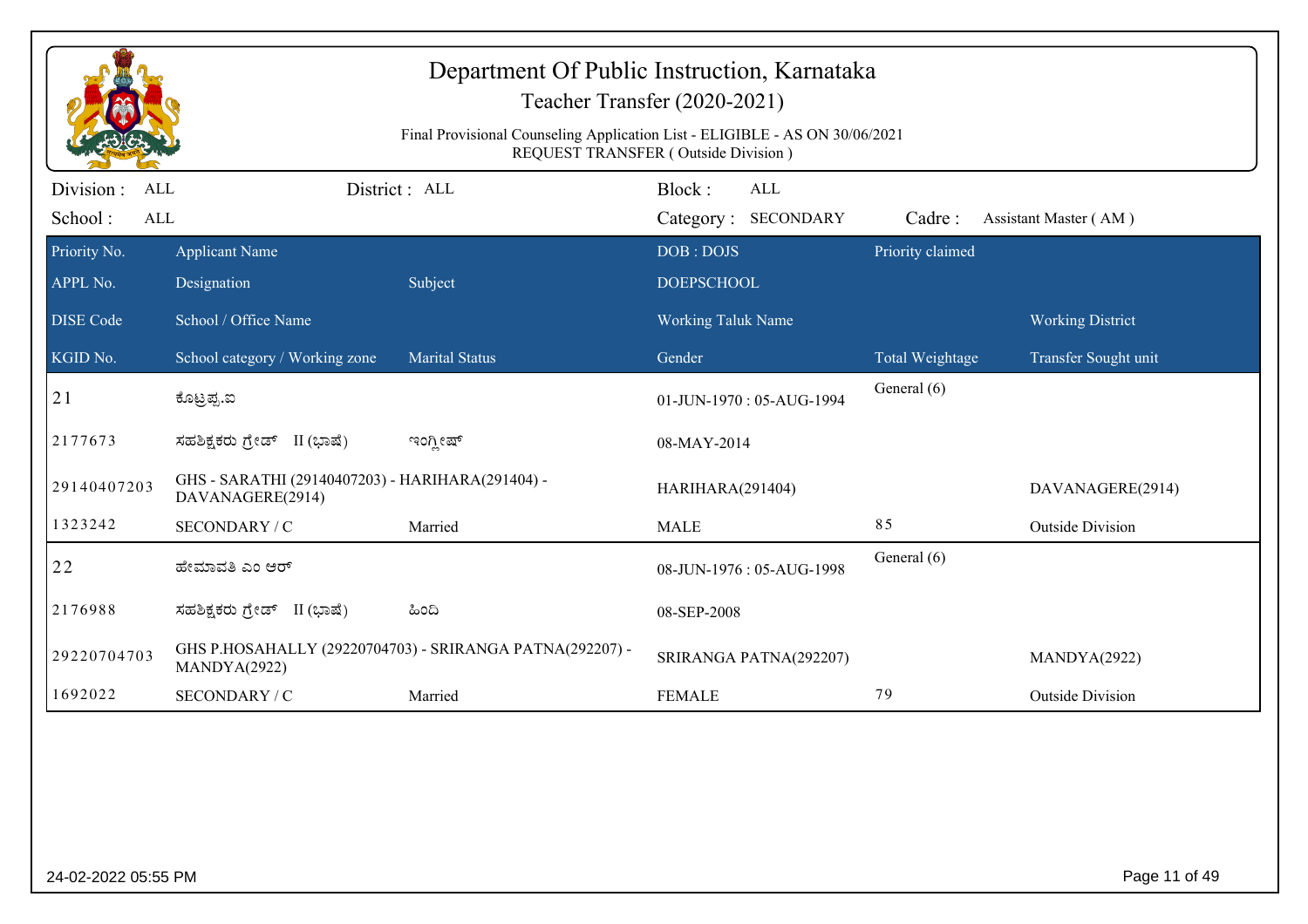# Department Of Public Instruction, Karnataka

## Teacher Transfer (2020-2021)

Final Provisional Counseling Application List - ELIGIBLE - AS ON 30/06/2021
REQUEST TRANSFER ( Outside Division )

Division : ALL District : ALL Block : ALL
School : ALL Category : SECONDARY Cadre : Assistant Master ( AM )

| Priority No. / APPL No. / DISE Code / KGID No. | Applicant Name / Designation / School / Office Name / School category / Working zone | Subject / Marital Status | DOB : DOJS / DOEPSCHOOL / Working Taluk Name / Gender | Priority claimed / Total Weightage | Working District / Transfer Sought unit |
|---|---|---|---|---|---|
| 21 | ಕೊಟ್ರಪ್ಪ.ಐ | | 01-JUN-1970 : 05-AUG-1994 | General (6) | |
| 2177673 | ಸಹಶಿಕ್ಷಕರು ಗ್ರೇಡ್ II (ಭಾಷೆ) | ಇಂಗ್ಲೀಷ್ | 08-MAY-2014 | | |
| 29140407203 | GHS - SARATHI (29140407203) - HARIHARA(291404) - DAVANAGERE(2914) | | HARIHARA(291404) | | DAVANAGERE(2914) |
| 1323242 | SECONDARY / C | Married | MALE | 85 | Outside Division |
| 22 | ಹೇಮಾವತಿ ಎಂ ಆರ್ | | 08-JUN-1976 : 05-AUG-1998 | General (6) | |
| 2176988 | ಸಹಶಿಕ್ಷಕರು ಗ್ರೇಡ್ II (ಭಾಷೆ) | ಹಿಂದಿ | 08-SEP-2008 | | |
| 29220704703 | GHS P.HOSAHALLY (29220704703) - SRIRANGA PATNA(292207) - MANDYA(2922) | | SRIRANGA PATNA(292207) | | MANDYA(2922) |
| 1692022 | SECONDARY / C | Married | FEMALE | 79 | Outside Division |

24-02-2022 05:55 PM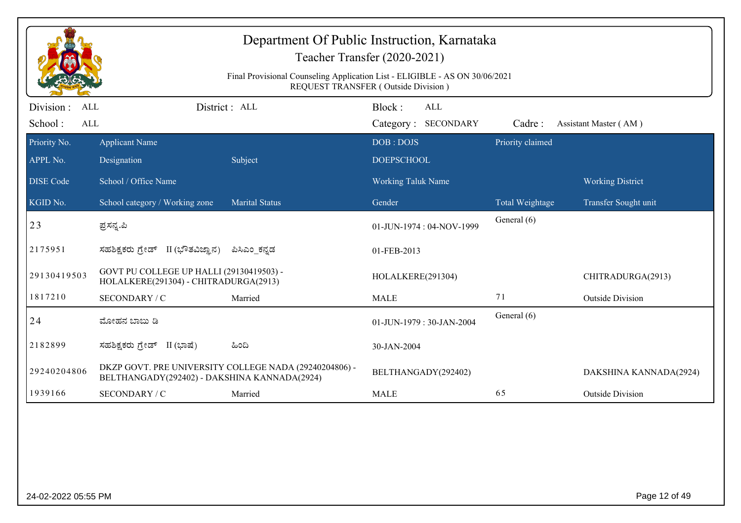# Department Of Public Instruction, Karnataka

Teacher Transfer (2020-2021)

Final Provisional Counseling Application List - ELIGIBLE - AS ON 30/06/2021

REQUEST TRANSFER ( Outside Division )

Division : ALL | District : ALL | Block : ALL

School : ALL | Category : SECONDARY | Cadre : Assistant Master ( AM )

| Priority No. / APPL No. / DISE Code / KGID No. | Applicant Name / Designation / School / Office Name / School category / Working zone | Subject / Marital Status | DOB : DOJS / DOEPSCHOOL / Working Taluk Name / Gender | Priority claimed / Total Weightage | Working District / Transfer Sought unit |
|---|---|---|---|---|---|
| 23 | ಪ್ರಸನ್ನ.ಪಿ | | 01-JUN-1974 : 04-NOV-1999 | General (6) | |
| 2175951 | ಸಹಶಿಕ್ಷಕರು ಗ್ರೇಡ್ II (ಭೌತವಿಜ್ಞಾನ) | ಪಿಸಿಎಂ_ಕನ್ನಡ | 01-FEB-2013 | | |
| 29130419503 | GOVT PU COLLEGE UP HALLI (29130419503) - HOLALKERE(291304) - CHITRADURGA(2913) | | HOLALKERE(291304) | | CHITRADURGA(2913) |
| 1817210 | SECONDARY / C | Married | MALE | 71 | Outside Division |
| 24 | ಮೋಹನ ಬಾಬು ಡಿ | | 01-JUN-1979 : 30-JAN-2004 | General (6) | |
| 2182899 | ಸಹಶಿಕ್ಷಕರು ಗ್ರೇಡ್ II (ಭಾಷೆ) | ಹಿಂದಿ | 30-JAN-2004 | | |
| 29240204806 | DKZP GOVT. PRE UNIVERSITY COLLEGE NADA (29240204806) - BELTHANGADY(292402) - DAKSHINA KANNADA(2924) | | BELTHANGADY(292402) | | DAKSHINA KANNADA(2924) |
| 1939166 | SECONDARY / C | Married | MALE | 65 | Outside Division |

24-02-2022 05:55 PM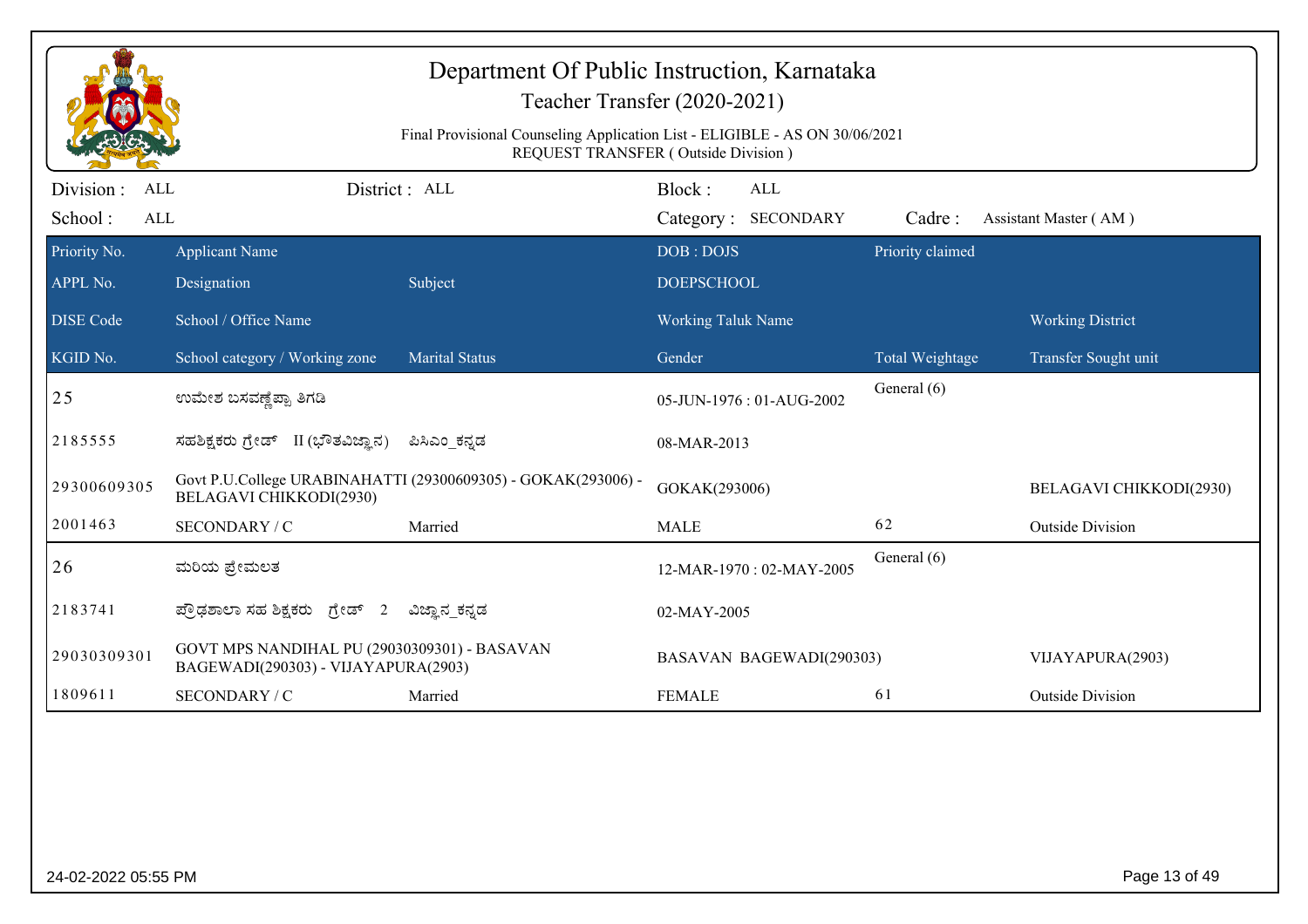# Department Of Public Instruction, Karnataka

## Teacher Transfer (2020-2021)

Final Provisional Counseling Application List - ELIGIBLE - AS ON 30/06/2021
REQUEST TRANSFER ( Outside Division )

Division : ALL | District : ALL | Block : ALL
School : ALL | Category : SECONDARY | Cadre : Assistant Master ( AM )

| Priority No. / APPL No. / DISE Code / KGID No. | Applicant Name / Designation / School / Office Name / School category / Working zone | Subject / Marital Status | DOB : DOJS / DOEPSCHOOL / Working Taluk Name / Gender | Priority claimed / Total Weightage | Working District / Transfer Sought unit |
|---|---|---|---|---|---|
| 25 | ಉಮೇಶ ಬಸವಣ್ಣೆಪ್ಪಾ ತಿಗಡಿ | | 05-JUN-1976 : 01-AUG-2002 | General (6) | |
| 2185555 | ಸಹಶಿಕ್ಷಕರು ಗ್ರೇಡ್ II (ಭೌತವಿಜ್ಞಾನ) | ಪಿಸಿಎಂ_ಕನ್ನಡ | 08-MAR-2013 | | |
| 29300609305 | Govt P.U.College URABINAHATTI (29300609305) - GOKAK(293006) - BELAGAVI CHIKKODI(2930) | | GOKAK(293006) | | BELAGAVI CHIKKODI(2930) |
| 2001463 | SECONDARY / C | Married | MALE | 62 | Outside Division |
| 26 | ಮರಿಯ ಪ್ರೇಮಲತ | | 12-MAR-1970 : 02-MAY-2005 | General (6) | |
| 2183741 | ಪ್ರೌಢಶಾಲಾ ಸಹ ಶಿಕ್ಷಕರು ಗ್ರೇಡ್ 2 | ವಿಜ್ಞಾನ_ಕನ್ನಡ | 02-MAY-2005 | | |
| 29030309301 | GOVT MPS NANDIHAL PU (29030309301) - BASAVAN BAGEWADI(290303) - VIJAYAPURA(2903) | | BASAVAN BAGEWADI(290303) | | VIJAYAPURA(2903) |
| 1809611 | SECONDARY / C | Married | FEMALE | 61 | Outside Division |

24-02-2022 05:55 PM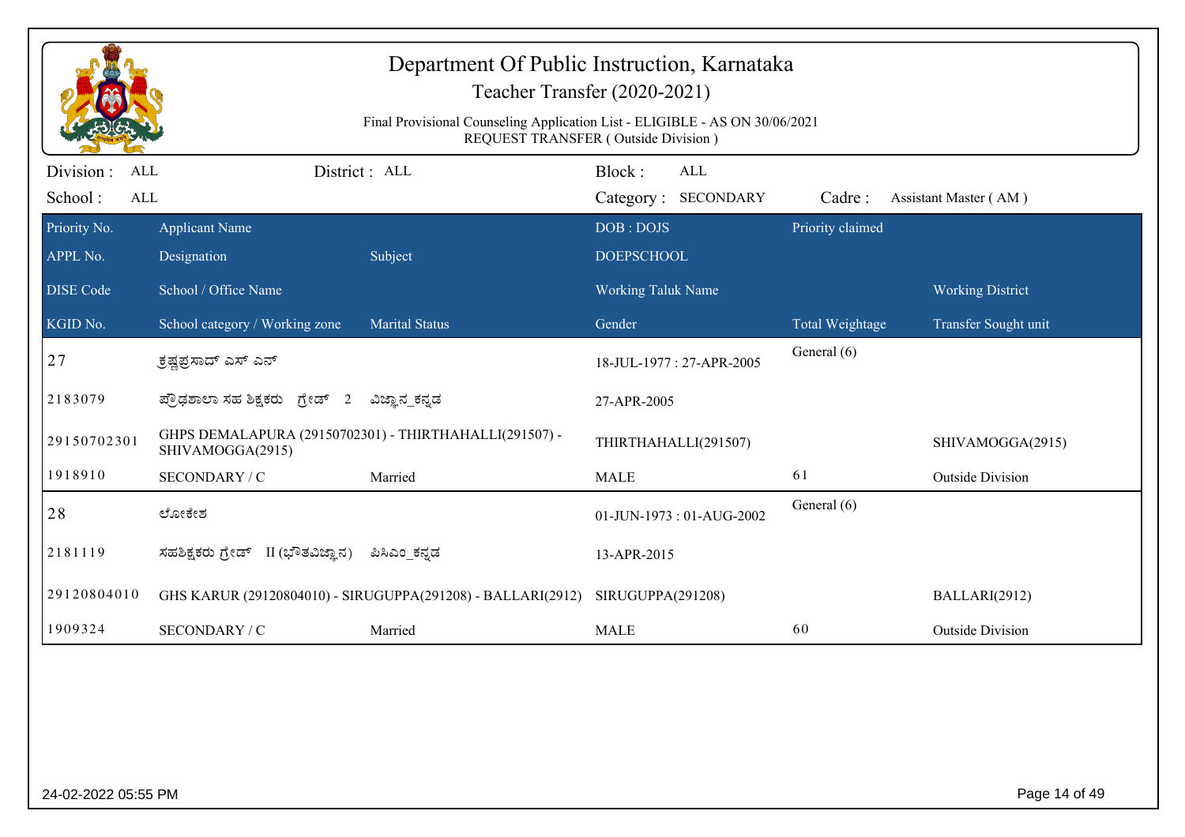# Department Of Public Instruction, Karnataka

## Teacher Transfer (2020-2021)

Final Provisional Counseling Application List - ELIGIBLE - AS ON 30/06/2021
REQUEST TRANSFER ( Outside Division )

Division : ALL | District : ALL | Block : ALL
School : ALL | Category : SECONDARY | Cadre : Assistant Master ( AM )

| Priority No. / APPL No. / DISE Code / KGID No. | Applicant Name / Designation / School / Office Name / School category / Working zone | Subject / Marital Status | DOB : DOJS / DOEPSCHOOL / Working Taluk Name / Gender | Priority claimed / Total Weightage | Working District / Transfer Sought unit |
|---|---|---|---|---|---|
| 27 | ಕೃಷ್ಣಪ್ರಸಾದ್ ಎಸ್ ಎನ್ | | 18-JUL-1977 : 27-APR-2005 | General (6) | |
| 2183079 | ಪ್ರೌಢಶಾಲಾ ಸಹ ಶಿಕ್ಷಕರು ಗ್ರೇಡ್ 2 | ವಿಜ್ಞಾನ_ಕನ್ನಡ | 27-APR-2005 | | |
| 29150702301 | GHPS DEMALAPURA (29150702301) - THIRTHAHALLI(291507) - SHIVAMOGGA(2915) | | THIRTHAHALLI(291507) | | SHIVAMOGGA(2915) |
| 1918910 | SECONDARY / C | Married | MALE | 61 | Outside Division |
| 28 | ಲೋಕೇಶ | | 01-JUN-1973 : 01-AUG-2002 | General (6) | |
| 2181119 | ಸಹಶಿಕ್ಷಕರು ಗ್ರೇಡ್ II (ಭೌತವಿಜ್ಞಾನ) | ಪಿಸಿಎಂ_ಕನ್ನಡ | 13-APR-2015 | | |
| 29120804010 | GHS KARUR (29120804010) - SIRUGUPPA(291208) - BALLARI(2912) | | SIRUGUPPA(291208) | | BALLARI(2912) |
| 1909324 | SECONDARY / C | Married | MALE | 60 | Outside Division |

24-02-2022 05:55 PM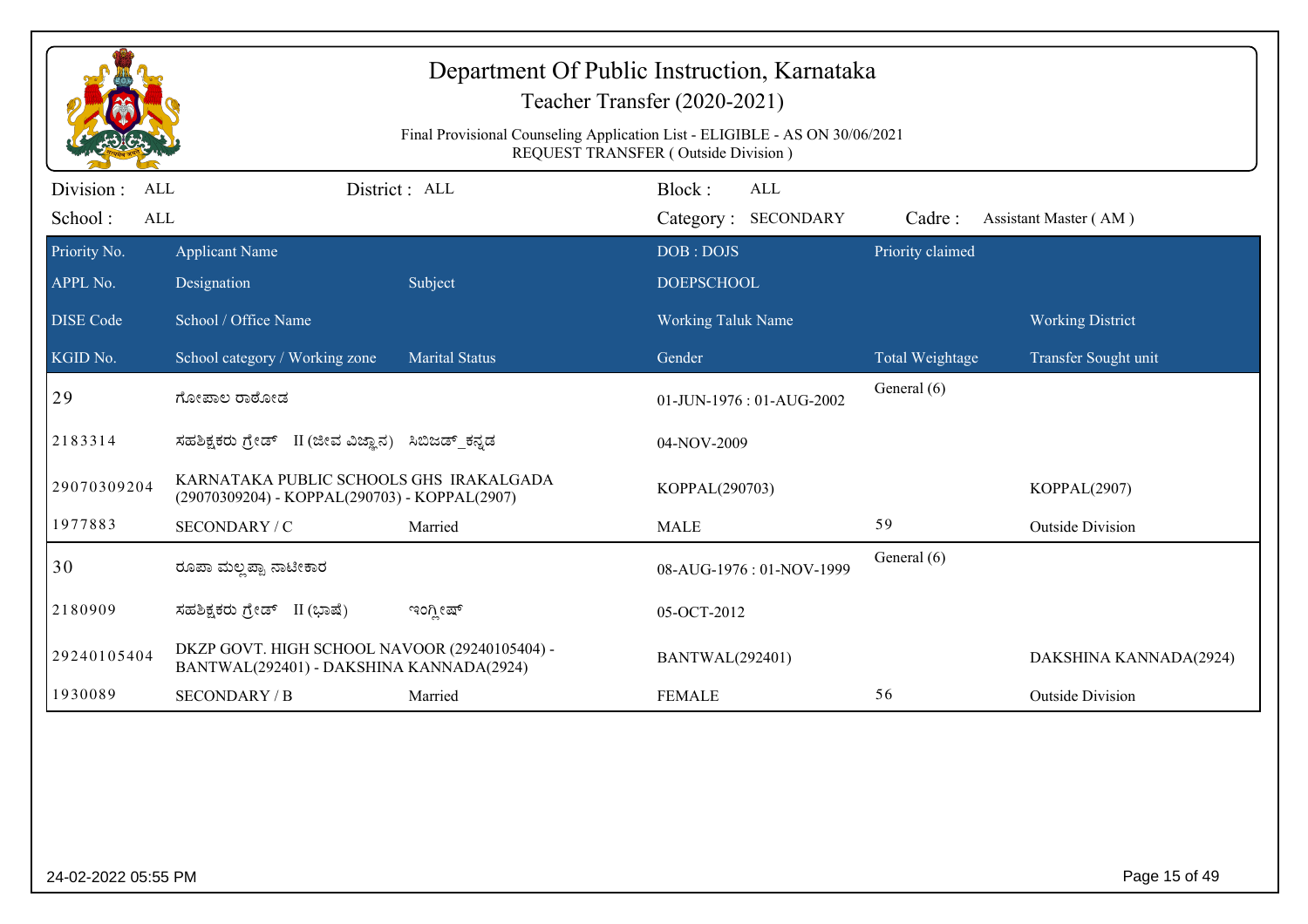# Department Of Public Instruction, Karnataka

## Teacher Transfer (2020-2021)

Final Provisional Counseling Application List - ELIGIBLE - AS ON 30/06/2021
REQUEST TRANSFER ( Outside Division )

Division : ALL | District : ALL | Block : ALL
School : ALL | Category : SECONDARY | Cadre : Assistant Master ( AM )

| Priority No. / APPL No. / DISE Code / KGID No. | Applicant Name / Designation / School / Office Name / School category / Working zone | Subject / Marital Status | DOB : DOJS / DOEPSCHOOL / Working Taluk Name / Gender | Priority claimed / Total Weightage | Working District / Transfer Sought unit |
|---|---|---|---|---|---|
| 29 | ಗೋಪಾಲ ರಾಠೋಡ | | 01-JUN-1976 : 01-AUG-2002 | General (6) | |
| 2183314 | ಸಹಶಿಕ್ಷಕರು ಗ್ರೇಡ್ II (ಜೀವ ವಿಜ್ಞಾನ) | ಸಿಬಿಜಡ್_ಕನ್ನಡ | 04-NOV-2009 | | |
| 29070309204 | KARNATAKA PUBLIC SCHOOLS GHS IRAKALGADA (29070309204) - KOPPAL(290703) - KOPPAL(2907) | | KOPPAL(290703) | | KOPPAL(2907) |
| 1977883 | SECONDARY / C | Married | MALE | 59 | Outside Division |
| 30 | ರೂಪಾ ಮಲ್ಲಪ್ಪಾ ನಾಟೀಕಾರ | | 08-AUG-1976 : 01-NOV-1999 | General (6) | |
| 2180909 | ಸಹಶಿಕ್ಷಕರು ಗ್ರೇಡ್ II (ಭಾಷೆ) | ಇಂಗ್ಲೀಷ್ | 05-OCT-2012 | | |
| 29240105404 | DKZP GOVT. HIGH SCHOOL NAVOOR (29240105404) - BANTWAL(292401) - DAKSHINA KANNADA(2924) | | BANTWAL(292401) | | DAKSHINA KANNADA(2924) |
| 1930089 | SECONDARY / B | Married | FEMALE | 56 | Outside Division |

24-02-2022 05:55 PM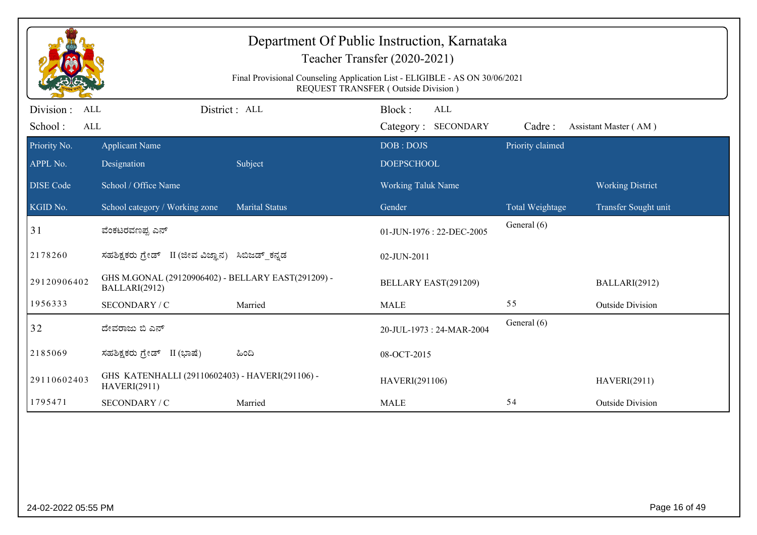# Department Of Public Instruction, Karnataka

Teacher Transfer (2020-2021)

Final Provisional Counseling Application List - ELIGIBLE - AS ON 30/06/2021
REQUEST TRANSFER ( Outside Division )

Division : ALL &nbsp;&nbsp; District : ALL &nbsp;&nbsp; Block : ALL

School : ALL &nbsp;&nbsp; Category : SECONDARY &nbsp;&nbsp; Cadre : Assistant Master ( AM )

| Priority No. / APPL No. / DISE Code / KGID No. | Applicant Name / Designation / School / Office Name / School category / Working zone | Subject / Marital Status | DOB : DOJS / DOEPSCHOOL / Working Taluk Name / Gender | Priority claimed / Total Weightage | Working District / Transfer Sought unit |
|---|---|---|---|---|---|
| 31 | ವೆಂಕಟರವಣಪ್ಪ ಎನ್ | | 01-JUN-1976 : 22-DEC-2005 | General (6) | |
| 2178260 | ಸಹಶಿಕ್ಷಕರು ಗ್ರೇಡ್ II (ಜೀವ ವಿಜ್ಞಾನ) | ಸಿಬಿಜಡ್_ಕನ್ನಡ | 02-JUN-2011 | | |
| 29120906402 | GHS M.GONAL (29120906402) - BELLARY EAST(291209) - BALLARI(2912) | | BELLARY EAST(291209) | | BALLARI(2912) |
| 1956333 | SECONDARY / C | Married | MALE | 55 | Outside Division |
| 32 | ದೇವರಾಜು ಬಿ ಎನ್ | | 20-JUL-1973 : 24-MAR-2004 | General (6) | |
| 2185069 | ಸಹಶಿಕ್ಷಕರು ಗ್ರೇಡ್ II (ಭಾಷೆ) | ಹಿಂದಿ | 08-OCT-2015 | | |
| 29110602403 | GHS KATENHALLI (29110602403) - HAVERI(291106) - HAVERI(2911) | | HAVERI(291106) | | HAVERI(2911) |
| 1795471 | SECONDARY / C | Married | MALE | 54 | Outside Division |

24-02-2022 05:55 PM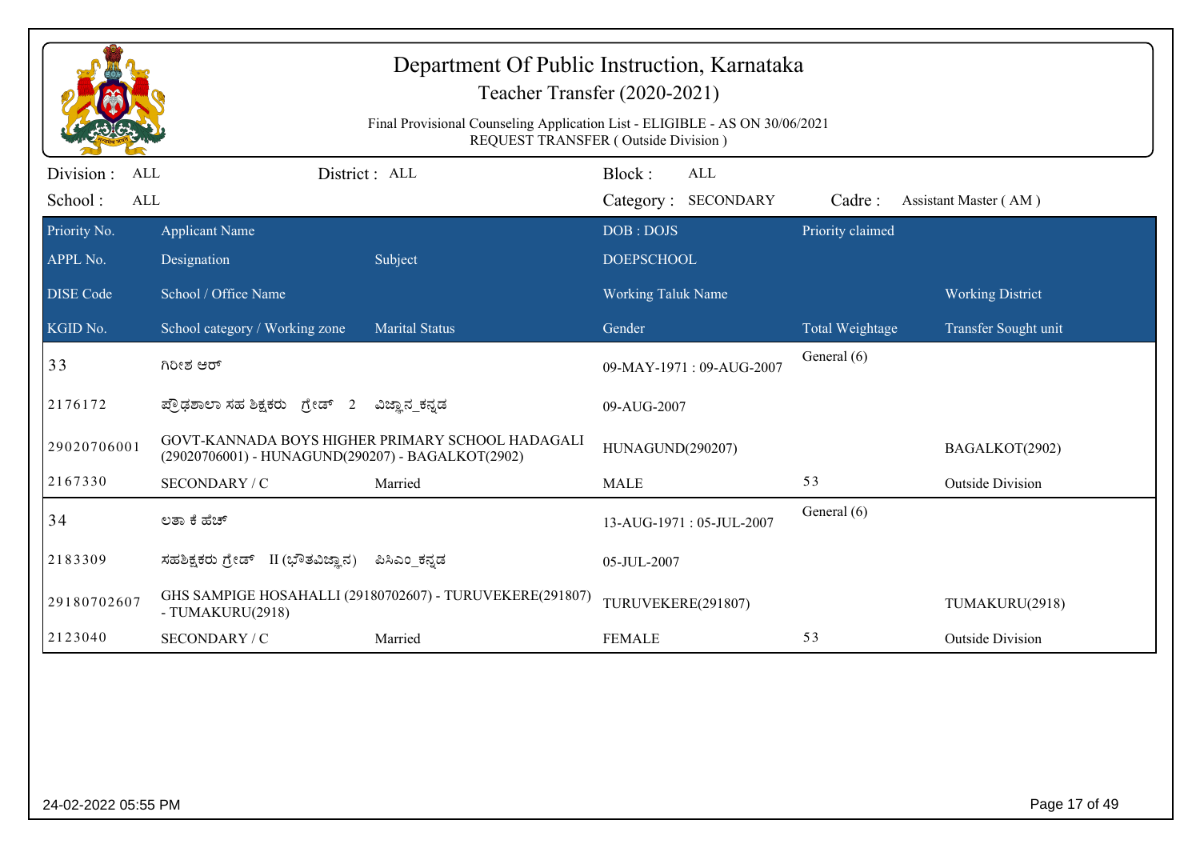# Department Of Public Instruction, Karnataka

## Teacher Transfer (2020-2021)

Final Provisional Counseling Application List - ELIGIBLE - AS ON 30/06/2021
REQUEST TRANSFER ( Outside Division )

Division : ALL | District : ALL | Block : ALL
School : ALL | Category : SECONDARY | Cadre : Assistant Master ( AM )

| Priority No. / APPL No. / DISE Code / KGID No. | Applicant Name / Designation / School / Office Name / School category / Working zone | Subject / Marital Status | DOB : DOJS / DOEPSCHOOL / Working Taluk Name / Gender | Priority claimed / Total Weightage | Working District / Transfer Sought unit |
|---|---|---|---|---|---|
| 33 | ಗಿರೀಶ ಆರ್ | | 09-MAY-1971 : 09-AUG-2007 | General (6) | |
| 2176172 | ಪ್ರೌಢಶಾಲಾ ಸಹ ಶಿಕ್ಷಕರು ಗ್ರೇಡ್ 2 | ವಿಜ್ಞಾನ_ಕನ್ನಡ | 09-AUG-2007 | | |
| 29020706001 | GOVT-KANNADA BOYS HIGHER PRIMARY SCHOOL HADAGALI (29020706001) - HUNAGUND(290207) - BAGALKOT(2902) | | HUNAGUND(290207) | | BAGALKOT(2902) |
| 2167330 | SECONDARY / C | Married | MALE | 53 | Outside Division |
| 34 | ಲತಾ ಕೆ ಹೆಚ್ | | 13-AUG-1971 : 05-JUL-2007 | General (6) | |
| 2183309 | ಸಹಶಿಕ್ಷಕರು ಗ್ರೇಡ್ II (ಭೌತವಿಜ್ಞಾನ) | ಪಿಸಿಎಂ_ಕನ್ನಡ | 05-JUL-2007 | | |
| 29180702607 | GHS SAMPIGE HOSAHALLI (29180702607) - TURUVEKERE(291807) - TUMAKURU(2918) | | TURUVEKERE(291807) | | TUMAKURU(2918) |
| 2123040 | SECONDARY / C | Married | FEMALE | 53 | Outside Division |

24-02-2022 05:55 PM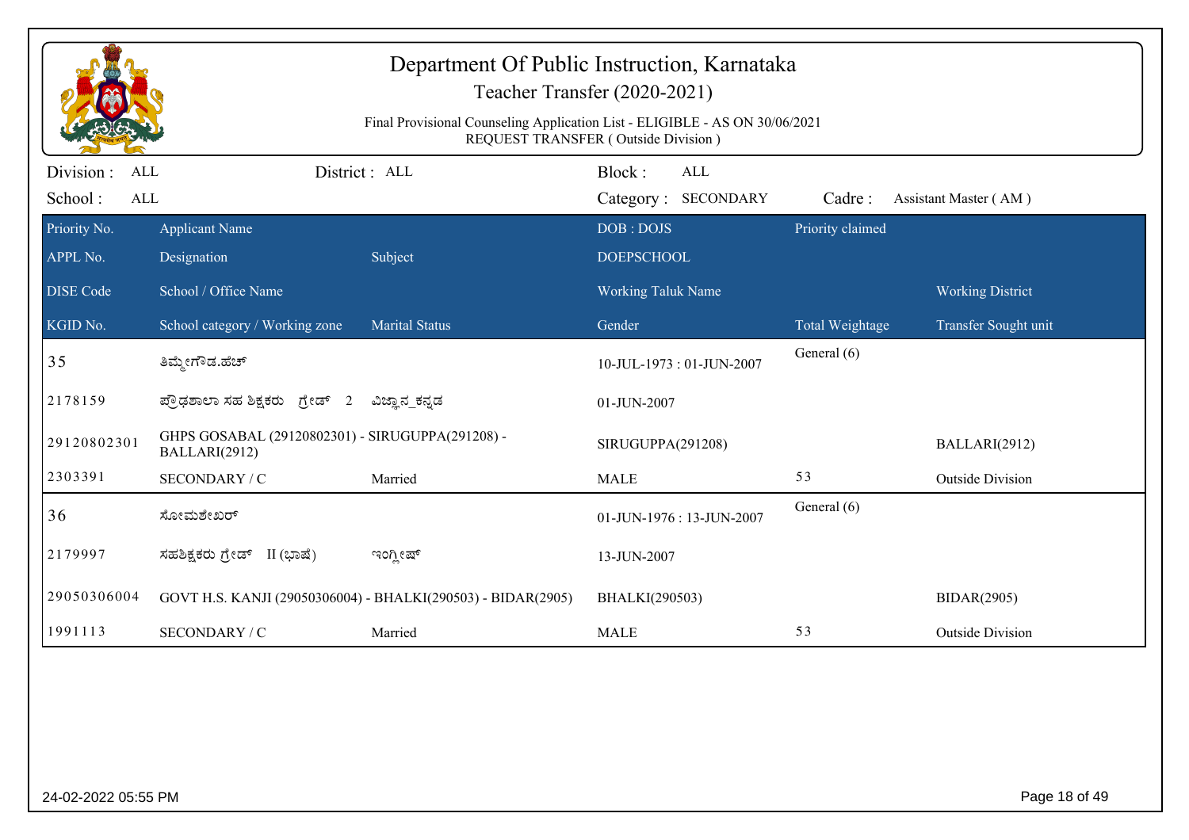# Department Of Public Instruction, Karnataka

## Teacher Transfer (2020-2021)

Final Provisional Counseling Application List - ELIGIBLE - AS ON 30/06/2021
REQUEST TRANSFER ( Outside Division )

Division : ALL District : ALL Block : ALL
School : ALL Category : SECONDARY Cadre : Assistant Master ( AM )

| Priority No. / APPL No. / DISE Code / KGID No. | Applicant Name / Designation / School / Office Name / School category / Working zone | Subject / Marital Status | DOB : DOJS / DOEPSCHOOL / Working Taluk Name / Gender | Priority claimed / Total Weightage | Working District / Transfer Sought unit |
|---|---|---|---|---|---|
| 35 | ತಿಮ್ಮೇಗೌಡ.ಹೆಚ್ | | 10-JUL-1973 : 01-JUN-2007 | General (6) | |
| 2178159 | ಪ್ರೌಢಶಾಲಾ ಸಹ ಶಿಕ್ಷಕರು ಗ್ರೇಡ್ 2 | ವಿಜ್ಞಾನ_ಕನ್ನಡ | 01-JUN-2007 | | |
| 29120802301 | GHPS GOSABAL (29120802301) - SIRUGUPPA(291208) - BALLARI(2912) | | SIRUGUPPA(291208) | | BALLARI(2912) |
| 2303391 | SECONDARY / C | Married | MALE | 53 | Outside Division |
| 36 | ಸೋಮಶೇಖರ್ | | 01-JUN-1976 : 13-JUN-2007 | General (6) | |
| 2179997 | ಸಹಶಿಕ್ಷಕರು ಗ್ರೇಡ್ II (ಭಾಷೆ) | ಇಂಗ್ಲೀಷ್ | 13-JUN-2007 | | |
| 29050306004 | GOVT H.S. KANJI (29050306004) - BHALKI(290503) - BIDAR(2905) | | BHALKI(290503) | | BIDAR(2905) |
| 1991113 | SECONDARY / C | Married | MALE | 53 | Outside Division |

24-02-2022 05:55 PM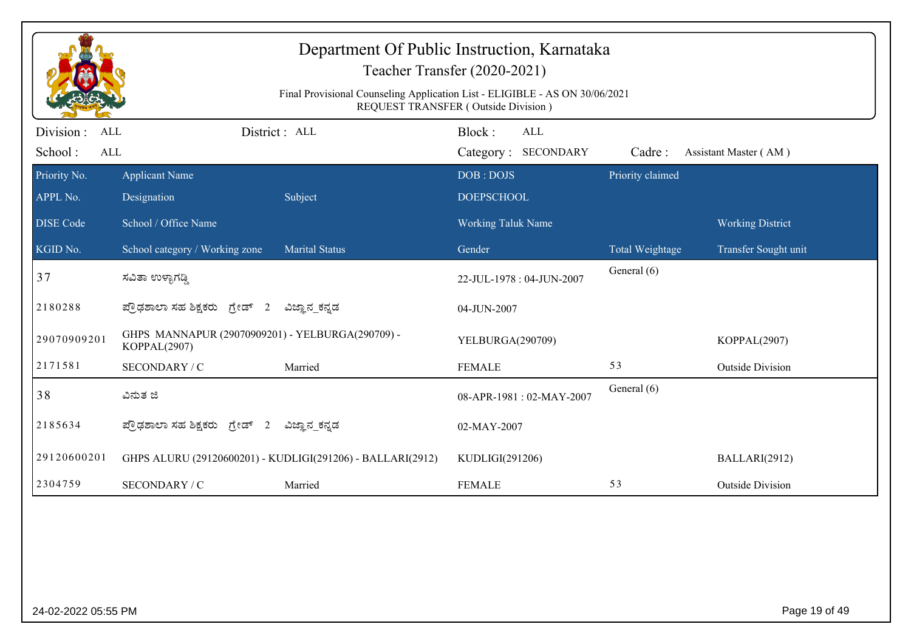# Department Of Public Instruction, Karnataka

## Teacher Transfer (2020-2021)

Final Provisional Counseling Application List - ELIGIBLE - AS ON 30/06/2021
REQUEST TRANSFER ( Outside Division )

Division : ALL | District : ALL | Block : ALL
School : ALL | Category : SECONDARY | Cadre : Assistant Master ( AM )

| Priority No. / APPL No. / DISE Code / KGID No. | Applicant Name / Designation / School / Office Name / School category / Working zone | Subject / Marital Status | DOB : DOJS / DOEPSCHOOL / Working Taluk Name / Gender | Priority claimed / Total Weightage | Working District / Transfer Sought unit |
|---|---|---|---|---|---|
| 37 | ಸವಿತಾ ಉಳ್ಳಾಗಡ್ಡಿ | | 22-JUL-1978 : 04-JUN-2007 | General (6) | |
| 2180288 | ಪ್ರೌಢಶಾಲಾ ಸಹ ಶಿಕ್ಷಕರು ಗ್ರೇಡ್ 2 | ವಿಜ್ಞಾನ_ಕನ್ನಡ | 04-JUN-2007 | | |
| 29070909201 | GHPS MANNAPUR (29070909201) - YELBURGA(290709) - KOPPAL(2907) | | YELBURGA(290709) | | KOPPAL(2907) |
| 2171581 | SECONDARY / C | Married | FEMALE | 53 | Outside Division |
| 38 | ವಿನುತ ಜಿ | | 08-APR-1981 : 02-MAY-2007 | General (6) | |
| 2185634 | ಪ್ರೌಢಶಾಲಾ ಸಹ ಶಿಕ್ಷಕರು ಗ್ರೇಡ್ 2 | ವಿಜ್ಞಾನ_ಕನ್ನಡ | 02-MAY-2007 | | |
| 29120600201 | GHPS ALURU (29120600201) - KUDLIGI(291206) - BALLARI(2912) | | KUDLIGI(291206) | | BALLARI(2912) |
| 2304759 | SECONDARY / C | Married | FEMALE | 53 | Outside Division |

24-02-2022 05:55 PM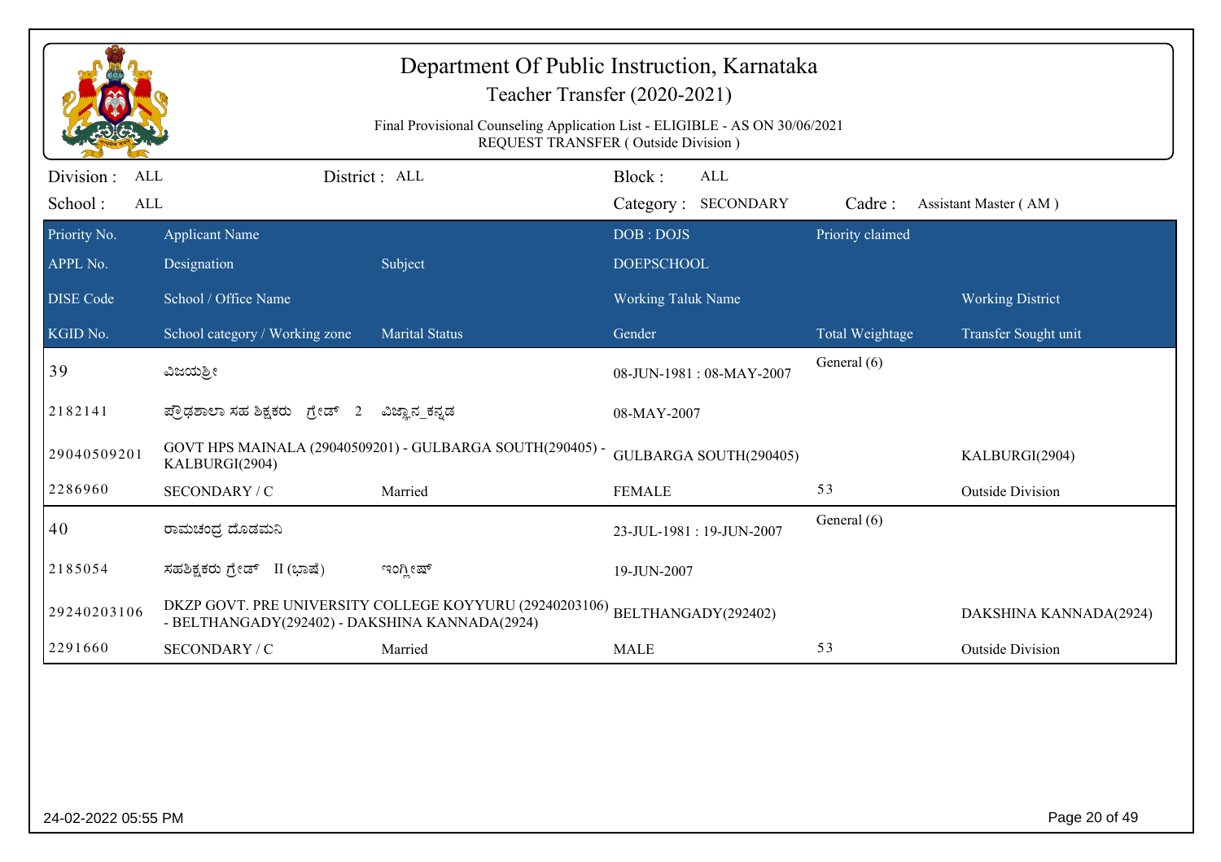# Department Of Public Instruction, Karnataka

## Teacher Transfer (2020-2021)

Final Provisional Counseling Application List - ELIGIBLE - AS ON 30/06/2021

REQUEST TRANSFER ( Outside Division )

Division : ALL | District : ALL | Block : ALL

School : ALL | Category : SECONDARY | Cadre : Assistant Master ( AM )

| Priority No. / APPL No. / DISE Code / KGID No. | Applicant Name / Designation / School / Office Name / School category / Working zone | Subject / Marital Status | DOB : DOJS / DOEPSCHOOL / Working Taluk Name / Gender | Priority claimed / Total Weightage | Working District / Transfer Sought unit |
|---|---|---|---|---|---|
| 39 | ವಿಜಯಶ್ರೀ | | 08-JUN-1981 : 08-MAY-2007 | General (6) | |
| 2182141 | ಪ್ರೌಢಶಾಲಾ ಸಹ ಶಿಕ್ಷಕರು ಗ್ರೇಡ್ 2 | ವಿಜ್ಞಾನ_ಕನ್ನಡ | 08-MAY-2007 | | |
| 29040509201 | GOVT HPS MAINALA (29040509201) - GULBARGA SOUTH(290405) - KALBURGI(2904) | | GULBARGA SOUTH(290405) | | KALBURGI(2904) |
| 2286960 | SECONDARY / C | Married | FEMALE | 53 | Outside Division |
| 40 | ರಾಮಚಂದ್ರ ದೊಡಮನಿ | | 23-JUL-1981 : 19-JUN-2007 | General (6) | |
| 2185054 | ಸಹಶಿಕ್ಷಕರು ಗ್ರೇಡ್ II (ಭಾಷೆ) | ಇಂಗ್ಲೀಷ್ | 19-JUN-2007 | | |
| 29240203106 | DKZP GOVT. PRE UNIVERSITY COLLEGE KOYYURU (29240203106) - BELTHANGADY(292402) - DAKSHINA KANNADA(2924) | | BELTHANGADY(292402) | | DAKSHINA KANNADA(2924) |
| 2291660 | SECONDARY / C | Married | MALE | 53 | Outside Division |

24-02-2022 05:55 PM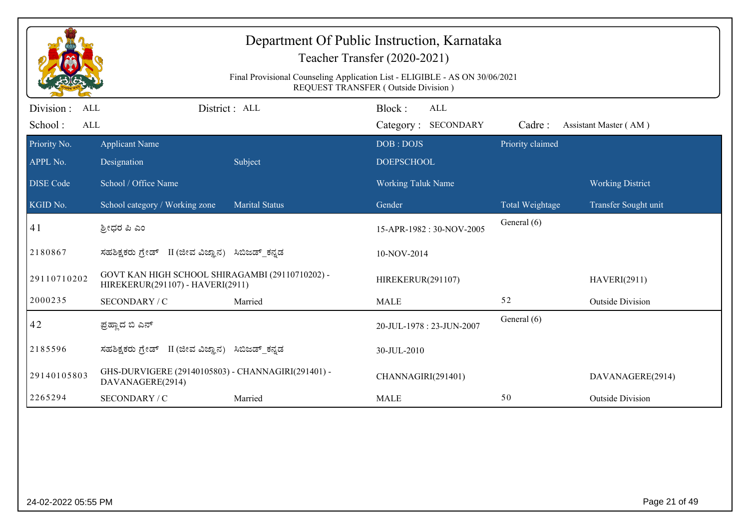# Department Of Public Instruction, Karnataka

Teacher Transfer (2020-2021)

Final Provisional Counseling Application List - ELIGIBLE - AS ON 30/06/2021
REQUEST TRANSFER ( Outside Division )

Division : ALL　　District : ALL　　Block : ALL

School : ALL　　Category : SECONDARY　　Cadre : Assistant Master ( AM )

| Priority No. / APPL No. / DISE Code / KGID No. | Applicant Name / Designation / School / Office Name / School category / Working zone | Subject / Marital Status | DOB : DOJS / DOEPSCHOOL / Working Taluk Name / Gender | Priority claimed / Total Weightage | Working District / Transfer Sought unit |
|---|---|---|---|---|---|
| 41 | ಶ್ರೀಧರ ಪಿ ಎಂ | | 15-APR-1982 : 30-NOV-2005 | General (6) | |
| 2180867 | ಸಹಶಿಕ್ಷಕರು ಗ್ರೇಡ್ II (ಜೀವ ವಿಜ್ಞಾನ) | ಸಿಬಿಜಡ್_ಕನ್ನಡ | 10-NOV-2014 | | |
| 29110710202 | GOVT KAN HIGH SCHOOL SHIRAGAMBI (29110710202) - HIREKERUR(291107) - HAVERI(2911) | | HIREKERUR(291107) | | HAVERI(2911) |
| 2000235 | SECONDARY / C | Married | MALE | 52 | Outside Division |
| 42 | ಪ್ರಹ್ಲಾದ ಬಿ ಎನ್ | | 20-JUL-1978 : 23-JUN-2007 | General (6) | |
| 2185596 | ಸಹಶಿಕ್ಷಕರು ಗ್ರೇಡ್ II (ಜೀವ ವಿಜ್ಞಾನ) | ಸಿಬಿಜಡ್_ಕನ್ನಡ | 30-JUL-2010 | | |
| 29140105803 | GHS-DURVIGERE (29140105803) - CHANNAGIRI(291401) - DAVANAGERE(2914) | | CHANNAGIRI(291401) | | DAVANAGERE(2914) |
| 2265294 | SECONDARY / C | Married | MALE | 50 | Outside Division |

24-02-2022 05:55 PM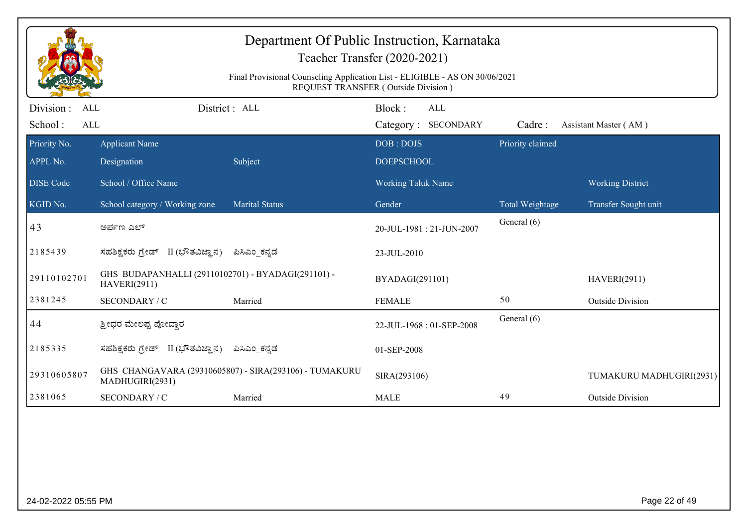# Department Of Public Instruction, Karnataka

## Teacher Transfer (2020-2021)

Final Provisional Counseling Application List - ELIGIBLE - AS ON 30/06/2021
REQUEST TRANSFER ( Outside Division )

Division : ALL | District : ALL | Block : ALL
School : ALL | Category : SECONDARY | Cadre : Assistant Master ( AM )

| Priority No. / APPL No. / DISE Code / KGID No. | Applicant Name / Designation / School / Office Name / School category / Working zone | Subject / Marital Status | DOB : DOJS / DOEPSCHOOL / Working Taluk Name / Gender | Priority claimed / Total Weightage | Working District / Transfer Sought unit |
|---|---|---|---|---|---|
| 43 | ಅರ್ಪಣ ಎಲ್ | | 20-JUL-1981 : 21-JUN-2007 | General (6) | |
| 2185439 | ಸಹಶಿಕ್ಷಕರು ಗ್ರೇಡ್ II (ಭೌತವಿಜ್ಞಾನ) | ಪಿಸಿಎಂ_ಕನ್ನಡ | 23-JUL-2010 | | |
| 29110102701 | GHS BUDAPANHALLI (29110102701) - BYADAGI(291101) - HAVERI(2911) | | BYADAGI(291101) | | HAVERI(2911) |
| 2381245 | SECONDARY / C | Married | FEMALE | 50 | Outside Division |
| 44 | ಶ್ರೀಧರ ಮೇಲಪ್ಪ ಪೋದ್ದಾರ | | 22-JUL-1968 : 01-SEP-2008 | General (6) | |
| 2185335 | ಸಹಶಿಕ್ಷಕರು ಗ್ರೇಡ್ II (ಭೌತವಿಜ್ಞಾನ) | ಪಿಸಿಎಂ_ಕನ್ನಡ | 01-SEP-2008 | | |
| 29310605807 | GHS CHANGAVARA (29310605807) - SIRA(293106) - TUMAKURU MADHUGIRI(2931) | | SIRA(293106) | | TUMAKURU MADHUGIRI(2931) |
| 2381065 | SECONDARY / C | Married | MALE | 49 | Outside Division |

24-02-2022 05:55 PM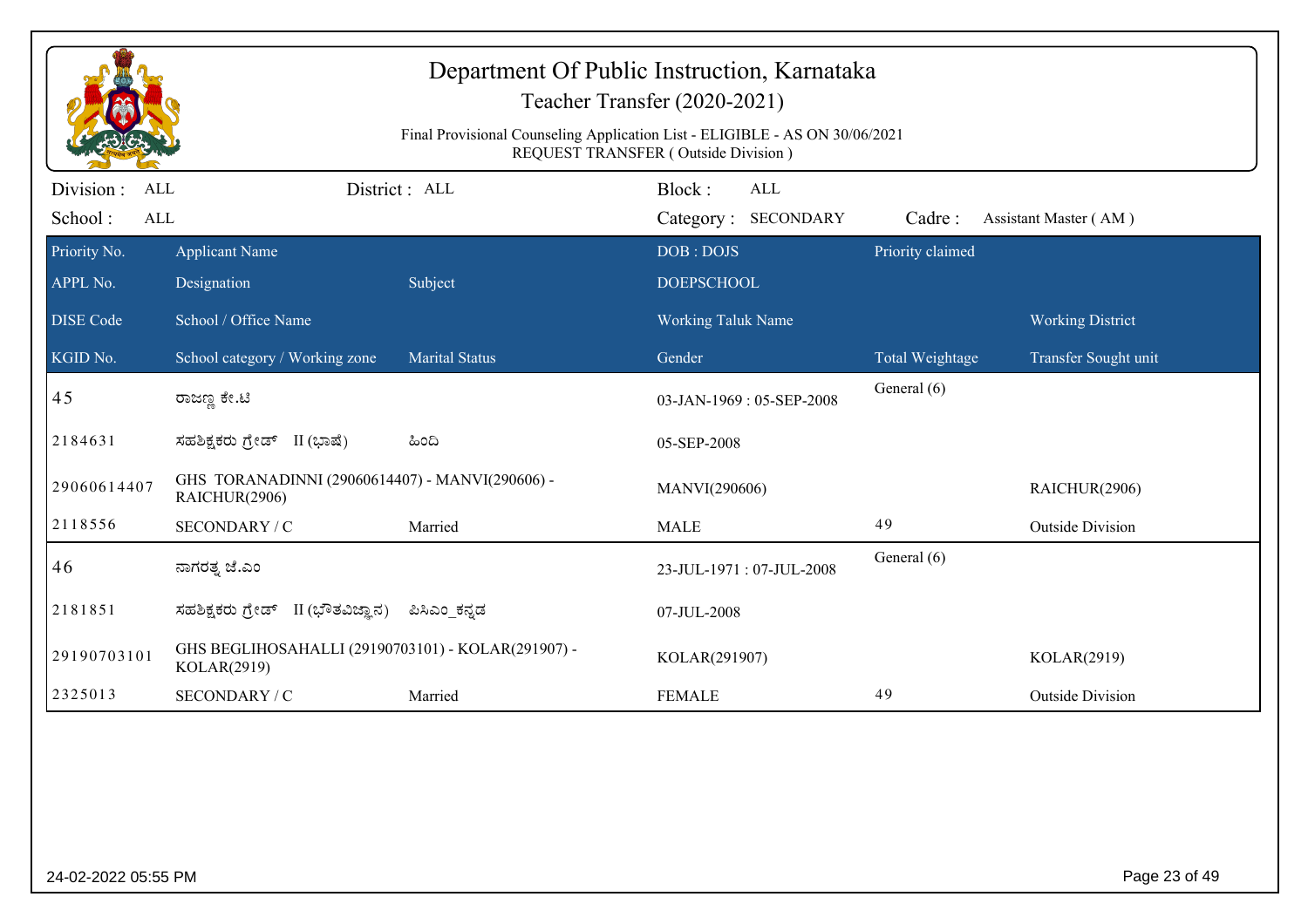# Department Of Public Instruction, Karnataka

## Teacher Transfer (2020-2021)

Final Provisional Counseling Application List - ELIGIBLE - AS ON 30/06/2021

REQUEST TRANSFER ( Outside Division )

Division : ALL &nbsp;&nbsp;&nbsp; District : ALL &nbsp;&nbsp;&nbsp; Block : ALL

School : ALL &nbsp;&nbsp;&nbsp; Category : SECONDARY &nbsp;&nbsp;&nbsp; Cadre : Assistant Master ( AM )

| Priority No. / APPL No. / DISE Code / KGID No. | Applicant Name / Designation / School / Office Name / School category / Working zone | Subject / Marital Status | DOB : DOJS / DOEPSCHOOL / Working Taluk Name / Gender | Priority claimed / Total Weightage | Working District / Transfer Sought unit |
|---|---|---|---|---|---|
| 45 | ರಾಜಣ್ಣ ಕೇ.ಟಿ | | 03-JAN-1969 : 05-SEP-2008 | General (6) | |
| 2184631 | ಸಹಶಿಕ್ಷಕರು ಗ್ರೇಡ್ II (ಭಾಷೆ) | ಹಿಂದಿ | 05-SEP-2008 | | |
| 29060614407 | GHS TORANADINNI (29060614407) - MANVI(290606) - RAICHUR(2906) | | MANVI(290606) | | RAICHUR(2906) |
| 2118556 | SECONDARY / C | Married | MALE | 49 | Outside Division |
| 46 | ನಾಗರತ್ನ ಜೆ.ಎಂ | | 23-JUL-1971 : 07-JUL-2008 | General (6) | |
| 2181851 | ಸಹಶಿಕ್ಷಕರು ಗ್ರೇಡ್ II (ಭೌತವಿಜ್ಞಾನ) | ಪಿಸಿಎಂ_ಕನ್ನಡ | 07-JUL-2008 | | |
| 29190703101 | GHS BEGLIHOSAHALLI (29190703101) - KOLAR(291907) - KOLAR(2919) | | KOLAR(291907) | | KOLAR(2919) |
| 2325013 | SECONDARY / C | Married | FEMALE | 49 | Outside Division |

24-02-2022 05:55 PM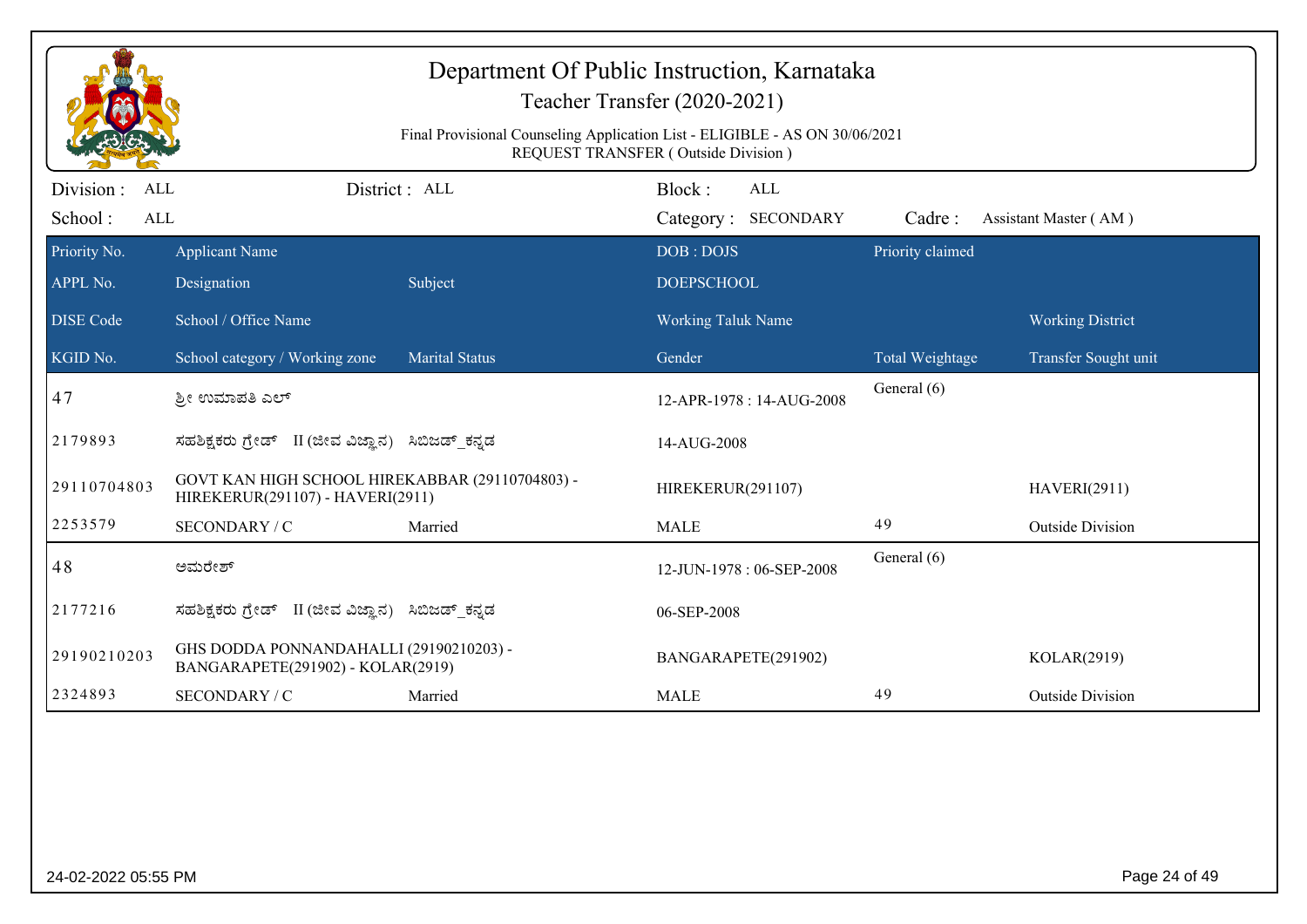# Department Of Public Instruction, Karnataka

## Teacher Transfer (2020-2021)

Final Provisional Counseling Application List - ELIGIBLE - AS ON 30/06/2021
REQUEST TRANSFER ( Outside Division )

Division : ALL | District : ALL | Block : ALL
School : ALL | Category : SECONDARY | Cadre : Assistant Master ( AM )

| Priority No. / APPL No. / DISE Code / KGID No. | Applicant Name / Designation / School / Office Name / School category / Working zone | Subject / Marital Status | DOB : DOJS / DOEPSCHOOL / Working Taluk Name / Gender | Priority claimed / Total Weightage | Working District / Transfer Sought unit |
|---|---|---|---|---|---|
| 47 | ಶ್ರೀ ಉಮಾಪತಿ ಎಲ್ | | 12-APR-1978 : 14-AUG-2008 | General (6) | |
| 2179893 | ಸಹಶಿಕ್ಷಕರು ಗ್ರೇಡ್ II (ಜೀವ ವಿಜ್ಞಾನ) | ಸಿಬಿಜಡ್_ಕನ್ನಡ | 14-AUG-2008 | | |
| 29110704803 | GOVT KAN HIGH SCHOOL HIREKABBAR (29110704803) - HIREKERUR(291107) - HAVERI(2911) | | HIREKERUR(291107) | | HAVERI(2911) |
| 2253579 | SECONDARY / C | Married | MALE | 49 | Outside Division |
| 48 | ಅಮರೇಶ್ | | 12-JUN-1978 : 06-SEP-2008 | General (6) | |
| 2177216 | ಸಹಶಿಕ್ಷಕರು ಗ್ರೇಡ್ II (ಜೀವ ವಿಜ್ಞಾನ) | ಸಿಬಿಜಡ್_ಕನ್ನಡ | 06-SEP-2008 | | |
| 29190210203 | GHS DODDA PONNANDAHALLI (29190210203) - BANGARAPETE(291902) - KOLAR(2919) | | BANGARAPETE(291902) | | KOLAR(2919) |
| 2324893 | SECONDARY / C | Married | MALE | 49 | Outside Division |

24-02-2022 05:55 PM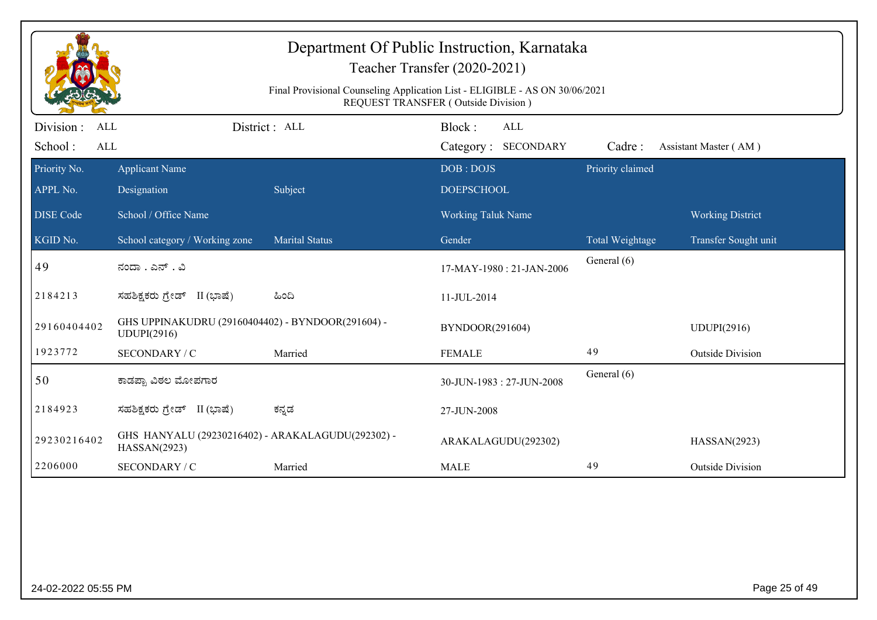# Department Of Public Instruction, Karnataka

## Teacher Transfer (2020-2021)

Final Provisional Counseling Application List - ELIGIBLE - AS ON 30/06/2021
REQUEST TRANSFER ( Outside Division )

Division : ALL &nbsp;&nbsp; District : ALL &nbsp;&nbsp; Block : ALL
School : ALL &nbsp;&nbsp; Category : SECONDARY &nbsp;&nbsp; Cadre : Assistant Master ( AM )

| Priority No. | Applicant Name | | DOB : DOJS | Priority claimed | |
|---|---|---|---|---|---|
| APPL No. | Designation | Subject | DOEPSCHOOL | | |
| DISE Code | School / Office Name | | Working Taluk Name | | Working District |
| KGID No. | School category / Working zone | Marital Status | Gender | Total Weightage | Transfer Sought unit |
| 49 | ನಂದಾ . ಎನ್ . ವಿ | | 17-MAY-1980 : 21-JAN-2006 | General (6) | |
| 2184213 | ಸಹಶಿಕ್ಷಕರು ಗ್ರೇಡ್ II (ಭಾಷೆ) | ಹಿಂದಿ | 11-JUL-2014 | | |
| 29160404402 | GHS UPPINAKUDRU (29160404402) - BYNDOOR(291604) - UDUPI(2916) | | BYNDOOR(291604) | | UDUPI(2916) |
| 1923772 | SECONDARY / C | Married | FEMALE | 49 | Outside Division |
| 50 | ಕಾಡಪ್ಪಾ ವಿಠಲ ಮೋಪಗಾರ | | 30-JUN-1983 : 27-JUN-2008 | General (6) | |
| 2184923 | ಸಹಶಿಕ್ಷಕರು ಗ್ರೇಡ್ II (ಭಾಷೆ) | ಕನ್ನಡ | 27-JUN-2008 | | |
| 29230216402 | GHS HANYALU (29230216402) - ARAKALAGUDU(292302) - HASSAN(2923) | | ARAKALAGUDU(292302) | | HASSAN(2923) |
| 2206000 | SECONDARY / C | Married | MALE | 49 | Outside Division |

24-02-2022 05:55 PM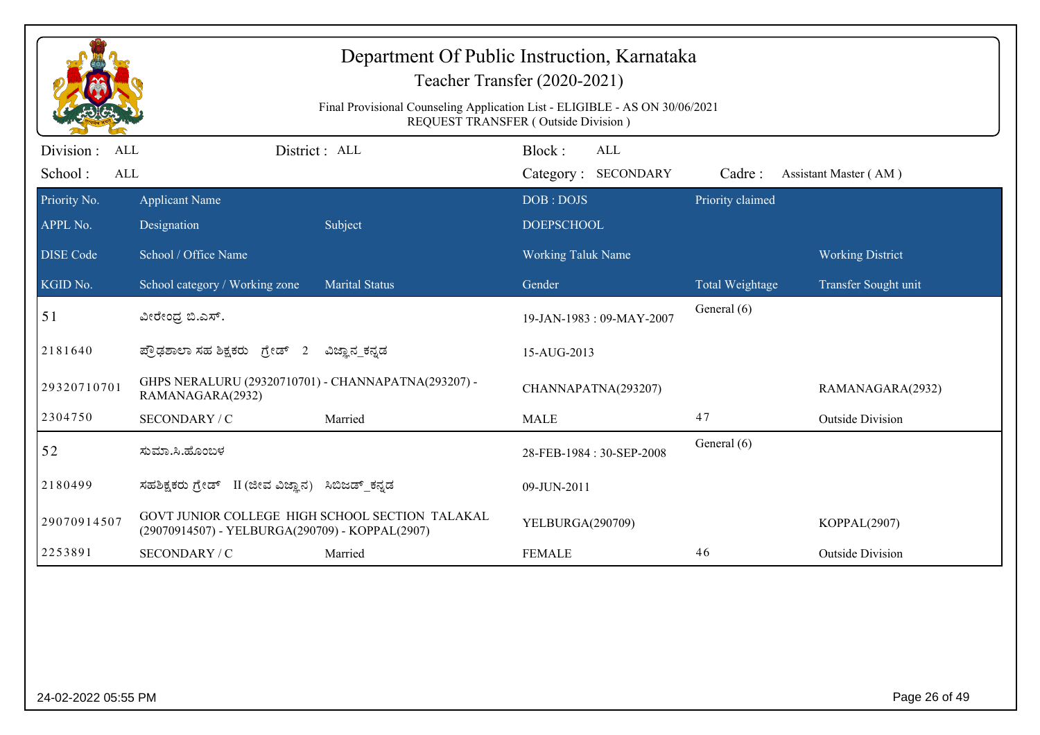# Department Of Public Instruction, Karnataka

Teacher Transfer (2020-2021)

Final Provisional Counseling Application List - ELIGIBLE - AS ON 30/06/2021
REQUEST TRANSFER ( Outside Division )

Division : ALL | District : ALL | Block : ALL
School : ALL | Category : SECONDARY | Cadre : Assistant Master ( AM )

| Priority No. / APPL No. / DISE Code / KGID No. | Applicant Name / Designation / School / Office Name / School category / Working zone | Subject / Marital Status | DOB : DOJS / DOEPSCHOOL / Working Taluk Name / Gender | Priority claimed / Total Weightage | Working District / Transfer Sought unit |
|---|---|---|---|---|---|
| 51 | ವೀರೇಂದ್ರ ಬಿ.ಎಸ್. | | 19-JAN-1983 : 09-MAY-2007 | General (6) | |
| 2181640 | ಪ್ರೌಢಶಾಲಾ ಸಹ ಶಿಕ್ಷಕರು ಗ್ರೇಡ್ 2 | ವಿಜ್ಞಾನ_ಕನ್ನಡ | 15-AUG-2013 | | |
| 29320710701 | GHPS NERALURU (29320710701) - CHANNAPATNA(293207) - RAMANAGARA(2932) | | CHANNAPATNA(293207) | | RAMANAGARA(2932) |
| 2304750 | SECONDARY / C | Married | MALE | 47 | Outside Division |
| 52 | ಸುಮಾ.ಸಿ.ಹೊಂಬಳ | | 28-FEB-1984 : 30-SEP-2008 | General (6) | |
| 2180499 | ಸಹಶಿಕ್ಷಕರು ಗ್ರೇಡ್ II (ಜೀವ ವಿಜ್ಞಾನ) | ಸಿಬಿಜಡ್_ಕನ್ನಡ | 09-JUN-2011 | | |
| 29070914507 | GOVT JUNIOR COLLEGE HIGH SCHOOL SECTION TALAKAL (29070914507) - YELBURGA(290709) - KOPPAL(2907) | | YELBURGA(290709) | | KOPPAL(2907) |
| 2253891 | SECONDARY / C | Married | FEMALE | 46 | Outside Division |

24-02-2022 05:55 PM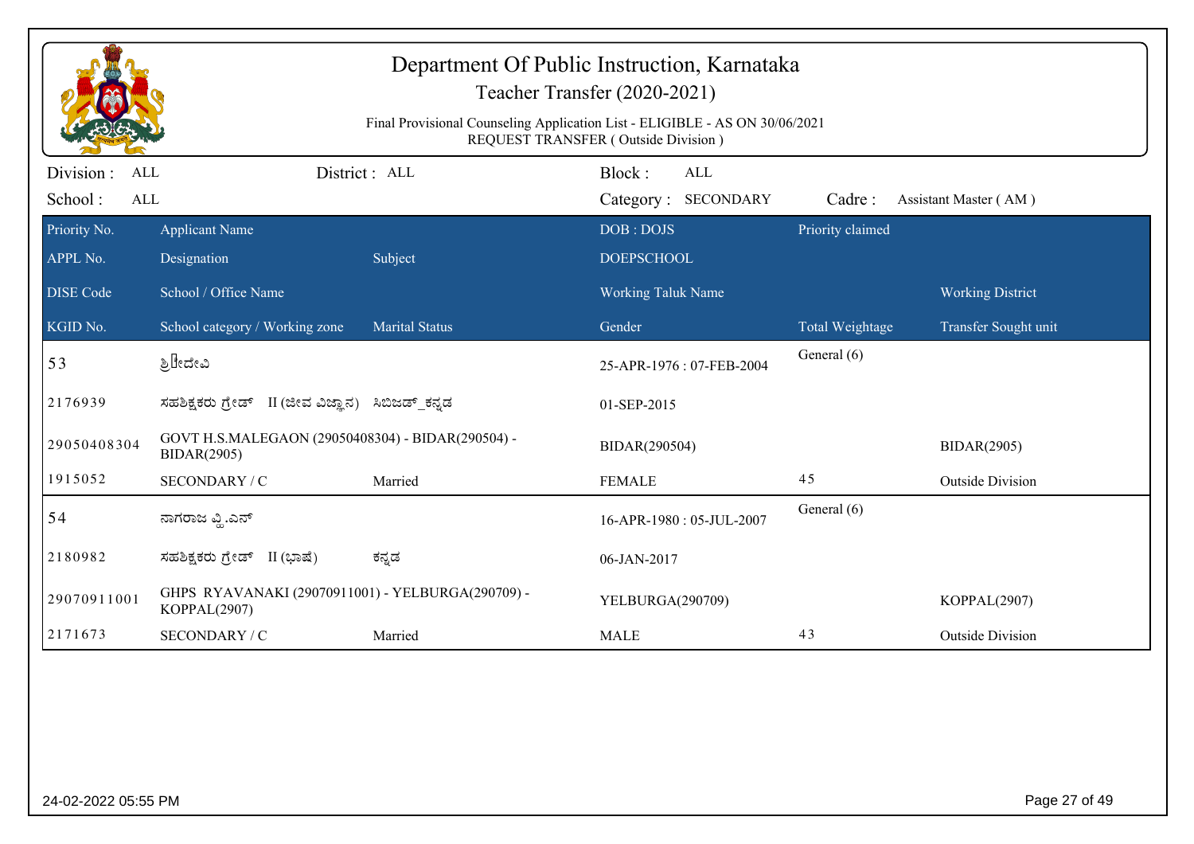# Department Of Public Instruction, Karnataka

Teacher Transfer (2020-2021)

Final Provisional Counseling Application List - ELIGIBLE - AS ON 30/06/2021

REQUEST TRANSFER ( Outside Division )

Division : ALL    District : ALL    Block : ALL

School : ALL    Category : SECONDARY    Cadre : Assistant Master ( AM )

| Priority No. / APPL No. / DISE Code / KGID No. | Applicant Name / Designation / School / Office Name / School category / Working zone | Subject / Marital Status | DOB : DOJS / DOEPSCHOOL / Working Taluk Name / Gender | Priority claimed / Total Weightage | Working District / Transfer Sought unit |
|---|---|---|---|---|---|
| 53 | ಶ್ರೀದೇವಿ | | 25-APR-1976 : 07-FEB-2004 | General (6) | |
| 2176939 | ಸಹಶಿಕ್ಷಕರು ಗ್ರೇಡ್ II (ಜೀವ ವಿಜ್ಞಾನ) | ಸಿಬಿಜಡ್_ಕನ್ನಡ | 01-SEP-2015 | | |
| 29050408304 | GOVT H.S.MALEGAON (29050408304) - BIDAR(290504) - BIDAR(2905) | | BIDAR(290504) | | BIDAR(2905) |
| 1915052 | SECONDARY / C | Married | FEMALE | 45 | Outside Division |
| 54 | ನಾಗರಾಜ ವ್ಹಿ.ಎನ್ | | 16-APR-1980 : 05-JUL-2007 | General (6) | |
| 2180982 | ಸಹಶಿಕ್ಷಕರು ಗ್ರೇಡ್ II (ಭಾಷೆ) | ಕನ್ನಡ | 06-JAN-2017 | | |
| 29070911001 | GHPS RYAVANAKI (29070911001) - YELBURGA(290709) - KOPPAL(2907) | | YELBURGA(290709) | | KOPPAL(2907) |
| 2171673 | SECONDARY / C | Married | MALE | 43 | Outside Division |

24-02-2022 05:55 PM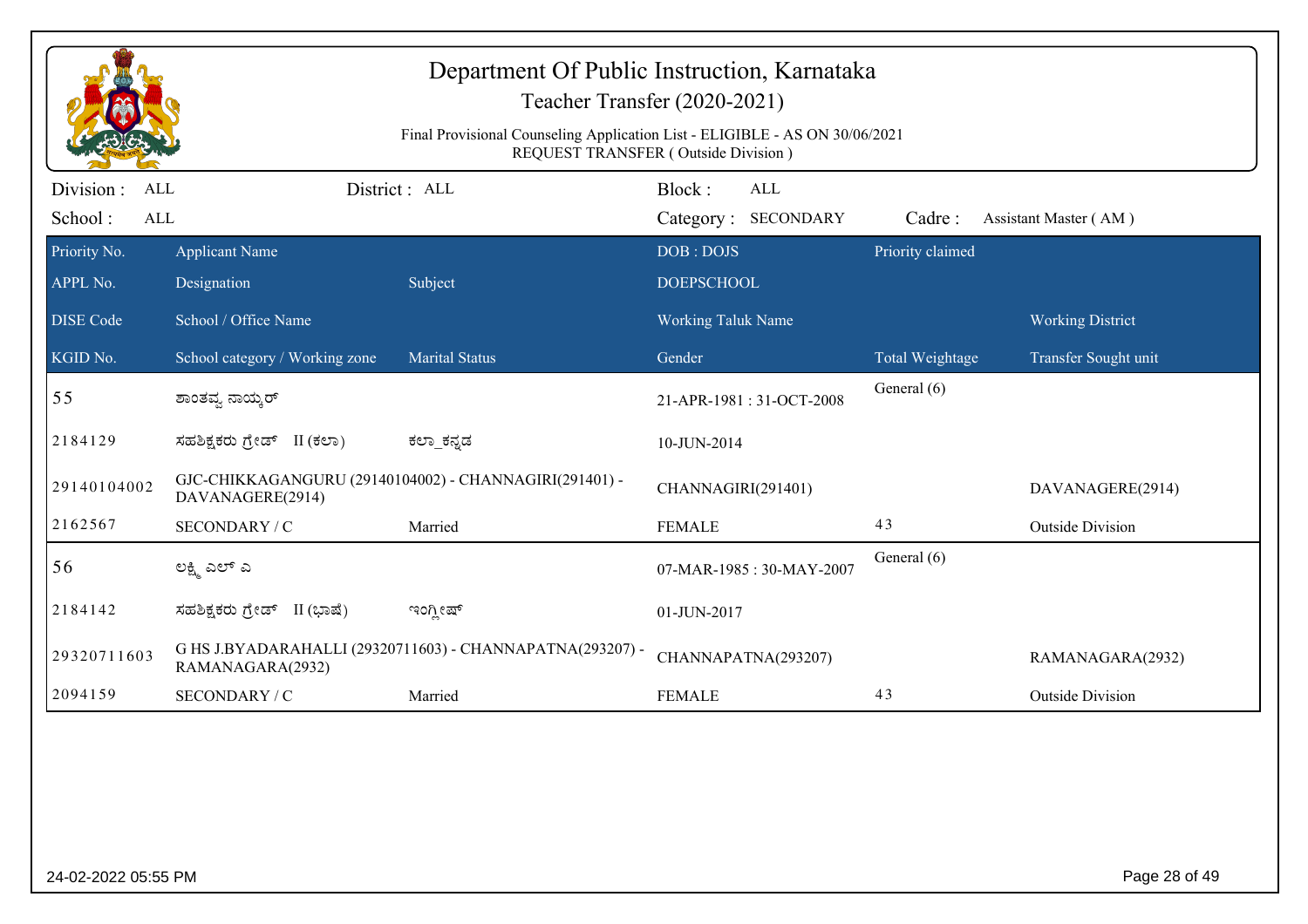# Department Of Public Instruction, Karnataka

## Teacher Transfer (2020-2021)

Final Provisional Counseling Application List - ELIGIBLE - AS ON 30/06/2021

REQUEST TRANSFER ( Outside Division )

Division : ALL | District : ALL | Block : ALL

School : ALL | Category : SECONDARY | Cadre : Assistant Master ( AM )

| Priority No. / APPL No. / DISE Code / KGID No. | Applicant Name / Designation / School / Office Name / School category / Working zone | Subject / Marital Status | DOB : DOJS / DOEPSCHOOL / Working Taluk Name / Gender | Priority claimed / Total Weightage | Working District / Transfer Sought unit |
|---|---|---|---|---|---|
| 55 | ಶಾಂತವ್ವ ನಾಯ್ಕರ್ | | 21-APR-1981 : 31-OCT-2008 | General (6) | |
| 2184129 | ಸಹಶಿಕ್ಷಕರು ಗ್ರೇಡ್ II (ಕಲಾ) | ಕಲಾ_ಕನ್ನಡ | 10-JUN-2014 | | |
| 29140104002 | GJC-CHIKKAGANGURU (29140104002) - CHANNAGIRI(291401) - DAVANAGERE(2914) | | CHANNAGIRI(291401) | | DAVANAGERE(2914) |
| 2162567 | SECONDARY / C | Married | FEMALE | 43 | Outside Division |
| 56 | ಲಕ್ಷ್ಮಿ ಎಲ್ ಎ | | 07-MAR-1985 : 30-MAY-2007 | General (6) | |
| 2184142 | ಸಹಶಿಕ್ಷಕರು ಗ್ರೇಡ್ II (ಭಾಷೆ) | ಇಂಗ್ಲೀಷ್ | 01-JUN-2017 | | |
| 29320711603 | G HS J.BYADARAHALLI (29320711603) - CHANNAPATNA(293207) - RAMANAGARA(2932) | | CHANNAPATNA(293207) | | RAMANAGARA(2932) |
| 2094159 | SECONDARY / C | Married | FEMALE | 43 | Outside Division |

24-02-2022 05:55 PM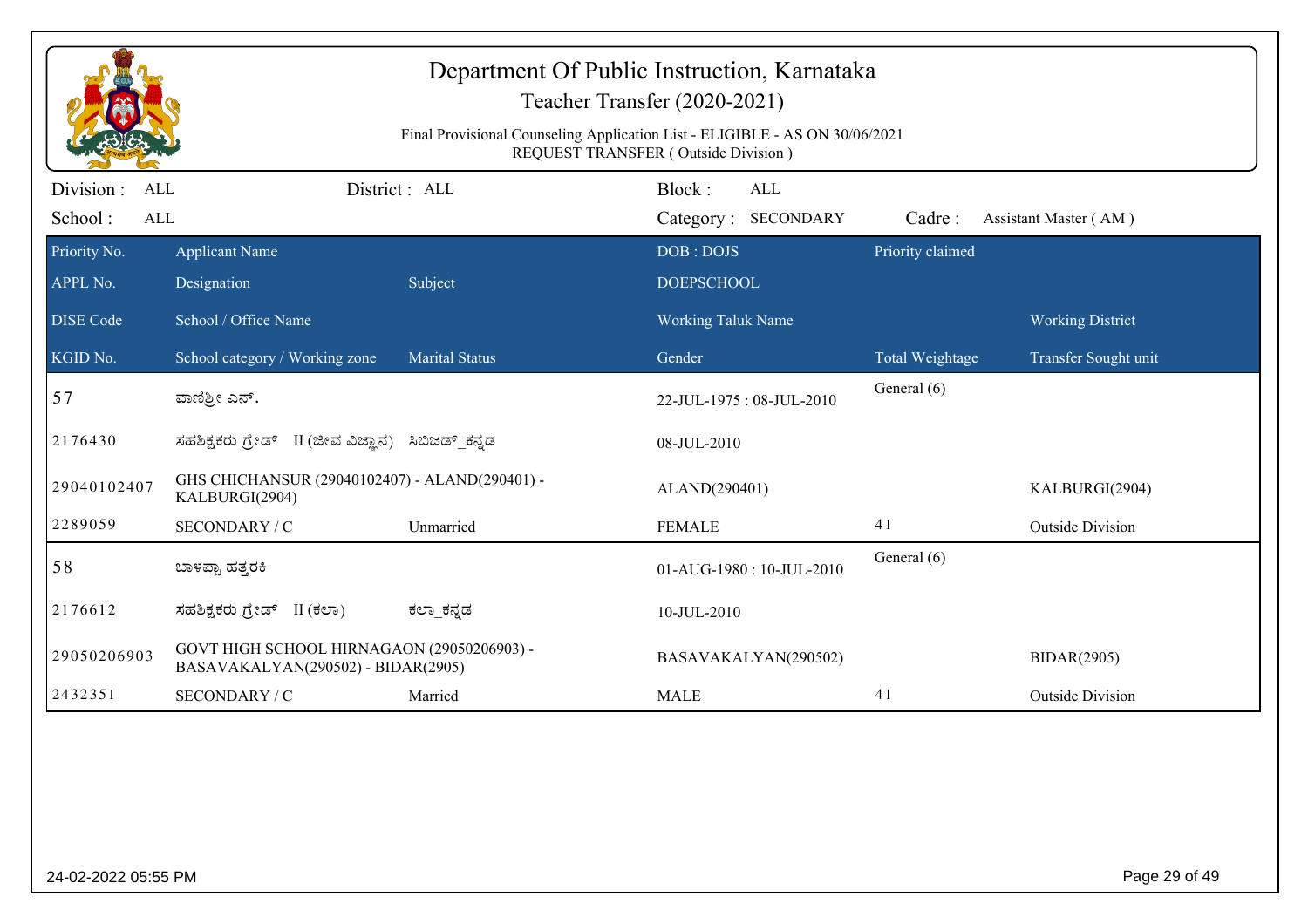# Department Of Public Instruction, Karnataka

## Teacher Transfer (2020-2021)

Final Provisional Counseling Application List - ELIGIBLE - AS ON 30/06/2021

REQUEST TRANSFER ( Outside Division )

Division : ALL | District : ALL | Block : ALL

School : ALL | Category : SECONDARY | Cadre : Assistant Master ( AM )

| Priority No. / APPL No. / DISE Code / KGID No. | Applicant Name / Designation / School / Office Name / School category / Working zone | Subject / Marital Status | DOB : DOJS / DOEPSCHOOL / Working Taluk Name / Gender | Priority claimed / Total Weightage | Working District / Transfer Sought unit |
|---|---|---|---|---|---|
| 57 | ವಾಣಿಶ್ರೀ ಎನ್. | | 22-JUL-1975 : 08-JUL-2010 | General (6) | |
| 2176430 | ಸಹಶಿಕ್ಷಕರು ಗ್ರೇಡ್ II (ಜೀವ ವಿಜ್ಞಾನ) | ಸಿಬಿಜಡ್_ಕನ್ನಡ | 08-JUL-2010 | | |
| 29040102407 | GHS CHICHANSUR (29040102407) - ALAND(290401) - KALBURGI(2904) | | ALAND(290401) | | KALBURGI(2904) |
| 2289059 | SECONDARY / C | Unmarried | FEMALE | 41 | Outside Division |
| 58 | ಬಾಳಪ್ಪಾ ಹತ್ತರಕಿ | | 01-AUG-1980 : 10-JUL-2010 | General (6) | |
| 2176612 | ಸಹಶಿಕ್ಷಕರು ಗ್ರೇಡ್ II (ಕಲಾ) | ಕಲಾ_ಕನ್ನಡ | 10-JUL-2010 | | |
| 29050206903 | GOVT HIGH SCHOOL HIRNAGAON (29050206903) - BASAVAKALYAN(290502) - BIDAR(2905) | | BASAVAKALYAN(290502) | | BIDAR(2905) |
| 2432351 | SECONDARY / C | Married | MALE | 41 | Outside Division |

24-02-2022 05:55 PM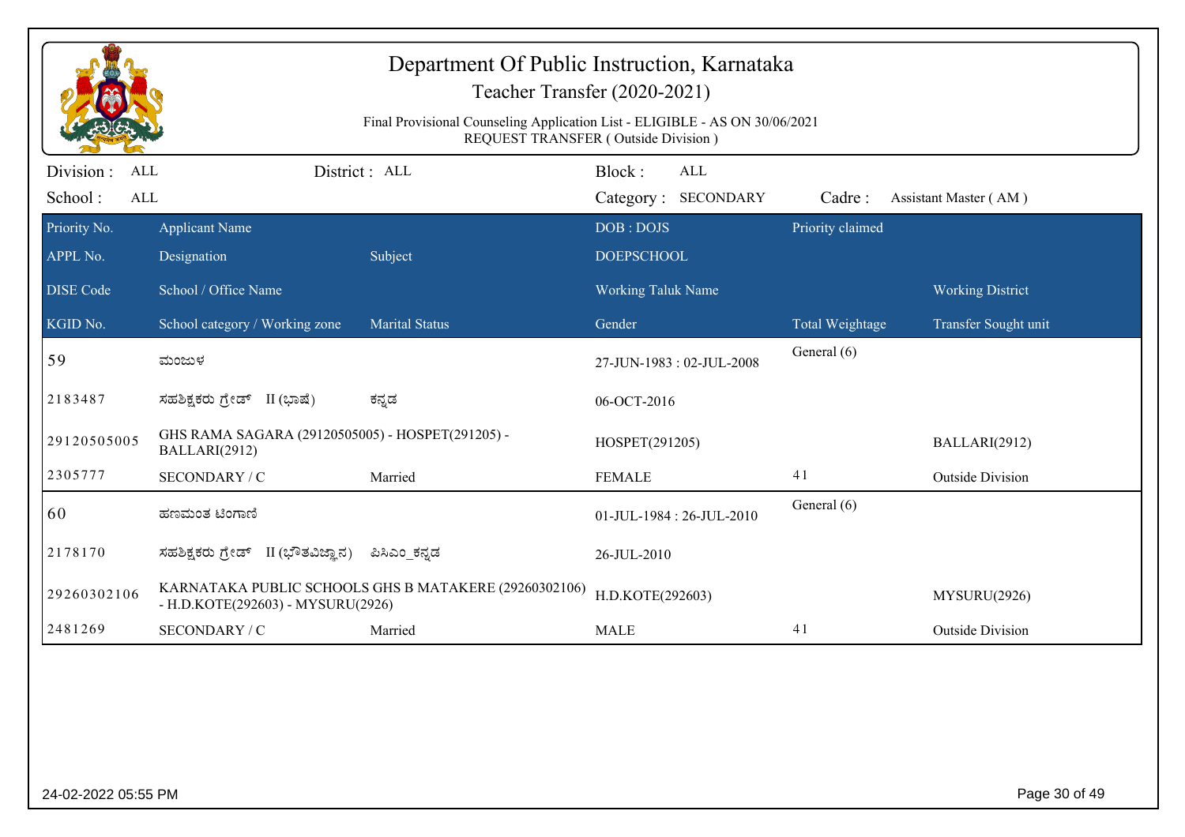# Department Of Public Instruction, Karnataka

Teacher Transfer (2020-2021)

Final Provisional Counseling Application List - ELIGIBLE - AS ON 30/06/2021

REQUEST TRANSFER ( Outside Division )

Division : ALL | District : ALL | Block : ALL

School : ALL | Category : SECONDARY | Cadre : Assistant Master ( AM )

| Priority No. / APPL No. / DISE Code / KGID No. | Applicant Name / Designation / School / Office Name / School category / Working zone | Subject / Marital Status | DOB : DOJS / DOEPSCHOOL / Working Taluk Name / Gender | Priority claimed / Total Weightage | Working District / Transfer Sought unit |
|---|---|---|---|---|---|
| 59 | ಮಂಜುಳ | | 27-JUN-1983 : 02-JUL-2008 | General (6) | |
| 2183487 | ಸಹಶಿಕ್ಷಕರು ಗ್ರೇಡ್ II (ಭಾಷೆ) | ಕನ್ನಡ | 06-OCT-2016 | | |
| 29120505005 | GHS RAMA SAGARA (29120505005) - HOSPET(291205) - BALLARI(2912) | | HOSPET(291205) | | BALLARI(2912) |
| 2305777 | SECONDARY / C | Married | FEMALE | 41 | Outside Division |
| 60 | ಹಣಮಂತ ಟಂಗಾಣಿ | | 01-JUL-1984 : 26-JUL-2010 | General (6) | |
| 2178170 | ಸಹಶಿಕ್ಷಕರು ಗ್ರೇಡ್ II (ಭೌತವಿಜ್ಞಾನ) | ಪಿಸಿಎಂ_ಕನ್ನಡ | 26-JUL-2010 | | |
| 29260302106 | KARNATAKA PUBLIC SCHOOLS GHS B MATAKERE (29260302106) - H.D.KOTE(292603) - MYSURU(2926) | | H.D.KOTE(292603) | | MYSURU(2926) |
| 2481269 | SECONDARY / C | Married | MALE | 41 | Outside Division |

24-02-2022 05:55 PM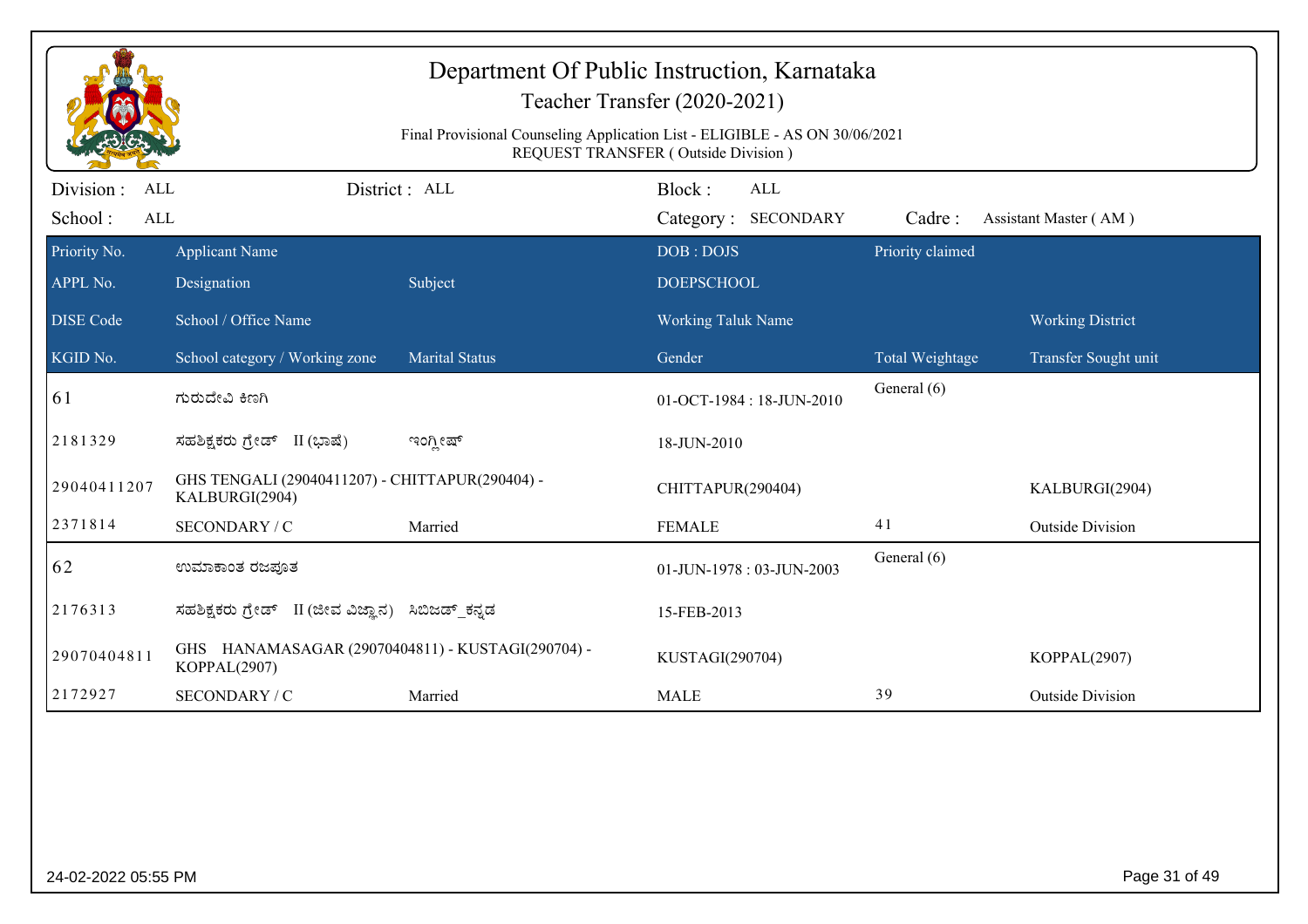# Department Of Public Instruction, Karnataka

## Teacher Transfer (2020-2021)

Final Provisional Counseling Application List - ELIGIBLE - AS ON 30/06/2021
REQUEST TRANSFER ( Outside Division )

Division : ALL | District : ALL | Block : ALL
School : ALL | Category : SECONDARY | Cadre : Assistant Master ( AM )

| Priority No. / APPL No. / DISE Code / KGID No. | Applicant Name / Designation / School / Office Name / School category / Working zone | Subject / Marital Status | DOB : DOJS / DOEPSCHOOL / Working Taluk Name / Gender | Priority claimed / Total Weightage | Working District / Transfer Sought unit |
|---|---|---|---|---|---|
| 61 | ಗುರುದೇವಿ ಕಿಣಗಿ | | 01-OCT-1984 : 18-JUN-2010 | General (6) | |
| 2181329 | ಸಹಶಿಕ್ಷಕರು ಗ್ರೇಡ್ II (ಭಾಷೆ) | ಇಂಗ್ಲೀಷ್ | 18-JUN-2010 | | |
| 29040411207 | GHS TENGALI (29040411207) - CHITTAPUR(290404) - KALBURGI(2904) | | CHITTAPUR(290404) | | KALBURGI(2904) |
| 2371814 | SECONDARY / C | Married | FEMALE | 41 | Outside Division |
| 62 | ಉಮಾಕಾಂತ ರಜಪೂತ | | 01-JUN-1978 : 03-JUN-2003 | General (6) | |
| 2176313 | ಸಹಶಿಕ್ಷಕರು ಗ್ರೇಡ್ II (ಜೀವ ವಿಜ್ಞಾನ) | ಸಿಬಿಜಡ್_ಕನ್ನಡ | 15-FEB-2013 | | |
| 29070404811 | GHS HANAMASAGAR (29070404811) - KUSTAGI(290704) - KOPPAL(2907) | | KUSTAGI(290704) | | KOPPAL(2907) |
| 2172927 | SECONDARY / C | Married | MALE | 39 | Outside Division |

24-02-2022 05:55 PM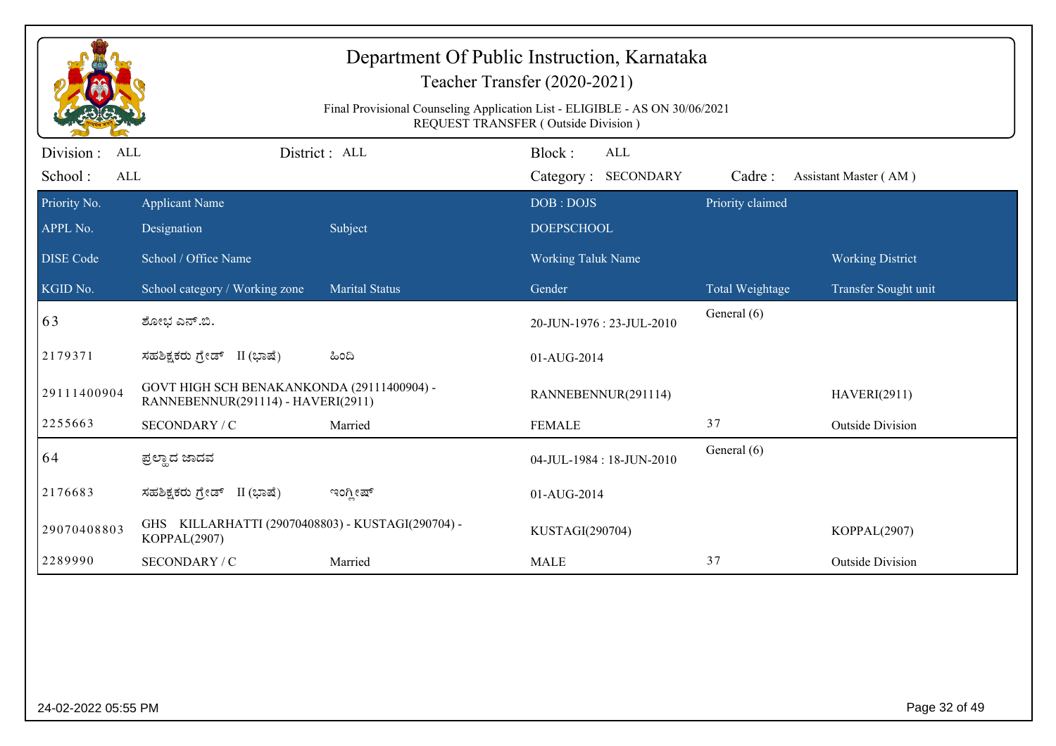# Department Of Public Instruction, Karnataka

## Teacher Transfer (2020-2021)

Final Provisional Counseling Application List - ELIGIBLE - AS ON 30/06/2021
REQUEST TRANSFER ( Outside Division )

Division : ALL | District : ALL | Block : ALL
School : ALL | Category : SECONDARY | Cadre : Assistant Master ( AM )

| Priority No. / APPL No. / DISE Code / KGID No. | Applicant Name / Designation / School / Office Name / School category / Working zone | Subject / Marital Status | DOB : DOJS / DOEPSCHOOL / Working Taluk Name / Gender | Priority claimed / Total Weightage | Working District / Transfer Sought unit |
|---|---|---|---|---|---|
| 63 | ಶೋಭ ಎನ್.ಬಿ. | | 20-JUN-1976 : 23-JUL-2010 | General (6) | |
| 2179371 | ಸಹಶಿಕ್ಷಕರು ಗ್ರೇಡ್ II (ಭಾಷೆ) | ಹಿಂದಿ | 01-AUG-2014 | | |
| 29111400904 | GOVT HIGH SCH BENAKANKONDA (29111400904) - RANNEBENNUR(291114) - HAVERI(2911) | | RANNEBENNUR(291114) | | HAVERI(2911) |
| 2255663 | SECONDARY / C | Married | FEMALE | 37 | Outside Division |
| 64 | ಪ್ರಲ್ಹಾದ ಜಾದವ | | 04-JUL-1984 : 18-JUN-2010 | General (6) | |
| 2176683 | ಸಹಶಿಕ್ಷಕರು ಗ್ರೇಡ್ II (ಭಾಷೆ) | ಇಂಗ್ಲೀಷ್ | 01-AUG-2014 | | |
| 29070408803 | GHS KILLARHATTI (29070408803) - KUSTAGI(290704) - KOPPAL(2907) | | KUSTAGI(290704) | | KOPPAL(2907) |
| 2289990 | SECONDARY / C | Married | MALE | 37 | Outside Division |

24-02-2022 05:55 PM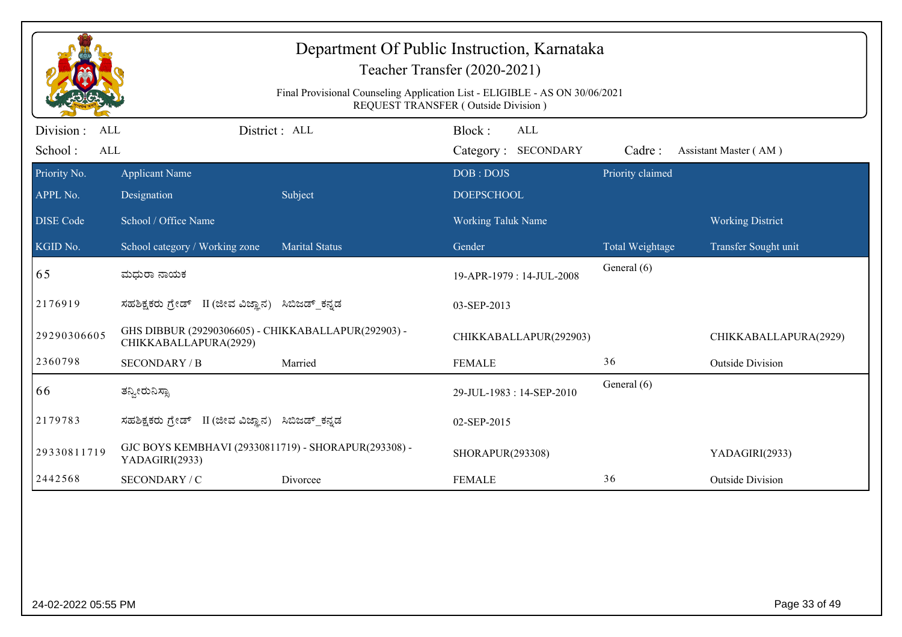# Department Of Public Instruction, Karnataka

## Teacher Transfer (2020-2021)

Final Provisional Counseling Application List - ELIGIBLE - AS ON 30/06/2021
REQUEST TRANSFER ( Outside Division )

Division : ALL | District : ALL | Block : ALL
School : ALL | Category : SECONDARY | Cadre : Assistant Master ( AM )

| Priority No. / APPL No. / DISE Code / KGID No. | Applicant Name / Designation / School / Office Name / School category / Working zone | Subject / Marital Status | DOB : DOJS / DOEPSCHOOL / Working Taluk Name / Gender | Priority claimed / Total Weightage | Working District / Transfer Sought unit |
|---|---|---|---|---|---|
| 65 | ಮಧುರಾ ನಾಯಕ | | 19-APR-1979 : 14-JUL-2008 | General (6) | |
| 2176919 | ಸಹಶಿಕ್ಷಕರು ಗ್ರೇಡ್ II (ಜೀವ ವಿಜ್ಞಾನ) | ಸಿಬಿಜಡ್_ಕನ್ನಡ | 03-SEP-2013 | | |
| 29290306605 | GHS DIBBUR (29290306605) - CHIKKABALLAPUR(292903) - CHIKKABALLAPURA(2929) | | CHIKKABALLAPUR(292903) | | CHIKKABALLAPURA(2929) |
| 2360798 | SECONDARY / B | Married | FEMALE | 36 | Outside Division |
| 66 | ತನ್ವೀರುನಿಸ್ಸಾ | | 29-JUL-1983 : 14-SEP-2010 | General (6) | |
| 2179783 | ಸಹಶಿಕ್ಷಕರು ಗ್ರೇಡ್ II (ಜೀವ ವಿಜ್ಞಾನ) | ಸಿಬಿಜಡ್_ಕನ್ನಡ | 02-SEP-2015 | | |
| 29330811719 | GJC BOYS KEMBHAVI (29330811719) - SHORAPUR(293308) - YADAGIRI(2933) | | SHORAPUR(293308) | | YADAGIRI(2933) |
| 2442568 | SECONDARY / C | Divorcee | FEMALE | 36 | Outside Division |

24-02-2022 05:55 PM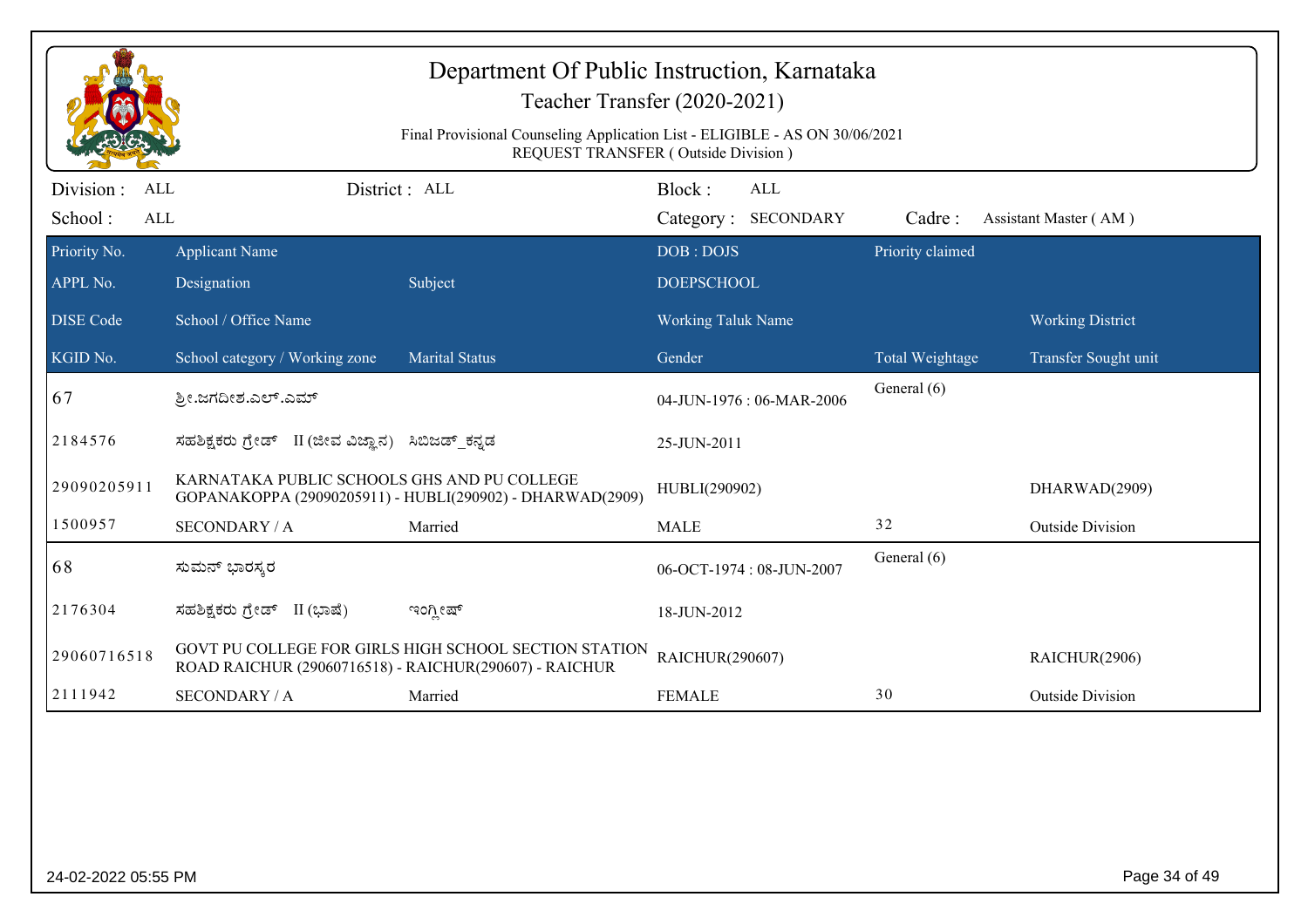# Department Of Public Instruction, Karnataka

## Teacher Transfer (2020-2021)

Final Provisional Counseling Application List - ELIGIBLE - AS ON 30/06/2021

REQUEST TRANSFER ( Outside Division )

Division : ALL | District : ALL | Block : ALL

School : ALL | Category : SECONDARY | Cadre : Assistant Master ( AM )

| Priority No. / APPL No. / DISE Code / KGID No. | Applicant Name / Designation / School / Office Name / School category / Working zone | Subject / Marital Status | DOB : DOJS / DOEPSCHOOL / Working Taluk Name / Gender | Priority claimed / Total Weightage | Working District / Transfer Sought unit |
|---|---|---|---|---|---|
| 67 | ಶ್ರೀ.ಜಗದೀಶ.ಎಲ್.ಎಮ್ | | 04-JUN-1976 : 06-MAR-2006 | General (6) | |
| 2184576 | ಸಹಶಿಕ್ಷಕರು ಗ್ರೇಡ್ II (ಜೀವ ವಿಜ್ಞಾನ) | ಸಿಬಿಜಡ್_ಕನ್ನಡ | 25-JUN-2011 | | |
| 29090205911 | KARNATAKA PUBLIC SCHOOLS GHS AND PU COLLEGE GOPANAKOPPA (29090205911) - HUBLI(290902) - DHARWAD(2909) | | HUBLI(290902) | | DHARWAD(2909) |
| 1500957 | SECONDARY / A | Married | MALE | 32 | Outside Division |
| 68 | ಸುಮನ್ ಭಾರಸ್ಕರ | | 06-OCT-1974 : 08-JUN-2007 | General (6) | |
| 2176304 | ಸಹಶಿಕ್ಷಕರು ಗ್ರೇಡ್ II (ಭಾಷೆ) | ಇಂಗ್ಲೀಷ್ | 18-JUN-2012 | | |
| 29060716518 | GOVT PU COLLEGE FOR GIRLS HIGH SCHOOL SECTION STATION ROAD RAICHUR (29060716518) - RAICHUR(290607) - RAICHUR | | RAICHUR(290607) | | RAICHUR(2906) |
| 2111942 | SECONDARY / A | Married | FEMALE | 30 | Outside Division |

24-02-2022 05:55 PM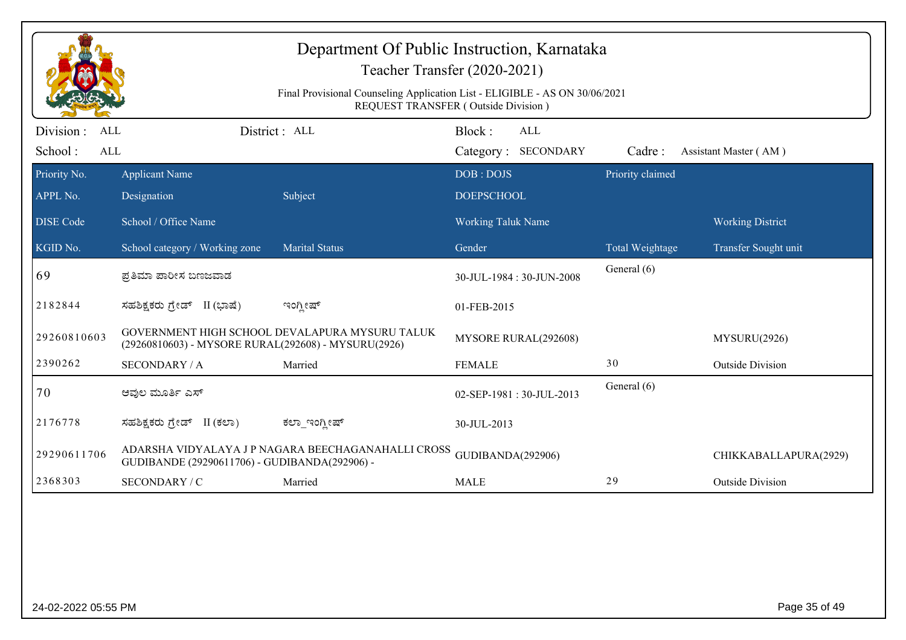# Department Of Public Instruction, Karnataka

Teacher Transfer (2020-2021)

Final Provisional Counseling Application List - ELIGIBLE - AS ON 30/06/2021

REQUEST TRANSFER ( Outside Division )

Division : ALL | District : ALL | Block : ALL

School : ALL | Category : SECONDARY | Cadre : Assistant Master ( AM )

| Priority No. / APPL No. / DISE Code / KGID No. | Applicant Name / Designation / School / Office Name / School category / Working zone | Subject / Marital Status | DOB : DOJS / DOEPSCHOOL / Working Taluk Name / Gender | Priority claimed / Total Weightage | Working District / Transfer Sought unit |
|---|---|---|---|---|---|
| 69 | ಪ್ರತಿಮಾ ಪಾರೀಸ ಬಣಜವಾಡ | | 30-JUL-1984 : 30-JUN-2008 | General (6) | |
| 2182844 | ಸಹಶಿಕ್ಷಕರು ಗ್ರೇಡ್ II (ಭಾಷೆ) | ಇಂಗ್ಲೀಷ್ | 01-FEB-2015 | | |
| 29260810603 | GOVERNMENT HIGH SCHOOL DEVALAPURA MYSURU TALUK (29260810603) - MYSORE RURAL(292608) - MYSURU(2926) | | MYSORE RURAL(292608) | | MYSURU(2926) |
| 2390262 | SECONDARY / A | Married | FEMALE | 30 | Outside Division |
| 70 | ಆವುಲ ಮೂರ್ತಿ ಎಸ್ | | 02-SEP-1981 : 30-JUL-2013 | General (6) | |
| 2176778 | ಸಹಶಿಕ್ಷಕರು ಗ್ರೇಡ್ II (ಕಲಾ) | ಕಲಾ_ಇಂಗ್ಲೀಷ್ | 30-JUL-2013 | | |
| 29290611706 | ADARSHA VIDYALAYA J P NAGARA BEECHAGANAHALLI CROSS GUDIBANDE (29290611706) - GUDIBANDA(292906) - | | GUDIBANDA(292906) | | CHIKKABALLAPURA(2929) |
| 2368303 | SECONDARY / C | Married | MALE | 29 | Outside Division |

24-02-2022 05:55 PM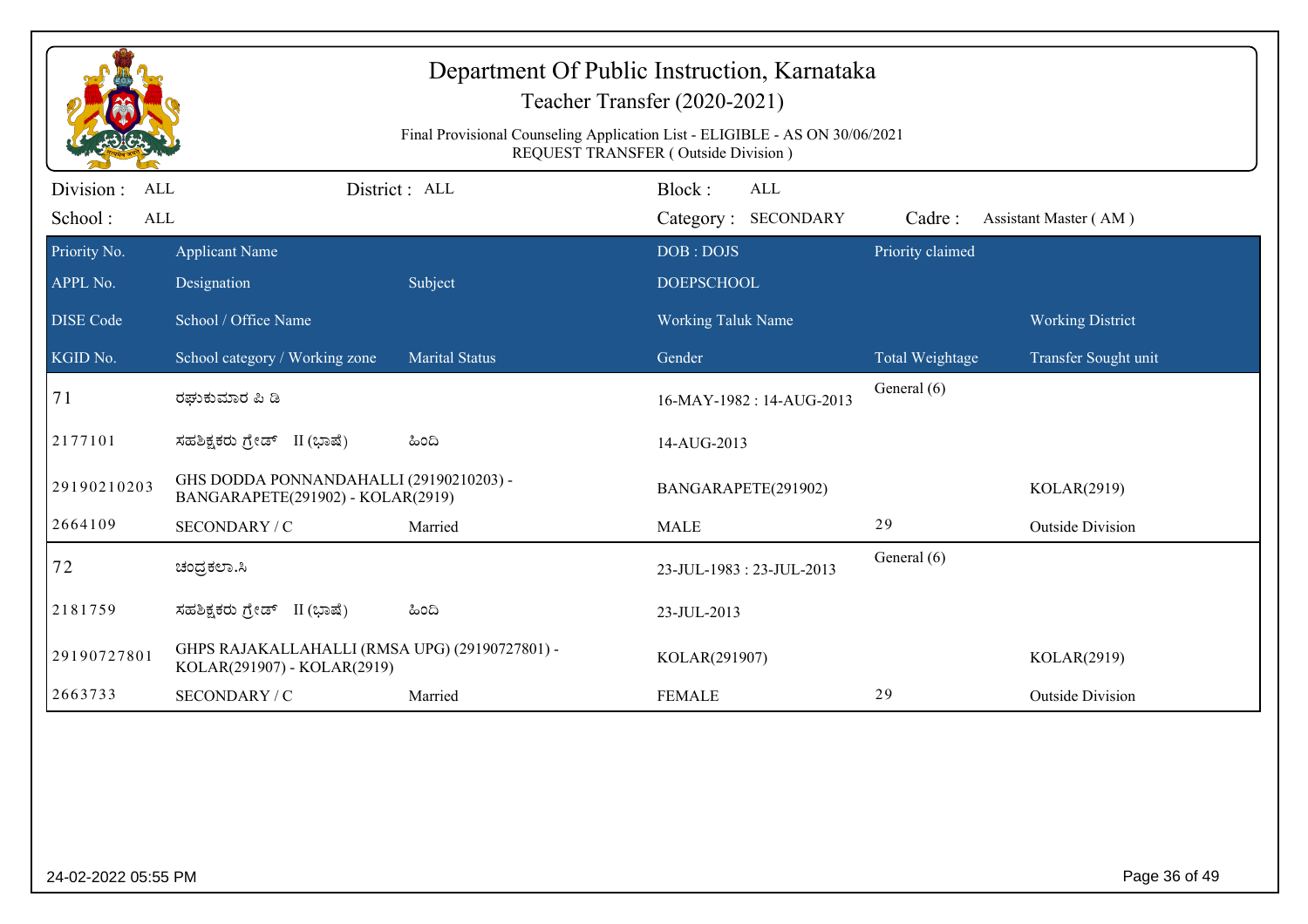# Department Of Public Instruction, Karnataka

## Teacher Transfer (2020-2021)

Final Provisional Counseling Application List - ELIGIBLE - AS ON 30/06/2021
REQUEST TRANSFER ( Outside Division )

Division : ALL | District : ALL | Block : ALL
School : ALL | Category : SECONDARY | Cadre : Assistant Master ( AM )

| Priority No. / APPL No. / DISE Code / KGID No. | Applicant Name / Designation / School / Office Name / School category / Working zone | Subject / Marital Status | DOB : DOJS / DOEPSCHOOL / Working Taluk Name / Gender | Priority claimed / Total Weightage | Working District / Transfer Sought unit |
|---|---|---|---|---|---|
| 71 | ರಘುಕುಮಾರ ಪಿ ಡಿ | | 16-MAY-1982 : 14-AUG-2013 | General (6) | |
| 2177101 | ಸಹಶಿಕ್ಷಕರು ಗ್ರೇಡ್ II (ಭಾಷೆ) | ಹಿಂದಿ | 14-AUG-2013 | | |
| 29190210203 | GHS DODDA PONNANDAHALLI (29190210203) - BANGARAPETE(291902) - KOLAR(2919) | | BANGARAPETE(291902) | | KOLAR(2919) |
| 2664109 | SECONDARY / C | Married | MALE | 29 | Outside Division |
| 72 | ಚಂದ್ರಕಲಾ.ಸಿ | | 23-JUL-1983 : 23-JUL-2013 | General (6) | |
| 2181759 | ಸಹಶಿಕ್ಷಕರು ಗ್ರೇಡ್ II (ಭಾಷೆ) | ಹಿಂದಿ | 23-JUL-2013 | | |
| 29190727801 | GHPS RAJAKALLAHALLI (RMSA UPG) (29190727801) - KOLAR(291907) - KOLAR(2919) | | KOLAR(291907) | | KOLAR(2919) |
| 2663733 | SECONDARY / C | Married | FEMALE | 29 | Outside Division |

24-02-2022 05:55 PM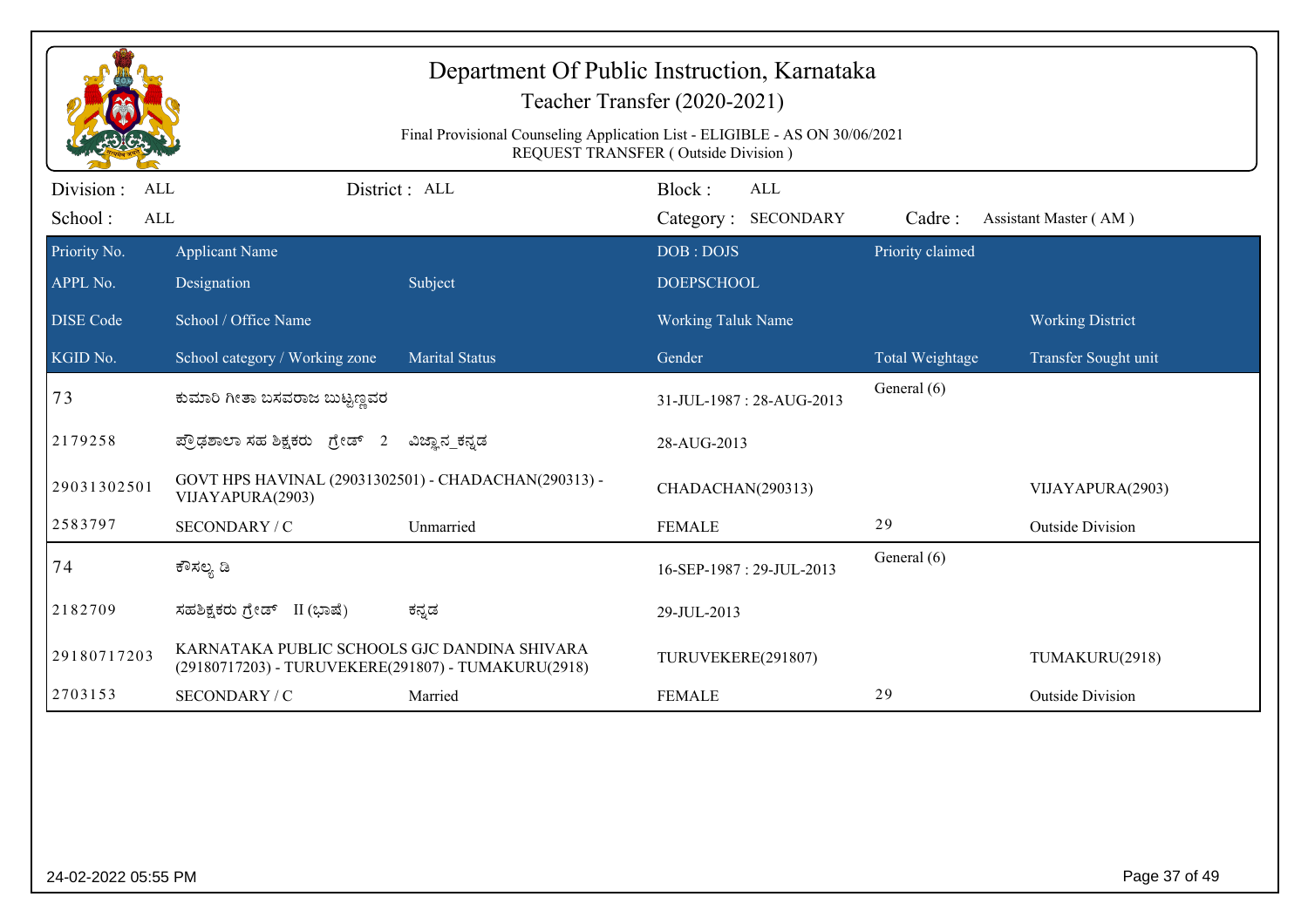# Department Of Public Instruction, Karnataka

## Teacher Transfer (2020-2021)

Final Provisional Counseling Application List - ELIGIBLE - AS ON 30/06/2021
REQUEST TRANSFER ( Outside Division )

Division : ALL    District : ALL    Block : ALL
School : ALL    Category : SECONDARY    Cadre : Assistant Master ( AM )

| Priority No. | Applicant Name | | DOB : DOJS | Priority claimed | |
|---|---|---|---|---|---|
| APPL No. | Designation | Subject | DOEPSCHOOL | | |
| DISE Code | School / Office Name | | Working Taluk Name | | Working District |
| KGID No. | School category / Working zone | Marital Status | Gender | Total Weightage | Transfer Sought unit |
| 73 | ಕುಮಾರಿ ಗೀತಾ ಬಸವರಾಜ ಬುಟ್ಟಣ್ಣವರ | | 31-JUL-1987 : 28-AUG-2013 | General (6) | |
| 2179258 | ಪ್ರೌಢಶಾಲಾ ಸಹ ಶಿಕ್ಷಕರು ಗ್ರೇಡ್ 2 | ವಿಜ್ಞಾನ_ಕನ್ನಡ | 28-AUG-2013 | | |
| 29031302501 | GOVT HPS HAVINAL (29031302501) - CHADACHAN(290313) - VIJAYAPURA(2903) | | CHADACHAN(290313) | | VIJAYAPURA(2903) |
| 2583797 | SECONDARY / C | Unmarried | FEMALE | 29 | Outside Division |
| 74 | ಕೌಸಲ್ಯ ಡಿ | | 16-SEP-1987 : 29-JUL-2013 | General (6) | |
| 2182709 | ಸಹಶಿಕ್ಷಕರು ಗ್ರೇಡ್ II (ಭಾಷೆ) | ಕನ್ನಡ | 29-JUL-2013 | | |
| 29180717203 | KARNATAKA PUBLIC SCHOOLS GJC DANDINA SHIVARA (29180717203) - TURUVEKERE(291807) - TUMAKURU(2918) | | TURUVEKERE(291807) | | TUMAKURU(2918) |
| 2703153 | SECONDARY / C | Married | FEMALE | 29 | Outside Division |

24-02-2022 05:55 PM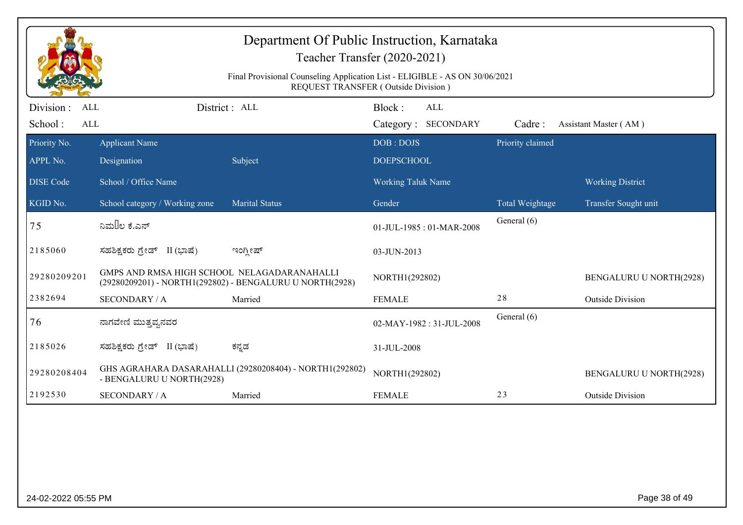# Department Of Public Instruction, Karnataka

## Teacher Transfer (2020-2021)

Final Provisional Counseling Application List - ELIGIBLE - AS ON 30/06/2021

REQUEST TRANSFER ( Outside Division )

| Division : ALL | District : ALL | Block : ALL | |
|---|---|---|---|
| School : ALL | | Category : SECONDARY | Cadre : Assistant Master ( AM ) |

| Priority No. / APPL No. / DISE Code / KGID No. | Applicant Name / Designation / School / Office Name / School category / Working zone | Subject / Marital Status | DOB : DOJS / DOEPSCHOOL / Working Taluk Name / Gender | Priority claimed / Total Weightage | Working District / Transfer Sought unit |
|---|---|---|---|---|---|
| 75 | ನಿಮ್ಮಿಲ ಕೆ.ಎನ್ | | 01-JUL-1985 : 01-MAR-2008 | General (6) | |
| 2185060 | ಸಹಶಿಕ್ಷಕರು ಗ್ರೇಡ್ II (ಭಾಷೆ) | ಇಂಗ್ಲೀಷ್ | 03-JUN-2013 | | |
| 29280209201 | GMPS AND RMSA HIGH SCHOOL NELAGADARANAHALLI (29280209201) - NORTH1(292802) - BENGALURU U NORTH(2928) | | NORTH1(292802) | | BENGALURU U NORTH(2928) |
| 2382694 | SECONDARY / A | Married | FEMALE | 28 | Outside Division |
| 76 | ನಾಗವೇಣಿ ಮುತ್ತಪ್ಪನವರ | | 02-MAY-1982 : 31-JUL-2008 | General (6) | |
| 2185026 | ಸಹಶಿಕ್ಷಕರು ಗ್ರೇಡ್ II (ಭಾಷೆ) | ಕನ್ನಡ | 31-JUL-2008 | | |
| 29280208404 | GHS AGRAHARA DASARAHALLI (29280208404) - NORTH1(292802) - BENGALURU U NORTH(2928) | | NORTH1(292802) | | BENGALURU U NORTH(2928) |
| 2192530 | SECONDARY / A | Married | FEMALE | 23 | Outside Division |

24-02-2022 05:55 PM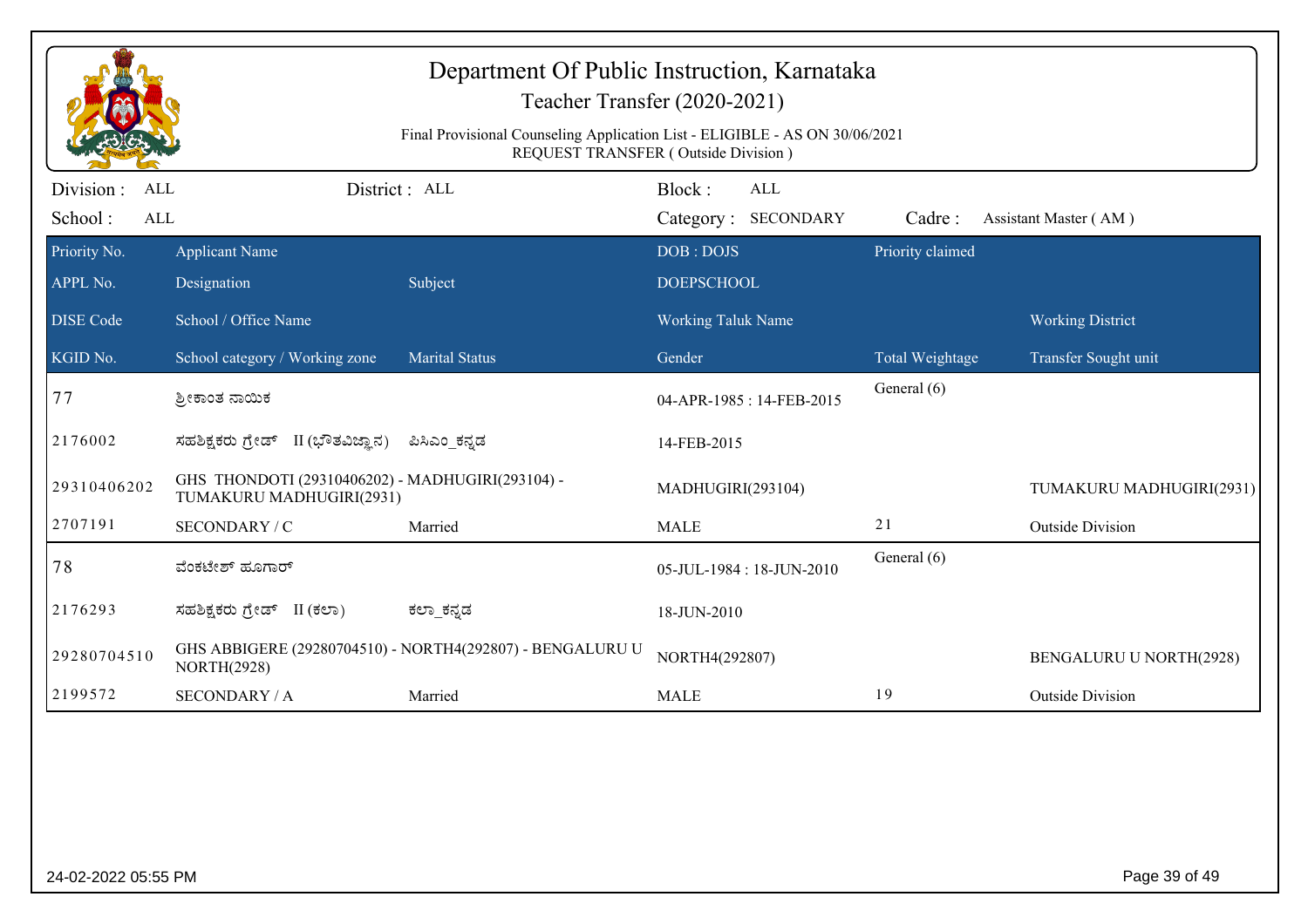# Department Of Public Instruction, Karnataka

Teacher Transfer (2020-2021)

Final Provisional Counseling Application List - ELIGIBLE - AS ON 30/06/2021

REQUEST TRANSFER ( Outside Division )

Division : ALL District : ALL Block : ALL

School : ALL Category : SECONDARY Cadre : Assistant Master ( AM )

| Priority No. | Applicant Name | | DOB : DOJS | Priority claimed | |
|---|---|---|---|---|---|
| APPL No. | Designation | Subject | DOEPSCHOOL | | |
| DISE Code | School / Office Name | | Working Taluk Name | | Working District |
| KGID No. | School category / Working zone | Marital Status | Gender | Total Weightage | Transfer Sought unit |
| 77 | ಶ್ರೀಕಾಂತ ನಾಯಿಕ | | 04-APR-1985 : 14-FEB-2015 | General (6) | |
| 2176002 | ಸಹಶಿಕ್ಷಕರು ಗ್ರೇಡ್ II (ಭೌತವಿಜ್ಞಾನ) | ಪಿಸಿಎಂ_ಕನ್ನಡ | 14-FEB-2015 | | |
| 29310406202 | GHS THONDOTI (29310406202) - MADHUGIRI(293104) - TUMAKURU MADHUGIRI(2931) | | MADHUGIRI(293104) | | TUMAKURU MADHUGIRI(2931) |
| 2707191 | SECONDARY / C | Married | MALE | 21 | Outside Division |
| 78 | ವೆಂಕಟೇಶ್ ಹೂಗಾರ್ | | 05-JUL-1984 : 18-JUN-2010 | General (6) | |
| 2176293 | ಸಹಶಿಕ್ಷಕರು ಗ್ರೇಡ್ II (ಕಲಾ) | ಕಲಾ_ಕನ್ನಡ | 18-JUN-2010 | | |
| 29280704510 | GHS ABBIGERE (29280704510) - NORTH4(292807) - BENGALURU U NORTH(2928) | | NORTH4(292807) | | BENGALURU U NORTH(2928) |
| 2199572 | SECONDARY / A | Married | MALE | 19 | Outside Division |

24-02-2022 05:55 PM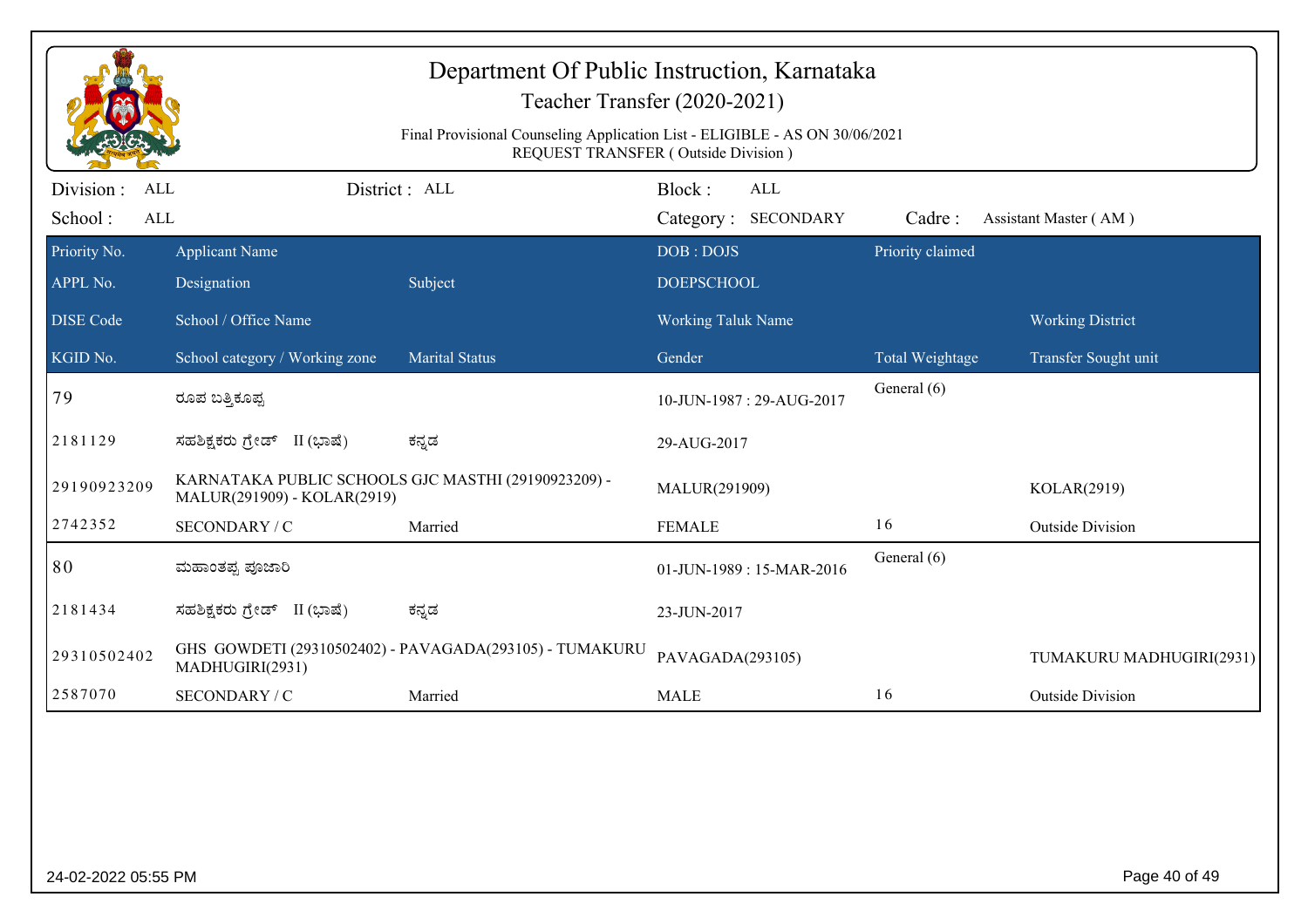# Department Of Public Instruction, Karnataka

## Teacher Transfer (2020-2021)

Final Provisional Counseling Application List - ELIGIBLE - AS ON 30/06/2021

REQUEST TRANSFER ( Outside Division )

Division : ALL | District : ALL | Block : ALL

School : ALL | Category : SECONDARY | Cadre : Assistant Master ( AM )

| Priority No. / APPL No. / DISE Code / KGID No. | Applicant Name / Designation / School / Office Name / School category / Working zone | Subject / Marital Status | DOB : DOJS / DOEPSCHOOL / Working Taluk Name / Gender | Priority claimed / Total Weightage | Working District / Transfer Sought unit |
|---|---|---|---|---|---|
| 79 | ರೂಪ ಬತ್ತಿಕೂಪ್ಪ | | 10-JUN-1987 : 29-AUG-2017 | General (6) | |
| 2181129 | ಸಹಶಿಕ್ಷಕರು ಗ್ರೇಡ್ II (ಭಾಷೆ) | ಕನ್ನಡ | 29-AUG-2017 | | |
| 29190923209 | KARNATAKA PUBLIC SCHOOLS GJC MASTHI (29190923209) - MALUR(291909) - KOLAR(2919) | | MALUR(291909) | | KOLAR(2919) |
| 2742352 | SECONDARY / C | Married | FEMALE | 16 | Outside Division |
| 80 | ಮಹಾಂತಪ್ಪ ಪೂಜಾರಿ | | 01-JUN-1989 : 15-MAR-2016 | General (6) | |
| 2181434 | ಸಹಶಿಕ್ಷಕರು ಗ್ರೇಡ್ II (ಭಾಷೆ) | ಕನ್ನಡ | 23-JUN-2017 | | |
| 29310502402 | GHS GOWDETI (29310502402) - PAVAGADA(293105) - TUMAKURU MADHUGIRI(2931) | | PAVAGADA(293105) | | TUMAKURU MADHUGIRI(2931) |
| 2587070 | SECONDARY / C | Married | MALE | 16 | Outside Division |

24-02-2022 05:55 PM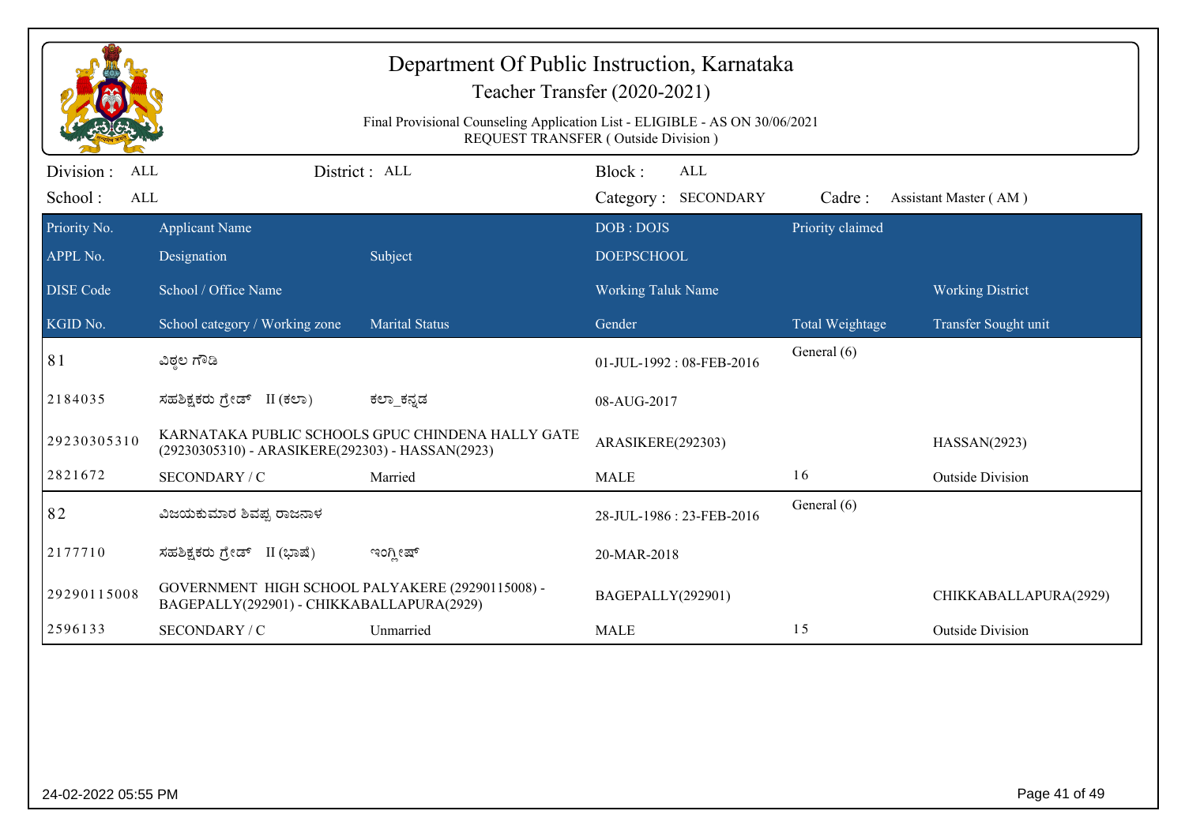# Department Of Public Instruction, Karnataka

## Teacher Transfer (2020-2021)

Final Provisional Counseling Application List - ELIGIBLE - AS ON 30/06/2021
REQUEST TRANSFER ( Outside Division )

Division : ALL | District : ALL | Block : ALL
School : ALL | Category : SECONDARY | Cadre : Assistant Master ( AM )

| Priority No. / APPL No. / DISE Code / KGID No. | Applicant Name / Designation / School / Office Name / School category / Working zone | Subject / Marital Status | DOB : DOJS / DOEPSCHOOL / Working Taluk Name / Gender | Priority claimed / Total Weightage | Working District / Transfer Sought unit |
|---|---|---|---|---|---|
| 81 | ವಿಠ್ಠಲ ಗೌಡಿ | | 01-JUL-1992 : 08-FEB-2016 | General (6) | |
| 2184035 | ಸಹಶಿಕ್ಷಕರು ಗ್ರೇಡ್ II (ಕಲಾ) | ಕಲಾ_ಕನ್ನಡ | 08-AUG-2017 | | |
| 29230305310 | KARNATAKA PUBLIC SCHOOLS GPUC CHINDENA HALLY GATE (29230305310) - ARASIKERE(292303) - HASSAN(2923) | | ARASIKERE(292303) | | HASSAN(2923) |
| 2821672 | SECONDARY / C | Married | MALE | 16 | Outside Division |
| 82 | ವಿಜಯಕುಮಾರ ಶಿವಪ್ಪ ರಾಜನಾಳ | | 28-JUL-1986 : 23-FEB-2016 | General (6) | |
| 2177710 | ಸಹಶಿಕ್ಷಕರು ಗ್ರೇಡ್ II (ಭಾಷೆ) | ಇಂಗ್ಲೀಷ್ | 20-MAR-2018 | | |
| 29290115008 | GOVERNMENT HIGH SCHOOL PALYAKERE (29290115008) - BAGEPALLY(292901) - CHIKKABALLAPURA(2929) | | BAGEPALLY(292901) | | CHIKKABALLAPURA(2929) |
| 2596133 | SECONDARY / C | Unmarried | MALE | 15 | Outside Division |

24-02-2022 05:55 PM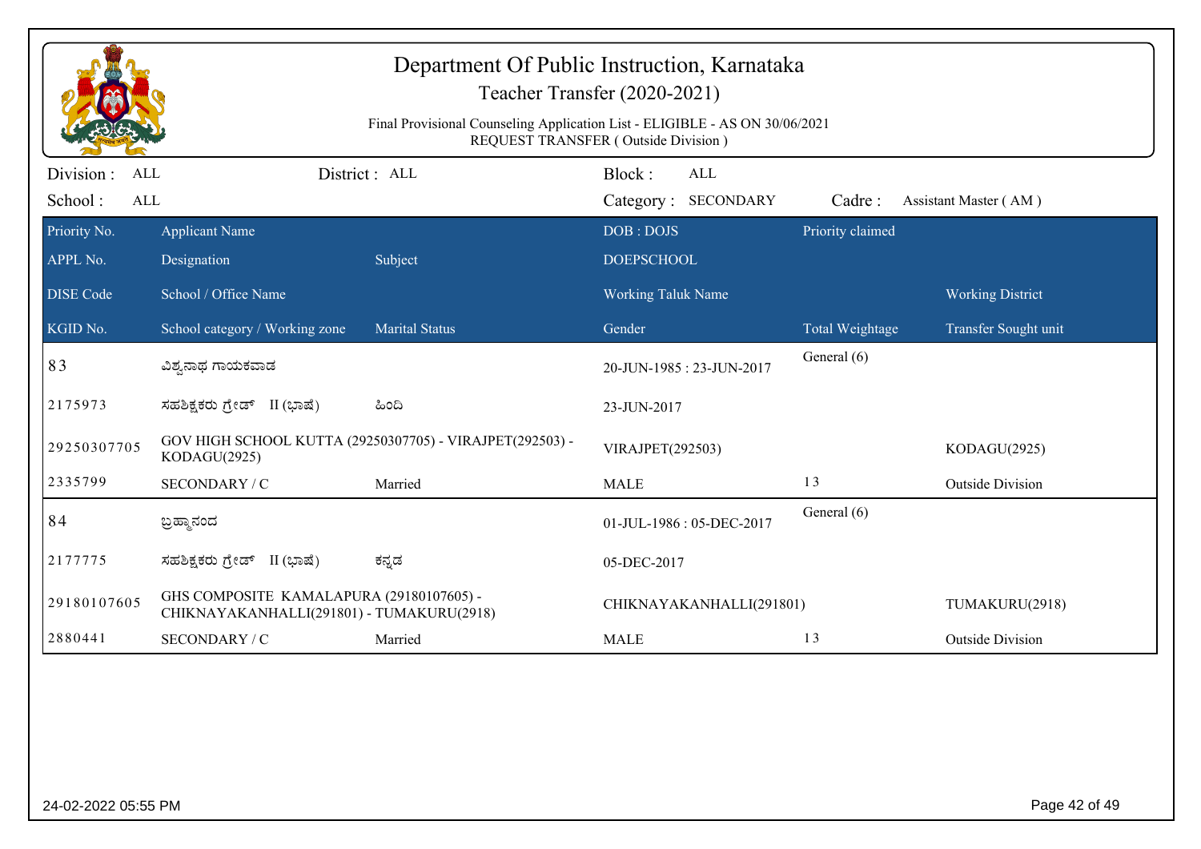# Department Of Public Instruction, Karnataka

Teacher Transfer (2020-2021)

Final Provisional Counseling Application List - ELIGIBLE - AS ON 30/06/2021

REQUEST TRANSFER ( Outside Division )

Division : ALL | District : ALL | Block : ALL

School : ALL | Category : SECONDARY | Cadre : Assistant Master ( AM )

| Priority No. / APPL No. / DISE Code / KGID No. | Applicant Name / Designation / School / Office Name / School category / Working zone | Subject / Marital Status | DOB : DOJS / DOEPSCHOOL / Working Taluk Name / Gender | Priority claimed / Total Weightage | Working District / Transfer Sought unit |
|---|---|---|---|---|---|
| 83 | ವಿಶ್ವನಾಥ ಗಾಯಕವಾಡ | | 20-JUN-1985 : 23-JUN-2017 | General (6) | |
| 2175973 | ಸಹಶಿಕ್ಷಕರು ಗ್ರೇಡ್ II (ಭಾಷೆ) | ಹಿಂದಿ | 23-JUN-2017 | | |
| 29250307705 | GOV HIGH SCHOOL KUTTA (29250307705) - VIRAJPET(292503) - KODAGU(2925) | | VIRAJPET(292503) | | KODAGU(2925) |
| 2335799 | SECONDARY / C | Married | MALE | 13 | Outside Division |
| 84 | ಬ್ರಹ್ಮಾನಂದ | | 01-JUL-1986 : 05-DEC-2017 | General (6) | |
| 2177775 | ಸಹಶಿಕ್ಷಕರು ಗ್ರೇಡ್ II (ಭಾಷೆ) | ಕನ್ನಡ | 05-DEC-2017 | | |
| 29180107605 | GHS COMPOSITE KAMALAPURA (29180107605) - CHIKNAYAKANHALLI(291801) - TUMAKURU(2918) | | CHIKNAYAKANHALLI(291801) | | TUMAKURU(2918) |
| 2880441 | SECONDARY / C | Married | MALE | 13 | Outside Division |

24-02-2022 05:55 PM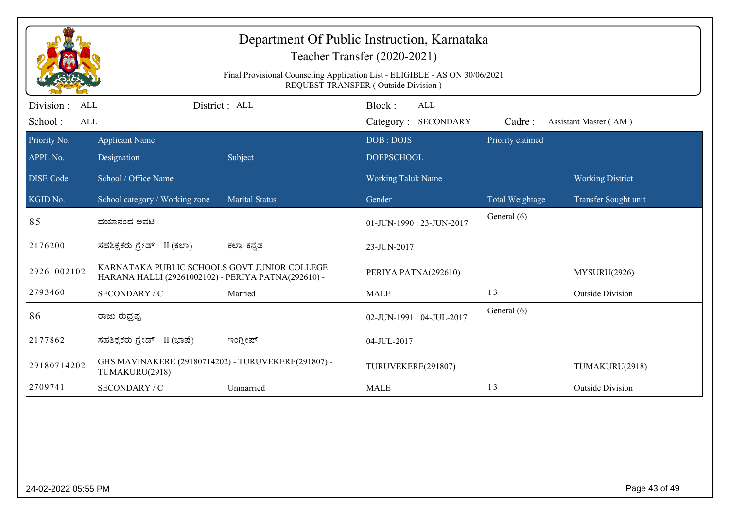# Department Of Public Instruction, Karnataka

## Teacher Transfer (2020-2021)

Final Provisional Counseling Application List - ELIGIBLE - AS ON 30/06/2021
REQUEST TRANSFER ( Outside Division )

Division : ALL District : ALL Block : ALL
School : ALL Category : SECONDARY Cadre : Assistant Master ( AM )

| Priority No. / APPL No. / DISE Code / KGID No. | Applicant Name / Designation / School / Office Name / School category / Working zone | Subject / Marital Status | DOB : DOJS / DOEPSCHOOL / Working Taluk Name / Gender | Priority claimed / Total Weightage | Working District / Transfer Sought unit |
|---|---|---|---|---|---|
| 85 | ದಯಾನಂದ ಅವಟಿ | | 01-JUN-1990 : 23-JUN-2017 | General (6) | |
| 2176200 | ಸಹಶಿಕ್ಷಕರು ಗ್ರೇಡ್ II (ಕಲಾ) | ಕಲಾ_ಕನ್ನಡ | 23-JUN-2017 | | |
| 29261002102 | KARNATAKA PUBLIC SCHOOLS GOVT JUNIOR COLLEGE HARANA HALLI (29261002102) - PERIYA PATNA(292610) - | | PERIYA PATNA(292610) | | MYSURU(2926) |
| 2793460 | SECONDARY / C | Married | MALE | 13 | Outside Division |
| 86 | ರಾಜು ರುದ್ರಪ್ಪ | | 02-JUN-1991 : 04-JUL-2017 | General (6) | |
| 2177862 | ಸಹಶಿಕ್ಷಕರು ಗ್ರೇಡ್ II (ಭಾಷೆ) | ಇಂಗ್ಲೀಷ್ | 04-JUL-2017 | | |
| 29180714202 | GHS MAVINAKERE (29180714202) - TURUVEKERE(291807) - TUMAKURU(2918) | | TURUVEKERE(291807) | | TUMAKURU(2918) |
| 2709741 | SECONDARY / C | Unmarried | MALE | 13 | Outside Division |

24-02-2022 05:55 PM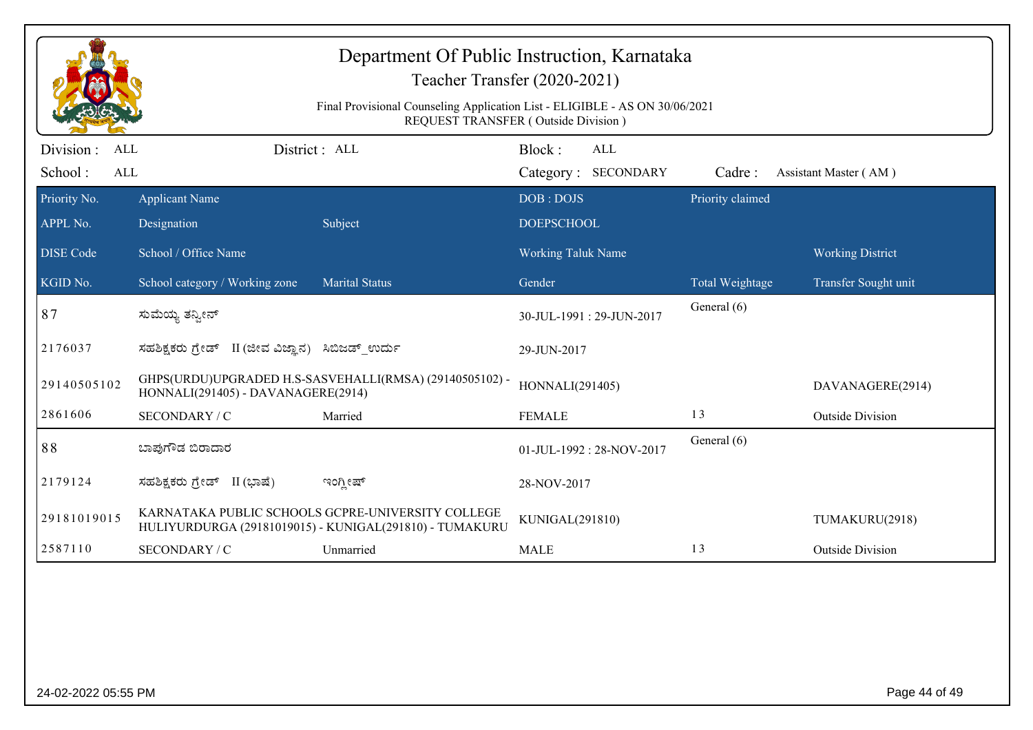# Department Of Public Instruction, Karnataka

## Teacher Transfer (2020-2021)

Final Provisional Counseling Application List - ELIGIBLE - AS ON 30/06/2021

REQUEST TRANSFER ( Outside Division )

Division : ALL　　District : ALL　　Block : ALL

School : ALL　　Category : SECONDARY　　Cadre : Assistant Master ( AM )

| Priority No. / APPL No. / DISE Code / KGID No. | Applicant Name / Designation / School / Office Name / School category / Working zone | Subject / Marital Status | DOB : DOJS / DOEPSCHOOL / Working Taluk Name / Gender | Priority claimed / Total Weightage | Working District / Transfer Sought unit |
|---|---|---|---|---|---|
| 87 | ಸುಮಯ್ಯ ತನ್ವೀನ್ | | 30-JUL-1991 : 29-JUN-2017 | General (6) | |
| 2176037 | ಸಹಶಿಕ್ಷಕರು ಗ್ರೇಡ್ II (ಜೀವ ವಿಜ್ಞಾನ) | ಸಿಬಿಜಡ್_ಉರ್ದು | 29-JUN-2017 | | |
| 29140505102 | GHPS(URDU)UPGRADED H.S-SASVEHALLI(RMSA) (29140505102) - HONNALI(291405) - DAVANAGERE(2914) | | HONNALI(291405) | | DAVANAGERE(2914) |
| 2861606 | SECONDARY / C | Married | FEMALE | 13 | Outside Division |
| 88 | ಬಾಪುಗೌಡ ಬಿರಾದಾರ | | 01-JUL-1992 : 28-NOV-2017 | General (6) | |
| 2179124 | ಸಹಶಿಕ್ಷಕರು ಗ್ರೇಡ್ II (ಭಾಷೆ) | ಇಂಗ್ಲೀಷ್ | 28-NOV-2017 | | |
| 29181019015 | KARNATAKA PUBLIC SCHOOLS GCPRE-UNIVERSITY COLLEGE HULIYURDURGA (29181019015) - KUNIGAL(291810) - TUMAKURU | | KUNIGAL(291810) | | TUMAKURU(2918) |
| 2587110 | SECONDARY / C | Unmarried | MALE | 13 | Outside Division |

24-02-2022 05:55 PM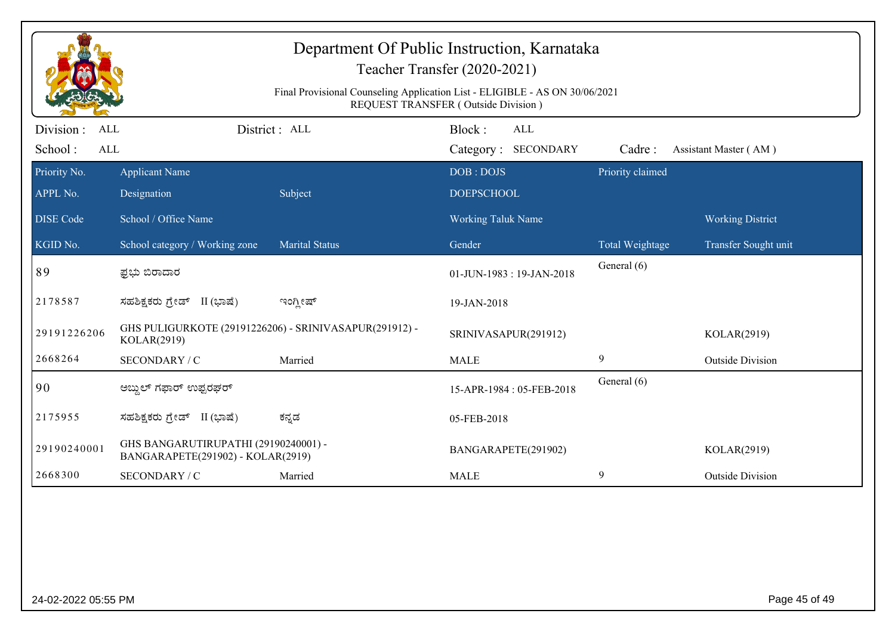# Department Of Public Instruction, Karnataka

## Teacher Transfer (2020-2021)

Final Provisional Counseling Application List - ELIGIBLE - AS ON 30/06/2021

REQUEST TRANSFER ( Outside Division )

Division : ALL District : ALL Block : ALL

School : ALL Category : SECONDARY Cadre : Assistant Master ( AM )

| Priority No. / APPL No. / DISE Code / KGID No. | Applicant Name / Designation / School / Office Name / School category / Working zone | Subject / Marital Status | DOB : DOJS / DOEPSCHOOL / Working Taluk Name / Gender | Priority claimed / Total Weightage | Working District / Transfer Sought unit |
|---|---|---|---|---|---|
| 89 | ಪ್ರಭು ಬಿರಾದಾರ | | 01-JUN-1983 : 19-JAN-2018 | General (6) | |
| 2178587 | ಸಹಶಿಕ್ಷಕರು ಗ್ರೇಡ್ II (ಭಾಷೆ) | ಇಂಗ್ಲೀಷ್ | 19-JAN-2018 | | |
| 29191226206 | GHS PULIGURKOTE (29191226206) - SRINIVASAPUR(291912) - KOLAR(2919) | | SRINIVASAPUR(291912) | | KOLAR(2919) |
| 2668264 | SECONDARY / C | Married | MALE | 9 | Outside Division |
| 90 | ಅಬ್ದುಲ್ ಗಫಾರ್ ಉಪ್ಪರಘರ್ | | 15-APR-1984 : 05-FEB-2018 | General (6) | |
| 2175955 | ಸಹಶಿಕ್ಷಕರು ಗ್ರೇಡ್ II (ಭಾಷೆ) | ಕನ್ನಡ | 05-FEB-2018 | | |
| 29190240001 | GHS BANGARUTIRUPATHI (29190240001) - BANGARAPETE(291902) - KOLAR(2919) | | BANGARAPETE(291902) | | KOLAR(2919) |
| 2668300 | SECONDARY / C | Married | MALE | 9 | Outside Division |

24-02-2022 05:55 PM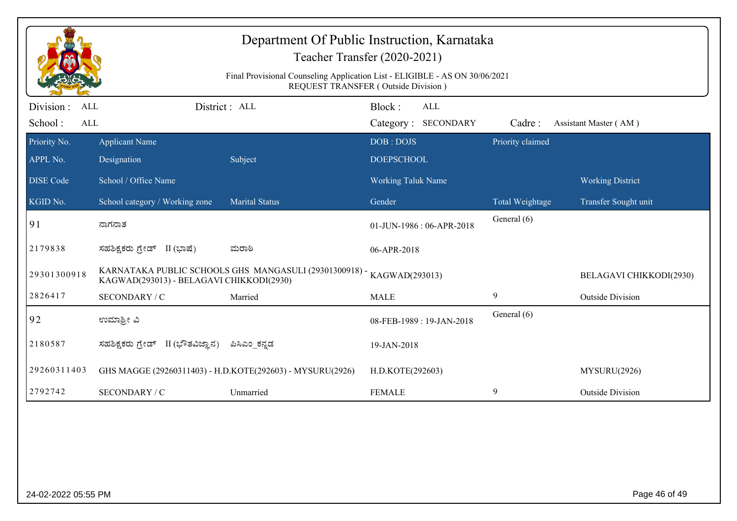# Department Of Public Instruction, Karnataka

## Teacher Transfer (2020-2021)

Final Provisional Counseling Application List - ELIGIBLE - AS ON 30/06/2021
REQUEST TRANSFER ( Outside Division )

Division : ALL | District : ALL | Block : ALL
School : ALL | Category : SECONDARY | Cadre : Assistant Master ( AM )

| Priority No. / APPL No. / DISE Code / KGID No. | Applicant Name / Designation / School / Office Name / School category / Working zone | Subject / Marital Status | DOB : DOJS / DOEPSCHOOL / Working Taluk Name / Gender | Priority claimed / Total Weightage | Working District / Transfer Sought unit |
|---|---|---|---|---|---|
| 91 | ನಾಗನಾತ | | 01-JUN-1986 : 06-APR-2018 | General (6) | |
| 2179838 | ಸಹಶಿಕ್ಷಕರು ಗ್ರೇಡ್ II (ಭಾಷೆ) | ಮರಾಠಿ | 06-APR-2018 | | |
| 29301300918 | KARNATAKA PUBLIC SCHOOLS GHS MANGASULI (29301300918) - KAGWAD(293013) - BELAGAVI CHIKKODI(2930) | | KAGWAD(293013) | | BELAGAVI CHIKKODI(2930) |
| 2826417 | SECONDARY / C | Married | MALE | 9 | Outside Division |
| 92 | ಉಮಾಶ್ರೀ ವಿ | | 08-FEB-1989 : 19-JAN-2018 | General (6) | |
| 2180587 | ಸಹಶಿಕ್ಷಕರು ಗ್ರೇಡ್ II (ಭೌತವಿಜ್ಞಾನ) | ಪಿಸಿಎಂ_ಕನ್ನಡ | 19-JAN-2018 | | |
| 29260311403 | GHS MAGGE (29260311403) - H.D.KOTE(292603) - MYSURU(2926) | | H.D.KOTE(292603) | | MYSURU(2926) |
| 2792742 | SECONDARY / C | Unmarried | FEMALE | 9 | Outside Division |

24-02-2022 05:55 PM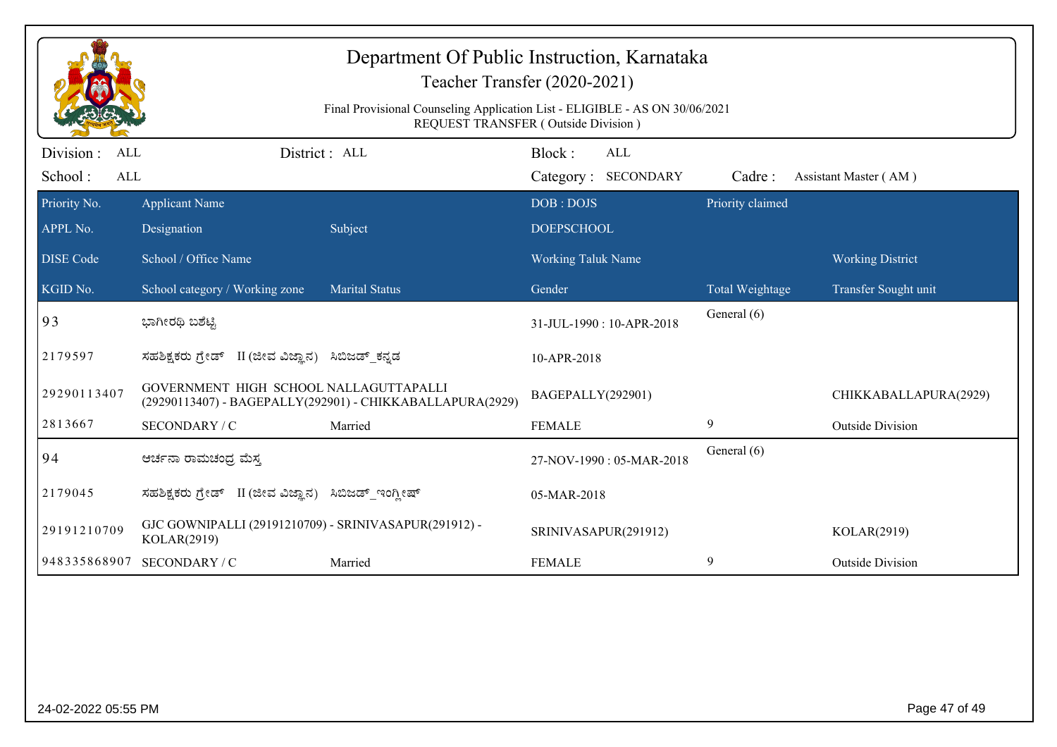# Department Of Public Instruction, Karnataka

## Teacher Transfer (2020-2021)

Final Provisional Counseling Application List - ELIGIBLE - AS ON 30/06/2021

REQUEST TRANSFER ( Outside Division )

Division : ALL | District : ALL | Block : ALL
School : ALL | Category : SECONDARY | Cadre : Assistant Master ( AM )

| Priority No. / APPL No. / DISE Code / KGID No. | Applicant Name / Designation / School / Office Name / School category / Working zone | Subject / Marital Status | DOB : DOJS / DOEPSCHOOL / Working Taluk Name / Gender | Priority claimed / Total Weightage | Working District / Transfer Sought unit |
|---|---|---|---|---|---|
| 93 | ಭಾಗೀರಥಿ ಬಶೆಟ್ಟಿ | | 31-JUL-1990 : 10-APR-2018 | General (6) | |
| 2179597 | ಸಹಶಿಕ್ಷಕರು ಗ್ರೇಡ್ II (ಜೀವ ವಿಜ್ಞಾನ) | ಸಿಬಿಜಡ್_ಕನ್ನಡ | 10-APR-2018 | | |
| 29290113407 | GOVERNMENT HIGH SCHOOL NALLAGUTTAPALLI (29290113407) - BAGEPALLY(292901) - CHIKKABALLAPURA(2929) | | BAGEPALLY(292901) | | CHIKKABALLAPURA(2929) |
| 2813667 | SECONDARY / C | Married | FEMALE | 9 | Outside Division |
| 94 | ಅರ್ಚನಾ ರಾಮಚಂದ್ರ ಮೆಸ್ತ | | 27-NOV-1990 : 05-MAR-2018 | General (6) | |
| 2179045 | ಸಹಶಿಕ್ಷಕರು ಗ್ರೇಡ್ II (ಜೀವ ವಿಜ್ಞಾನ) | ಸಿಬಿಜಡ್_ಇಂಗ್ಲೀಷ್ | 05-MAR-2018 | | |
| 29191210709 | GJC GOWNIPALLI (29191210709) - SRINIVASAPUR(291912) - KOLAR(2919) | | SRINIVASAPUR(291912) | | KOLAR(2919) |
| 948335868907 | SECONDARY / C | Married | FEMALE | 9 | Outside Division |

24-02-2022 05:55 PM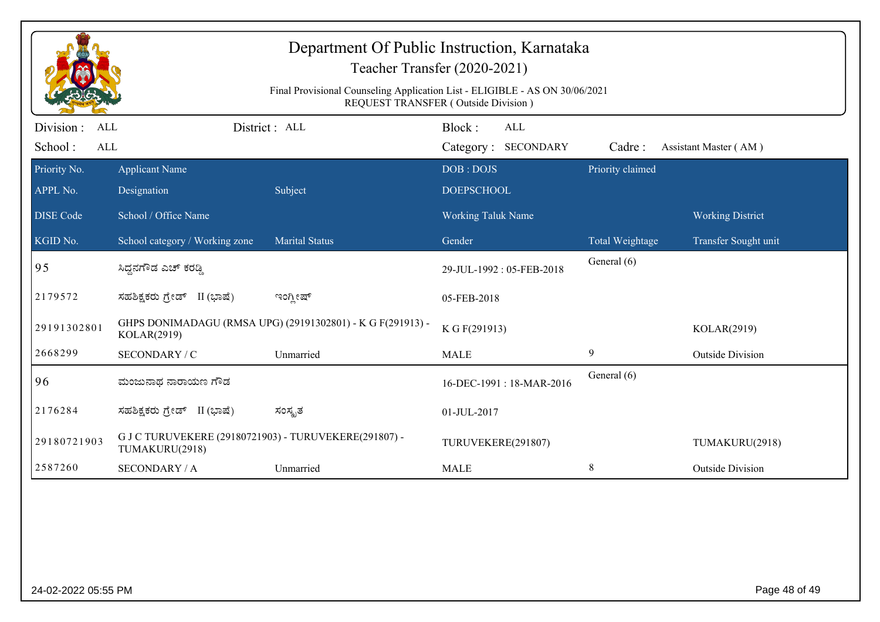# Department Of Public Instruction, Karnataka

Teacher Transfer (2020-2021)

Final Provisional Counseling Application List - ELIGIBLE - AS ON 30/06/2021
REQUEST TRANSFER ( Outside Division )

Division : ALL | District : ALL | Block : ALL
School : ALL | Category : SECONDARY | Cadre : Assistant Master ( AM )

| Priority No. / APPL No. / DISE Code / KGID No. | Applicant Name / Designation / School / Office Name / School category / Working zone | Subject / Marital Status | DOB : DOJS / DOEPSCHOOL / Working Taluk Name / Gender | Priority claimed / Total Weightage | Working District / Transfer Sought unit |
|---|---|---|---|---|---|
| 95 | ಸಿದ್ದನಗೌಡ ಎಚ್ ಕರಡ್ಡಿ | | 29-JUL-1992 : 05-FEB-2018 | General (6) | |
| 2179572 | ಸಹಶಿಕ್ಷಕರು ಗ್ರೇಡ್ II (ಭಾಷೆ) | ಇಂಗ್ಲೀಷ್ | 05-FEB-2018 | | |
| 29191302801 | GHPS DONIMADAGU (RMSA UPG) (29191302801) - K G F(291913) - KOLAR(2919) | | K G F(291913) | | KOLAR(2919) |
| 2668299 | SECONDARY / C | Unmarried | MALE | 9 | Outside Division |
| 96 | ಮಂಜುನಾಥ ನಾರಾಯಣ ಗೌಡ | | 16-DEC-1991 : 18-MAR-2016 | General (6) | |
| 2176284 | ಸಹಶಿಕ್ಷಕರು ಗ್ರೇಡ್ II (ಭಾಷೆ) | ಸಂಸ್ಕೃತ | 01-JUL-2017 | | |
| 29180721903 | G J C TURUVEKERE (29180721903) - TURUVEKERE(291807) - TUMAKURU(2918) | | TURUVEKERE(291807) | | TUMAKURU(2918) |
| 2587260 | SECONDARY / A | Unmarried | MALE | 8 | Outside Division |

24-02-2022 05:55 PM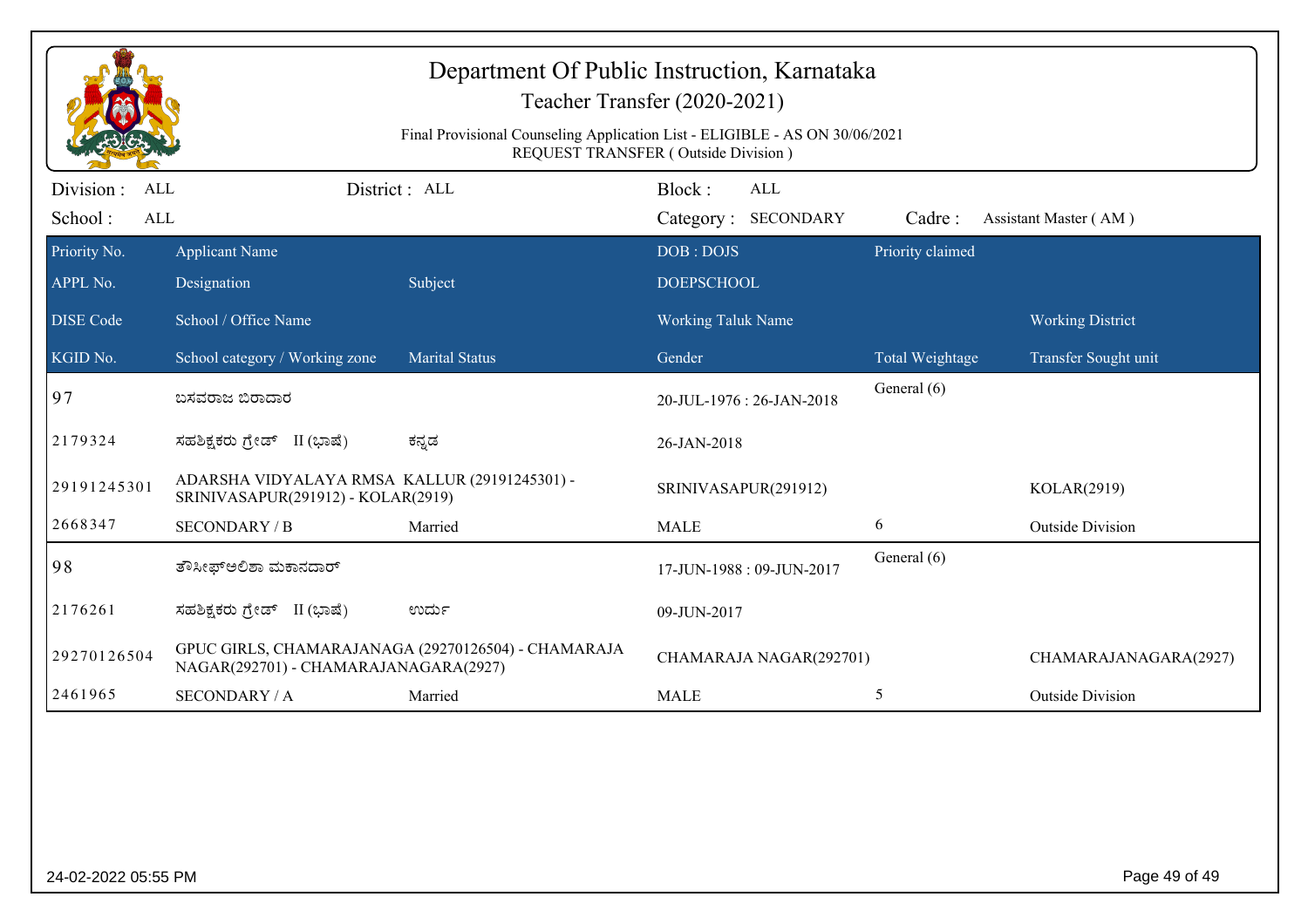# Department Of Public Instruction, Karnataka

## Teacher Transfer (2020-2021)

Final Provisional Counseling Application List - ELIGIBLE - AS ON 30/06/2021
REQUEST TRANSFER ( Outside Division )

Division : ALL　　District : ALL　　Block : ALL

School : ALL　　Category : SECONDARY　　Cadre : Assistant Master ( AM )

| Priority No. / APPL No. / DISE Code / KGID No. | Applicant Name / Designation / School / Office Name / School category / Working zone | Subject / Marital Status | DOB : DOJS / DOEPSCHOOL / Working Taluk Name / Gender | Priority claimed / Total Weightage | Working District / Transfer Sought unit |
|---|---|---|---|---|---|
| 97 | ಬಸವರಾಜ ಬಿರಾದಾರ | | 20-JUL-1976 : 26-JAN-2018 | General (6) | |
| 2179324 | ಸಹಶಿಕ್ಷಕರು ಗ್ರೇಡ್ II (ಭಾಷೆ) | ಕನ್ನಡ | 26-JAN-2018 | | |
| 29191245301 | ADARSHA VIDYALAYA RMSA KALLUR (29191245301) - SRINIVASAPUR(291912) - KOLAR(2919) | | SRINIVASAPUR(291912) | | KOLAR(2919) |
| 2668347 | SECONDARY / B | Married | MALE | 6 | Outside Division |
| 98 | ತೌಸೀಫ್ಅಲಿಶಾ ಮಕಾನದಾರ್ | | 17-JUN-1988 : 09-JUN-2017 | General (6) | |
| 2176261 | ಸಹಶಿಕ್ಷಕರು ಗ್ರೇಡ್ II (ಭಾಷೆ) | ಉರ್ದು | 09-JUN-2017 | | |
| 29270126504 | GPUC GIRLS, CHAMARAJANAGA (29270126504) - CHAMARAJA NAGAR(292701) - CHAMARAJANAGARA(2927) | | CHAMARAJA NAGAR(292701) | | CHAMARAJANAGARA(2927) |
| 2461965 | SECONDARY / A | Married | MALE | 5 | Outside Division |

24-02-2022 05:55 PM